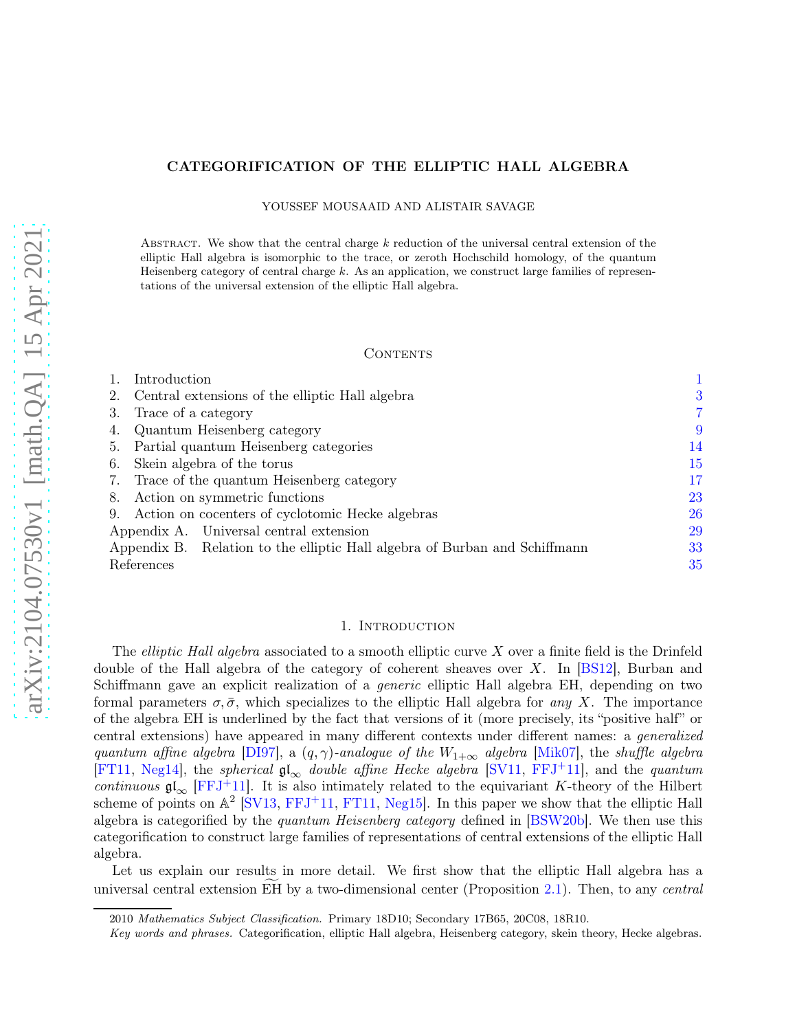# CATEGORIFICATION OF THE ELLIPTIC HALL ALGEBRA

YOUSSEF MOUSAAID AND ALISTAIR SAVAGE

Abstract. We show that the central charge $k$ reduction of the universal central extension of the elliptic Hall algebra is isomorphic to the trace, or zeroth Hochschild homology, of the quantum Heisenberg category of central charge $k$. As an application, we construct large families of representations of the universal extension of the elliptic Hall algebra.

## Contents

1. Introduction 1
2. Central extensions of the elliptic Hall algebra 3
3. Trace of a category 7
4. Quantum Heisenberg category 9
5. Partial quantum Heisenberg categories 14
6. Skein algebra of the torus 15
7. Trace of the quantum Heisenberg category 17
8. Action on symmetric functions 23
9. Action on cocenters of cyclotomic Hecke algebras 26

Appendix A. Universal central extension 29

Appendix B. Relation to the elliptic Hall algebra of Burban and Schiffmann 33

References 35

## 1. Introduction

The *elliptic Hall algebra* associated to a smooth elliptic curve $X$ over a finite field is the Drinfeld double of the Hall algebra of the category of coherent sheaves over $X$. In [BS12], Burban and Schiffmann gave an explicit realization of a *generic* elliptic Hall algebra EH, depending on two formal parameters $\sigma, \bar{\sigma}$, which specializes to the elliptic Hall algebra for *any* $X$. The importance of the algebra EH is underlined by the fact that versions of it (more precisely, its "positive half" or central extensions) have appeared in many different contexts under different names: a *generalized quantum affine algebra* [DI97], a $(q, \gamma)$*-analogue of the* $W_{1+\infty}$ *algebra* [Mik07], the *shuffle algebra* [FT11, Neg14], the *spherical* $\mathfrak{gl}_\infty$ *double affine Hecke algebra* [SV11, FFJ+11], and the *quantum continuous* $\mathfrak{gl}_\infty$ [FFJ+11]. It is also intimately related to the equivariant $K$-theory of the Hilbert scheme of points on $\mathbb{A}^2$ [SV13, FFJ+11, FT11, Neg15]. In this paper we show that the elliptic Hall algebra is categorified by the *quantum Heisenberg category* defined in [BSW20b]. We then use this categorification to construct large families of representations of central extensions of the elliptic Hall algebra.

Let us explain our results in more detail. We first show that the elliptic Hall algebra has a universal central extension $\widetilde{\mathrm{EH}}$ by a two-dimensional center (Proposition 2.1). Then, to any *central*

2010 *Mathematics Subject Classification.* Primary 18D10; Secondary 17B65, 20C08, 18R10.

*Key words and phrases.* Categorification, elliptic Hall algebra, Heisenberg category, skein theory, Hecke algebras.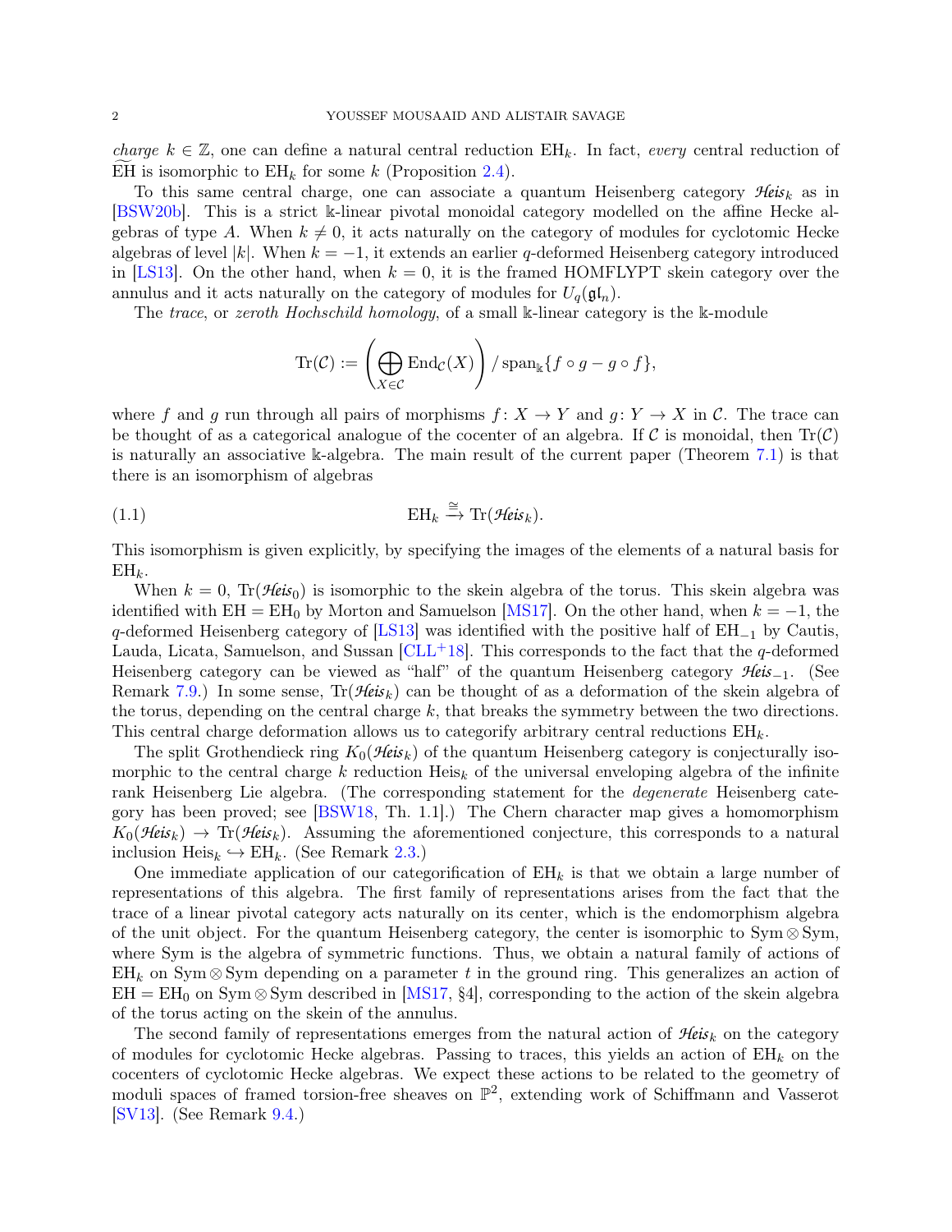*charge* $k \in \mathbb{Z}$, one can define a natural central reduction $\mathrm{EH}_k$. In fact, *every* central reduction of $\widetilde{\mathrm{EH}}$ is isomorphic to $\mathrm{EH}_k$ for some $k$ (Proposition 2.4).

To this same central charge, one can associate a quantum Heisenberg category $\mathcal{H}eis_k$ as in [BSW20b]. This is a strict $\Bbbk$-linear pivotal monoidal category modelled on the affine Hecke algebras of type $A$. When $k \neq 0$, it acts naturally on the category of modules for cyclotomic Hecke algebras of level $|k|$. When $k = -1$, it extends an earlier $q$-deformed Heisenberg category introduced in [LS13]. On the other hand, when $k = 0$, it is the framed HOMFLYPT skein category over the annulus and it acts naturally on the category of modules for $U_q(\mathfrak{gl}_n)$.

The *trace*, or *zeroth Hochschild homology*, of a small $\Bbbk$-linear category is the $\Bbbk$-module

$$\mathrm{Tr}(\mathcal{C}) := \left( \bigoplus_{X \in \mathcal{C}} \mathrm{End}_{\mathcal{C}}(X) \right) / \operatorname{span}_{\Bbbk}\{f \circ g - g \circ f\},$$

where $f$ and $g$ run through all pairs of morphisms $f \colon X \to Y$ and $g \colon Y \to X$ in $\mathcal{C}$. The trace can be thought of as a categorical analogue of the cocenter of an algebra. If $\mathcal{C}$ is monoidal, then $\mathrm{Tr}(\mathcal{C})$ is naturally an associative $\Bbbk$-algebra. The main result of the current paper (Theorem 7.1) is that there is an isomorphism of algebras

$$\mathrm{EH}_k \xrightarrow{\cong} \mathrm{Tr}(\mathcal{H}eis_k). \tag{1.1}$$

This isomorphism is given explicitly, by specifying the images of the elements of a natural basis for $\mathrm{EH}_k$.

When $k = 0$, $\mathrm{Tr}(\mathcal{H}eis_0)$ is isomorphic to the skein algebra of the torus. This skein algebra was identified with $\mathrm{EH} = \mathrm{EH}_0$ by Morton and Samuelson [MS17]. On the other hand, when $k = -1$, the $q$-deformed Heisenberg category of [LS13] was identified with the positive half of $\mathrm{EH}_{-1}$ by Cautis, Lauda, Licata, Samuelson, and Sussan [CLL⁺18]. This corresponds to the fact that the $q$-deformed Heisenberg category can be viewed as "half" of the quantum Heisenberg category $\mathcal{H}eis_{-1}$. (See Remark 7.9.) In some sense, $\mathrm{Tr}(\mathcal{H}eis_k)$ can be thought of as a deformation of the skein algebra of the torus, depending on the central charge $k$, that breaks the symmetry between the two directions. This central charge deformation allows us to categorify arbitrary central reductions $\mathrm{EH}_k$.

The split Grothendieck ring $K_0(\mathcal{H}eis_k)$ of the quantum Heisenberg category is conjecturally isomorphic to the central charge $k$ reduction $\mathrm{Heis}_k$ of the universal enveloping algebra of the infinite rank Heisenberg Lie algebra. (The corresponding statement for the *degenerate* Heisenberg category has been proved; see [BSW18, Th. 1.1].) The Chern character map gives a homomorphism $K_0(\mathcal{H}eis_k) \to \mathrm{Tr}(\mathcal{H}eis_k)$. Assuming the aforementioned conjecture, this corresponds to a natural inclusion $\mathrm{Heis}_k \hookrightarrow \mathrm{EH}_k$. (See Remark 2.3.)

One immediate application of our categorification of $\mathrm{EH}_k$ is that we obtain a large number of representations of this algebra. The first family of representations arises from the fact that the trace of a linear pivotal category acts naturally on its center, which is the endomorphism algebra of the unit object. For the quantum Heisenberg category, the center is isomorphic to $\mathrm{Sym} \otimes \mathrm{Sym}$, where Sym is the algebra of symmetric functions. Thus, we obtain a natural family of actions of $\mathrm{EH}_k$ on $\mathrm{Sym} \otimes \mathrm{Sym}$ depending on a parameter $t$ in the ground ring. This generalizes an action of $\mathrm{EH} = \mathrm{EH}_0$ on $\mathrm{Sym} \otimes \mathrm{Sym}$ described in [MS17, §4], corresponding to the action of the skein algebra of the torus acting on the skein of the annulus.

The second family of representations emerges from the natural action of $\mathcal{H}eis_k$ on the category of modules for cyclotomic Hecke algebras. Passing to traces, this yields an action of $\mathrm{EH}_k$ on the cocenters of cyclotomic Hecke algebras. We expect these actions to be related to the geometry of moduli spaces of framed torsion-free sheaves on $\mathbb{P}^2$, extending work of Schiffmann and Vasserot [SV13]. (See Remark 9.4.)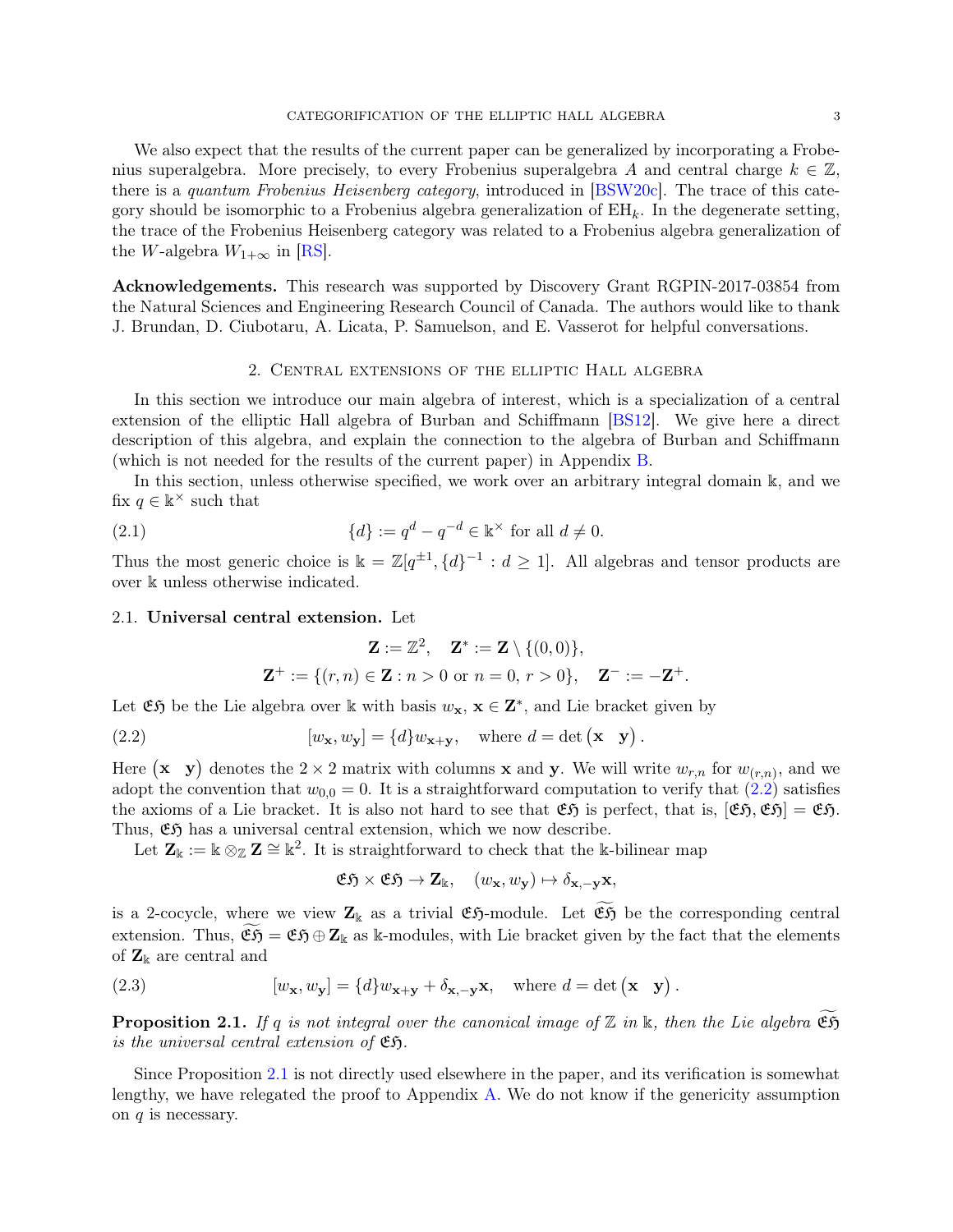We also expect that the results of the current paper can be generalized by incorporating a Frobenius superalgebra. More precisely, to every Frobenius superalgebra $A$ and central charge $k \in \mathbb{Z}$, there is a *quantum Frobenius Heisenberg category*, introduced in [BSW20c]. The trace of this category should be isomorphic to a Frobenius algebra generalization of $\mathrm{EH}_k$. In the degenerate setting, the trace of the Frobenius Heisenberg category was related to a Frobenius algebra generalization of the $W$-algebra $W_{1+\infty}$ in [RS].

**Acknowledgements.** This research was supported by Discovery Grant RGPIN-2017-03854 from the Natural Sciences and Engineering Research Council of Canada. The authors would like to thank J. Brundan, D. Ciubotaru, A. Licata, P. Samuelson, and E. Vasserot for helpful conversations.

## 2. Central extensions of the elliptic Hall algebra

In this section we introduce our main algebra of interest, which is a specialization of a central extension of the elliptic Hall algebra of Burban and Schiffmann [BS12]. We give here a direct description of this algebra, and explain the connection to the algebra of Burban and Schiffmann (which is not needed for the results of the current paper) in Appendix B.

In this section, unless otherwise specified, we work over an arbitrary integral domain $\Bbbk$, and we fix $q \in \Bbbk^\times$ such that

$$\{d\} := q^d - q^{-d} \in \Bbbk^\times \text{ for all } d \neq 0. \tag{2.1}$$

Thus the most generic choice is $\Bbbk = \mathbb{Z}[q^{\pm 1}, \{d\}^{-1} : d \geq 1]$. All algebras and tensor products are over $\Bbbk$ unless otherwise indicated.

### 2.1. Universal central extension.

Let

$$\mathbf{Z} := \mathbb{Z}^2, \quad \mathbf{Z}^* := \mathbf{Z} \setminus \{(0,0)\},$$
$$\mathbf{Z}^+ := \{(r,n) \in \mathbf{Z} : n > 0 \text{ or } n = 0,\, r > 0\}, \quad \mathbf{Z}^- := -\mathbf{Z}^+.$$

Let $\mathfrak{EH}$ be the Lie algebra over $\Bbbk$ with basis $w_{\mathbf{x}}$, $\mathbf{x} \in \mathbf{Z}^*$, and Lie bracket given by

$$[w_{\mathbf{x}}, w_{\mathbf{y}}] = \{d\} w_{\mathbf{x}+\mathbf{y}}, \quad \text{where } d = \det \begin{pmatrix} \mathbf{x} & \mathbf{y} \end{pmatrix}. \tag{2.2}$$

Here $\begin{pmatrix} \mathbf{x} & \mathbf{y} \end{pmatrix}$ denotes the $2 \times 2$ matrix with columns $\mathbf{x}$ and $\mathbf{y}$. We will write $w_{r,n}$ for $w_{(r,n)}$, and we adopt the convention that $w_{0,0} = 0$. It is a straightforward computation to verify that (2.2) satisfies the axioms of a Lie bracket. It is also not hard to see that $\mathfrak{EH}$ is perfect, that is, $[\mathfrak{EH}, \mathfrak{EH}] = \mathfrak{EH}$. Thus, $\mathfrak{EH}$ has a universal central extension, which we now describe.

Let $\mathbf{Z}_\Bbbk := \Bbbk \otimes_\mathbb{Z} \mathbf{Z} \cong \Bbbk^2$. It is straightforward to check that the $\Bbbk$-bilinear map

$$\mathfrak{EH} \times \mathfrak{EH} \to \mathbf{Z}_\Bbbk, \quad (w_{\mathbf{x}}, w_{\mathbf{y}}) \mapsto \delta_{\mathbf{x},-\mathbf{y}} \mathbf{x},$$

is a 2-cocycle, where we view $\mathbf{Z}_\Bbbk$ as a trivial $\mathfrak{EH}$-module. Let $\widetilde{\mathfrak{EH}}$ be the corresponding central extension. Thus, $\widetilde{\mathfrak{EH}} = \mathfrak{EH} \oplus \mathbf{Z}_\Bbbk$ as $\Bbbk$-modules, with Lie bracket given by the fact that the elements of $\mathbf{Z}_\Bbbk$ are central and

$$[w_{\mathbf{x}}, w_{\mathbf{y}}] = \{d\} w_{\mathbf{x}+\mathbf{y}} + \delta_{\mathbf{x},-\mathbf{y}} \mathbf{x}, \quad \text{where } d = \det \begin{pmatrix} \mathbf{x} & \mathbf{y} \end{pmatrix}. \tag{2.3}$$

**Proposition 2.1.** *If $q$ is not integral over the canonical image of $\mathbb{Z}$ in $\Bbbk$, then the Lie algebra $\widetilde{\mathfrak{EH}}$ is the universal central extension of $\mathfrak{EH}$.*

Since Proposition 2.1 is not directly used elsewhere in the paper, and its verification is somewhat lengthy, we have relegated the proof to Appendix A. We do not know if the genericity assumption on $q$ is necessary.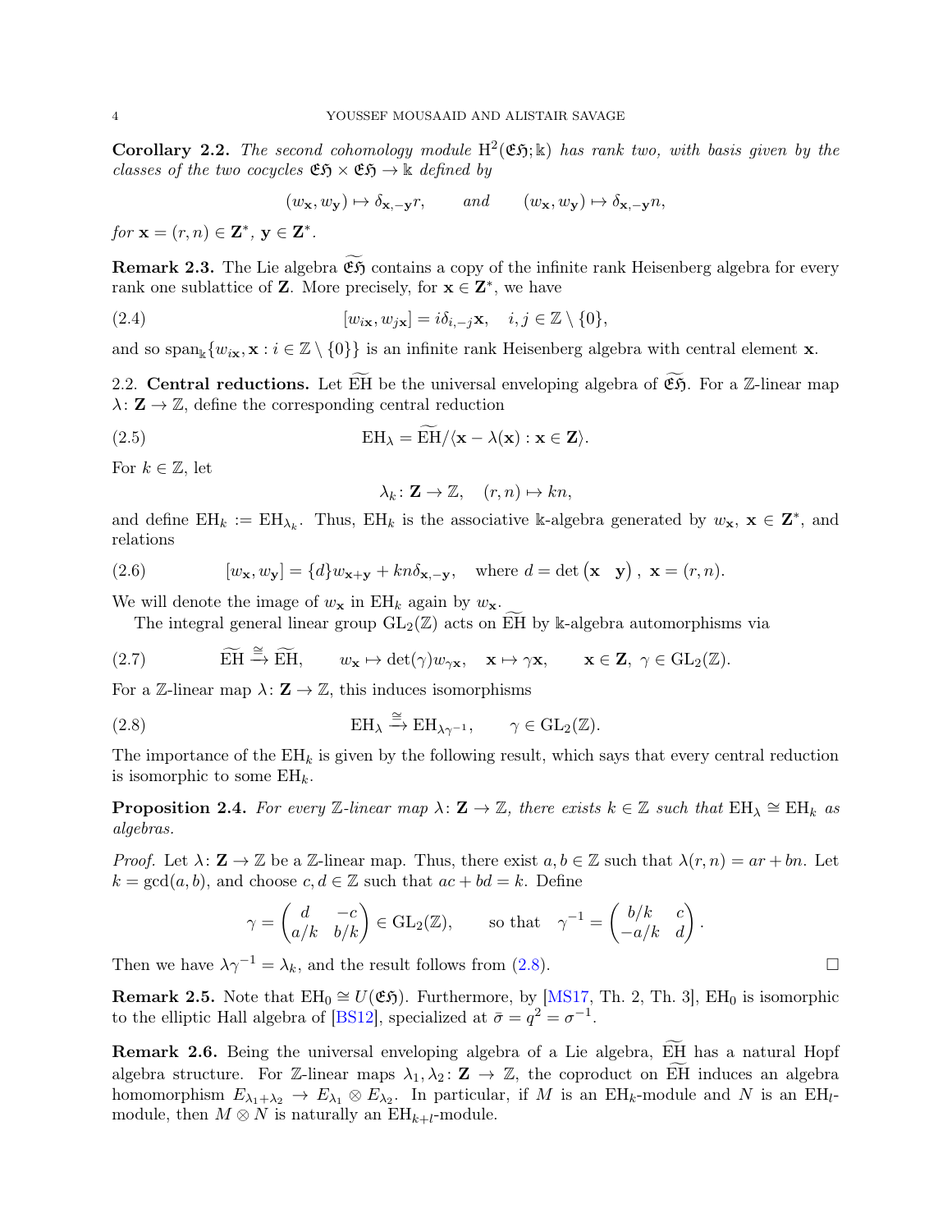**Corollary 2.2.** *The second cohomology module* $\mathrm{H}^2(\mathfrak{E}\mathfrak{H};\Bbbk)$ *has rank two, with basis given by the classes of the two cocycles* $\mathfrak{E}\mathfrak{H} \times \mathfrak{E}\mathfrak{H} \to \Bbbk$ *defined by*

$$(w_{\mathbf{x}}, w_{\mathbf{y}}) \mapsto \delta_{\mathbf{x},-\mathbf{y}} r, \qquad \text{and} \qquad (w_{\mathbf{x}}, w_{\mathbf{y}}) \mapsto \delta_{\mathbf{x},-\mathbf{y}} n,$$

*for* $\mathbf{x} = (r,n) \in \mathbf{Z}^*$, $\mathbf{y} \in \mathbf{Z}^*$.

**Remark 2.3.** The Lie algebra $\widetilde{\mathfrak{E}\mathfrak{H}}$ contains a copy of the infinite rank Heisenberg algebra for every rank one sublattice of $\mathbf{Z}$. More precisely, for $\mathbf{x} \in \mathbf{Z}^*$, we have

$$[w_{i\mathbf{x}}, w_{j\mathbf{x}}] = i\delta_{i,-j}\mathbf{x}, \quad i,j \in \mathbb{Z} \setminus \{0\}, \tag{2.4}$$

and so $\operatorname{span}_{\Bbbk}\{w_{i\mathbf{x}}, \mathbf{x} : i \in \mathbb{Z} \setminus \{0\}\}$ is an infinite rank Heisenberg algebra with central element $\mathbf{x}$.

2.2. **Central reductions.** Let $\widetilde{\mathrm{EH}}$ be the universal enveloping algebra of $\widetilde{\mathfrak{E}\mathfrak{H}}$. For a $\mathbb{Z}$-linear map $\lambda \colon \mathbf{Z} \to \mathbb{Z}$, define the corresponding central reduction

$$\mathrm{EH}_\lambda = \widetilde{\mathrm{EH}} / \langle \mathbf{x} - \lambda(\mathbf{x}) : \mathbf{x} \in \mathbf{Z} \rangle. \tag{2.5}$$

For $k \in \mathbb{Z}$, let

$$\lambda_k \colon \mathbf{Z} \to \mathbb{Z}, \quad (r,n) \mapsto kn,$$

and define $\mathrm{EH}_k := \mathrm{EH}_{\lambda_k}$. Thus, $\mathrm{EH}_k$ is the associative $\Bbbk$-algebra generated by $w_{\mathbf{x}}$, $\mathbf{x} \in \mathbf{Z}^*$, and relations

$$[w_{\mathbf{x}}, w_{\mathbf{y}}] = \{d\} w_{\mathbf{x}+\mathbf{y}} + kn\delta_{\mathbf{x},-\mathbf{y}}, \quad \text{where } d = \det \begin{pmatrix} \mathbf{x} & \mathbf{y} \end{pmatrix}, \ \mathbf{x} = (r,n). \tag{2.6}$$

We will denote the image of $w_{\mathbf{x}}$ in $\mathrm{EH}_k$ again by $w_{\mathbf{x}}$.

The integral general linear group $\mathrm{GL}_2(\mathbb{Z})$ acts on $\widetilde{\mathrm{EH}}$ by $\Bbbk$-algebra automorphisms via

$$\widetilde{\mathrm{EH}} \xrightarrow{\cong} \widetilde{\mathrm{EH}}, \qquad w_{\mathbf{x}} \mapsto \det(\gamma) w_{\gamma\mathbf{x}}, \quad \mathbf{x} \mapsto \gamma\mathbf{x}, \qquad \mathbf{x} \in \mathbf{Z}, \ \gamma \in \mathrm{GL}_2(\mathbb{Z}). \tag{2.7}$$

For a $\mathbb{Z}$-linear map $\lambda \colon \mathbf{Z} \to \mathbb{Z}$, this induces isomorphisms

$$\mathrm{EH}_\lambda \xrightarrow{\cong} \mathrm{EH}_{\lambda\gamma^{-1}}, \qquad \gamma \in \mathrm{GL}_2(\mathbb{Z}). \tag{2.8}$$

The importance of the $\mathrm{EH}_k$ is given by the following result, which says that every central reduction is isomorphic to some $\mathrm{EH}_k$.

**Proposition 2.4.** *For every* $\mathbb{Z}$*-linear map* $\lambda \colon \mathbf{Z} \to \mathbb{Z}$*, there exists* $k \in \mathbb{Z}$ *such that* $\mathrm{EH}_\lambda \cong \mathrm{EH}_k$ *as algebras.*

*Proof.* Let $\lambda \colon \mathbf{Z} \to \mathbb{Z}$ be a $\mathbb{Z}$-linear map. Thus, there exist $a,b \in \mathbb{Z}$ such that $\lambda(r,n) = ar + bn$. Let $k = \gcd(a,b)$, and choose $c,d \in \mathbb{Z}$ such that $ac + bd = k$. Define

$$\gamma = \begin{pmatrix} d & -c \\ a/k & b/k \end{pmatrix} \in \mathrm{GL}_2(\mathbb{Z}), \qquad \text{so that} \quad \gamma^{-1} = \begin{pmatrix} b/k & c \\ -a/k & d \end{pmatrix}.$$

Then we have $\lambda\gamma^{-1} = \lambda_k$, and the result follows from (2.8). $\square$

**Remark 2.5.** Note that $\mathrm{EH}_0 \cong U(\mathfrak{E}\mathfrak{H})$. Furthermore, by [MS17, Th. 2, Th. 3], $\mathrm{EH}_0$ is isomorphic to the elliptic Hall algebra of [BS12], specialized at $\bar{\sigma} = q^2 = \sigma^{-1}$.

**Remark 2.6.** Being the universal enveloping algebra of a Lie algebra, $\widetilde{\mathrm{EH}}$ has a natural Hopf algebra structure. For $\mathbb{Z}$-linear maps $\lambda_1, \lambda_2 \colon \mathbf{Z} \to \mathbb{Z}$, the coproduct on $\widetilde{\mathrm{EH}}$ induces an algebra homomorphism $E_{\lambda_1+\lambda_2} \to E_{\lambda_1} \otimes E_{\lambda_2}$. In particular, if $M$ is an $\mathrm{EH}_k$-module and $N$ is an $\mathrm{EH}_l$-module, then $M \otimes N$ is naturally an $\mathrm{EH}_{k+l}$-module.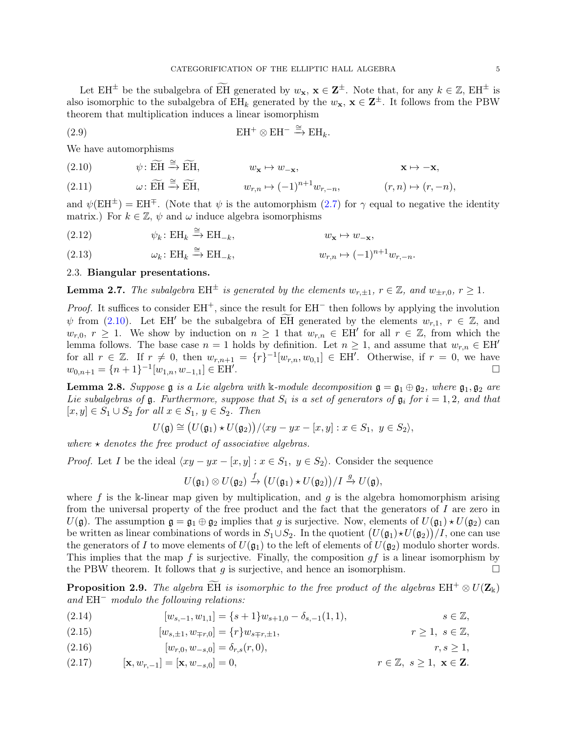Let $\mathrm{EH}^{\pm}$ be the subalgebra of $\widetilde{\mathrm{EH}}$ generated by $w_{\mathbf{x}}$, $\mathbf{x} \in \mathbf{Z}^{\pm}$. Note that, for any $k \in \mathbb{Z}$, $\mathrm{EH}^{\pm}$ is also isomorphic to the subalgebra of $\mathrm{EH}_k$ generated by the $w_{\mathbf{x}}$, $\mathbf{x} \in \mathbf{Z}^{\pm}$. It follows from the PBW theorem that multiplication induces a linear isomorphism

$$\mathrm{EH}^+ \otimes \mathrm{EH}^- \xrightarrow{\cong} \mathrm{EH}_k. \tag{2.9}$$

We have automorphisms

$$\psi \colon \widetilde{\mathrm{EH}} \xrightarrow{\cong} \widetilde{\mathrm{EH}}, \qquad w_{\mathbf{x}} \mapsto w_{-\mathbf{x}}, \qquad \mathbf{x} \mapsto -\mathbf{x}, \tag{2.10}$$

$$\omega \colon \widetilde{\mathrm{EH}} \xrightarrow{\cong} \widetilde{\mathrm{EH}}, \qquad w_{r,n} \mapsto (-1)^{n+1} w_{r,-n}, \qquad (r,n) \mapsto (r,-n), \tag{2.11}$$

and $\psi(\mathrm{EH}^{\pm}) = \mathrm{EH}^{\mp}$. (Note that $\psi$ is the automorphism (2.7) for $\gamma$ equal to negative the identity matrix.) For $k \in \mathbb{Z}$, $\psi$ and $\omega$ induce algebra isomorphisms

$$\psi_k \colon \mathrm{EH}_k \xrightarrow{\cong} \mathrm{EH}_{-k}, \qquad w_{\mathbf{x}} \mapsto w_{-\mathbf{x}}, \tag{2.12}$$

$$\omega_k \colon \mathrm{EH}_k \xrightarrow{\cong} \mathrm{EH}_{-k}, \qquad w_{r,n} \mapsto (-1)^{n+1} w_{r,-n}. \tag{2.13}$$

### 2.3. Biangular presentations.

**Lemma 2.7.** *The subalgebra $\mathrm{EH}^{\pm}$ is generated by the elements $w_{r,\pm 1}$, $r \in \mathbb{Z}$, and $w_{\pm r,0}$, $r \geq 1$.*

*Proof.* It suffices to consider $\mathrm{EH}^+$, since the result for $\mathrm{EH}^-$ then follows by applying the involution $\psi$ from (2.10). Let $\mathrm{EH}'$ be the subalgebra of $\widetilde{\mathrm{EH}}$ generated by the elements $w_{r,1}$, $r \in \mathbb{Z}$, and $w_{r,0}$, $r \geq 1$. We show by induction on $n \geq 1$ that $w_{r,n} \in \mathrm{EH}'$ for all $r \in \mathbb{Z}$, from which the lemma follows. The base case $n = 1$ holds by definition. Let $n \geq 1$, and assume that $w_{r,n} \in \mathrm{EH}'$ for all $r \in \mathbb{Z}$. If $r \neq 0$, then $w_{r,n+1} = \{r\}^{-1}[w_{r,n}, w_{0,1}] \in \mathrm{EH}'$. Otherwise, if $r = 0$, we have $w_{0,n+1} = \{n+1\}^{-1}[w_{1,n}, w_{-1,1}] \in \mathrm{EH}'$. $\square$

**Lemma 2.8.** *Suppose $\mathfrak{g}$ is a Lie algebra with $\Bbbk$-module decomposition $\mathfrak{g} = \mathfrak{g}_1 \oplus \mathfrak{g}_2$, where $\mathfrak{g}_1, \mathfrak{g}_2$ are Lie subalgebras of $\mathfrak{g}$. Furthermore, suppose that $S_i$ is a set of generators of $\mathfrak{g}_i$ for $i = 1, 2$, and that $[x, y] \in S_1 \cup S_2$ for all $x \in S_1$, $y \in S_2$. Then*

$$U(\mathfrak{g}) \cong \big(U(\mathfrak{g}_1) \star U(\mathfrak{g}_2)\big) / \langle xy - yx - [x,y] : x \in S_1,\ y \in S_2 \rangle,$$

*where $\star$ denotes the free product of associative algebras.*

*Proof.* Let $I$ be the ideal $\langle xy - yx - [x,y] : x \in S_1,\ y \in S_2 \rangle$. Consider the sequence

$$U(\mathfrak{g}_1) \otimes U(\mathfrak{g}_2) \xrightarrow{f} \big(U(\mathfrak{g}_1) \star U(\mathfrak{g}_2)\big)/I \xrightarrow{g} U(\mathfrak{g}),$$

where $f$ is the $\Bbbk$-linear map given by multiplication, and $g$ is the algebra homomorphism arising from the universal property of the free product and the fact that the generators of $I$ are zero in $U(\mathfrak{g})$. The assumption $\mathfrak{g} = \mathfrak{g}_1 \oplus \mathfrak{g}_2$ implies that $g$ is surjective. Now, elements of $U(\mathfrak{g}_1) \star U(\mathfrak{g}_2)$ can be written as linear combinations of words in $S_1 \cup S_2$. In the quotient $\big(U(\mathfrak{g}_1) \star U(\mathfrak{g}_2)\big)/I$, one can use the generators of $I$ to move elements of $U(\mathfrak{g}_1)$ to the left of elements of $U(\mathfrak{g}_2)$ modulo shorter words. This implies that the map $f$ is surjective. Finally, the composition $gf$ is a linear isomorphism by the PBW theorem. It follows that $g$ is surjective, and hence an isomorphism. $\square$

**Proposition 2.9.** *The algebra $\widetilde{\mathrm{EH}}$ is isomorphic to the free product of the algebras $\mathrm{EH}^+ \otimes U(\mathbf{Z}_\Bbbk)$ and $\mathrm{EH}^-$ modulo the following relations:*

$$[w_{s,-1}, w_{1,1}] = \{s+1\} w_{s+1,0} - \delta_{s,-1}(1,1), \qquad s \in \mathbb{Z}, \tag{2.14}$$

$$[w_{s,\pm 1}, w_{\mp r,0}] = \{r\} w_{s \mp r, \pm 1}, \qquad r \geq 1,\ s \in \mathbb{Z}, \tag{2.15}$$

$$[w_{r,0}, w_{-s,0}] = \delta_{r,s}(r,0), \qquad r, s \geq 1, \tag{2.16}$$

$$[\mathbf{x}, w_{r,-1}] = [\mathbf{x}, w_{-s,0}] = 0, \qquad r \in \mathbb{Z},\ s \geq 1,\ \mathbf{x} \in \mathbf{Z}. \tag{2.17}$$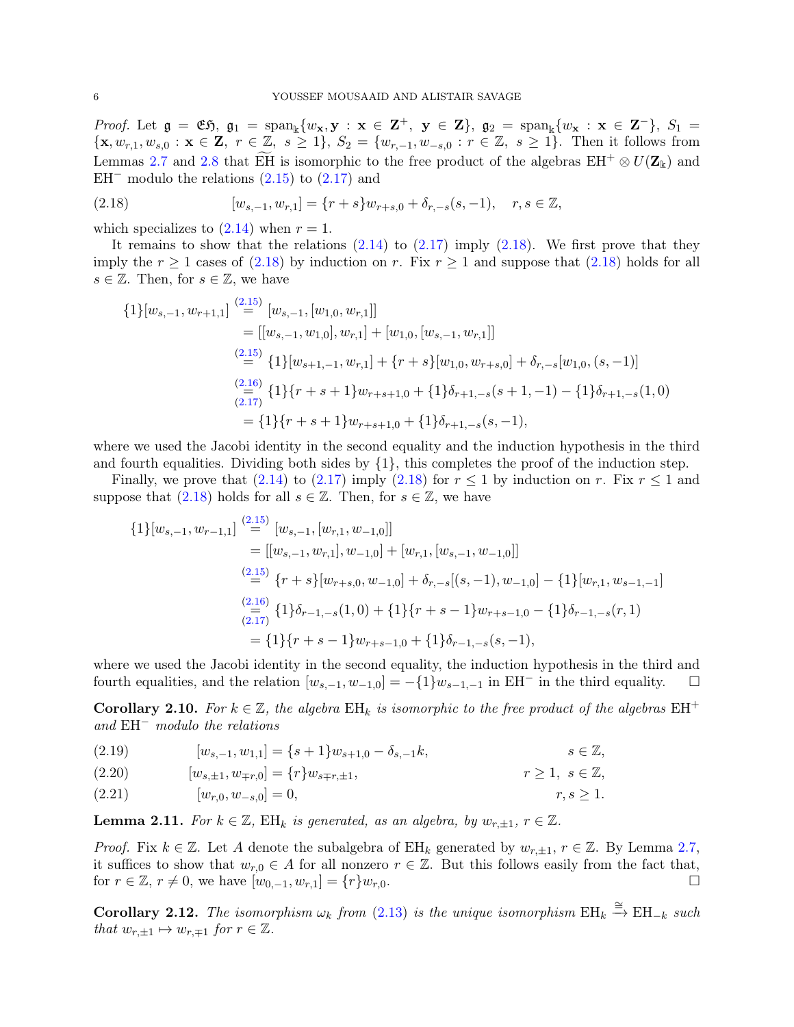*Proof.* Let $\mathfrak{g} = \mathfrak{EH}$, $\mathfrak{g}_1 = \mathrm{span}_{\Bbbk}\{w_{\mathbf{x}}, \mathbf{y} : \mathbf{x} \in \mathbf{Z}^+,\ \mathbf{y} \in \mathbf{Z}\}$, $\mathfrak{g}_2 = \mathrm{span}_{\Bbbk}\{w_{\mathbf{x}} : \mathbf{x} \in \mathbf{Z}^-\}$, $S_1 = \{\mathbf{x}, w_{r,1}, w_{s,0} : \mathbf{x} \in \mathbf{Z},\ r \in \mathbb{Z},\ s \ge 1\}$, $S_2 = \{w_{r,-1}, w_{-s,0} : r \in \mathbb{Z},\ s \ge 1\}$. Then it follows from Lemmas 2.7 and 2.8 that $\widetilde{\mathrm{EH}}$ is isomorphic to the free product of the algebras $\mathrm{EH}^+ \otimes U(\mathbf{Z}_{\Bbbk})$ and $\mathrm{EH}^-$ modulo the relations (2.15) to (2.17) and

$$[w_{s,-1}, w_{r,1}] = \{r+s\} w_{r+s,0} + \delta_{r,-s}(s,-1), \quad r, s \in \mathbb{Z}, \tag{2.18}$$

which specializes to (2.14) when $r = 1$.

It remains to show that the relations (2.14) to (2.17) imply (2.18). We first prove that they imply the $r \ge 1$ cases of (2.18) by induction on $r$. Fix $r \ge 1$ and suppose that (2.18) holds for all $s \in \mathbb{Z}$. Then, for $s \in \mathbb{Z}$, we have

$$\begin{aligned}
\{1\}[w_{s,-1}, w_{r+1,1}] &\overset{(2.15)}{=} [w_{s,-1}, [w_{1,0}, w_{r,1}]] \\
&= [[w_{s,-1}, w_{1,0}], w_{r,1}] + [w_{1,0}, [w_{s,-1}, w_{r,1}]] \\
&\overset{(2.15)}{=} \{1\}[w_{s+1,-1}, w_{r,1}] + \{r+s\}[w_{1,0}, w_{r+s,0}] + \delta_{r,-s}[w_{1,0}, (s,-1)] \\
&\underset{(2.17)}{\overset{(2.16)}{=}} \{1\}\{r+s+1\} w_{r+s+1,0} + \{1\}\delta_{r+1,-s}(s+1,-1) - \{1\}\delta_{r+1,-s}(1,0) \\
&= \{1\}\{r+s+1\} w_{r+s+1,0} + \{1\}\delta_{r+1,-s}(s,-1),
\end{aligned}$$

where we used the Jacobi identity in the second equality and the induction hypothesis in the third and fourth equalities. Dividing both sides by $\{1\}$, this completes the proof of the induction step.

Finally, we prove that (2.14) to (2.17) imply (2.18) for $r \le 1$ by induction on $r$. Fix $r \le 1$ and suppose that (2.18) holds for all $s \in \mathbb{Z}$. Then, for $s \in \mathbb{Z}$, we have

$$\begin{aligned}
\{1\}[w_{s,-1}, w_{r-1,1}] &\overset{(2.15)}{=} [w_{s,-1}, [w_{r,1}, w_{-1,0}]] \\
&= [[w_{s,-1}, w_{r,1}], w_{-1,0}] + [w_{r,1}, [w_{s,-1}, w_{-1,0}]] \\
&\overset{(2.15)}{=} \{r+s\}[w_{r+s,0}, w_{-1,0}] + \delta_{r,-s}[(s,-1), w_{-1,0}] - \{1\}[w_{r,1}, w_{s-1,-1}] \\
&\underset{(2.17)}{\overset{(2.16)}{=}} \{1\}\delta_{r-1,-s}(1,0) + \{1\}\{r+s-1\} w_{r+s-1,0} - \{1\}\delta_{r-1,-s}(r,1) \\
&= \{1\}\{r+s-1\} w_{r+s-1,0} + \{1\}\delta_{r-1,-s}(s,-1),
\end{aligned}$$

where we used the Jacobi identity in the second equality, the induction hypothesis in the third and fourth equalities, and the relation $[w_{s,-1}, w_{-1,0}] = -\{1\} w_{s-1,-1}$ in $\mathrm{EH}^-$ in the third equality. $\square$

**Corollary 2.10.** *For $k \in \mathbb{Z}$, the algebra $\mathrm{EH}_k$ is isomorphic to the free product of the algebras $\mathrm{EH}^+$ and $\mathrm{EH}^-$ modulo the relations*

$$[w_{s,-1}, w_{1,1}] = \{s+1\} w_{s+1,0} - \delta_{s,-1} k, \qquad s \in \mathbb{Z}, \tag{2.19}$$

$$[w_{s,\pm 1}, w_{\mp r,0}] = \{r\} w_{s \mp r, \pm 1}, \qquad r \ge 1,\ s \in \mathbb{Z}, \tag{2.20}$$

$$[w_{r,0}, w_{-s,0}] = 0, \qquad r, s \ge 1. \tag{2.21}$$

**Lemma 2.11.** *For $k \in \mathbb{Z}$, $\mathrm{EH}_k$ is generated, as an algebra, by $w_{r,\pm 1}$, $r \in \mathbb{Z}$.*

*Proof.* Fix $k \in \mathbb{Z}$. Let $A$ denote the subalgebra of $\mathrm{EH}_k$ generated by $w_{r,\pm 1}$, $r \in \mathbb{Z}$. By Lemma 2.7, it suffices to show that $w_{r,0} \in A$ for all nonzero $r \in \mathbb{Z}$. But this follows easily from the fact that, for $r \in \mathbb{Z}$, $r \ne 0$, we have $[w_{0,-1}, w_{r,1}] = \{r\} w_{r,0}$. $\square$

**Corollary 2.12.** *The isomorphism $\omega_k$ from (2.13) is the unique isomorphism $\mathrm{EH}_k \xrightarrow{\cong} \mathrm{EH}_{-k}$ such that $w_{r,\pm 1} \mapsto w_{r,\mp 1}$ for $r \in \mathbb{Z}$.*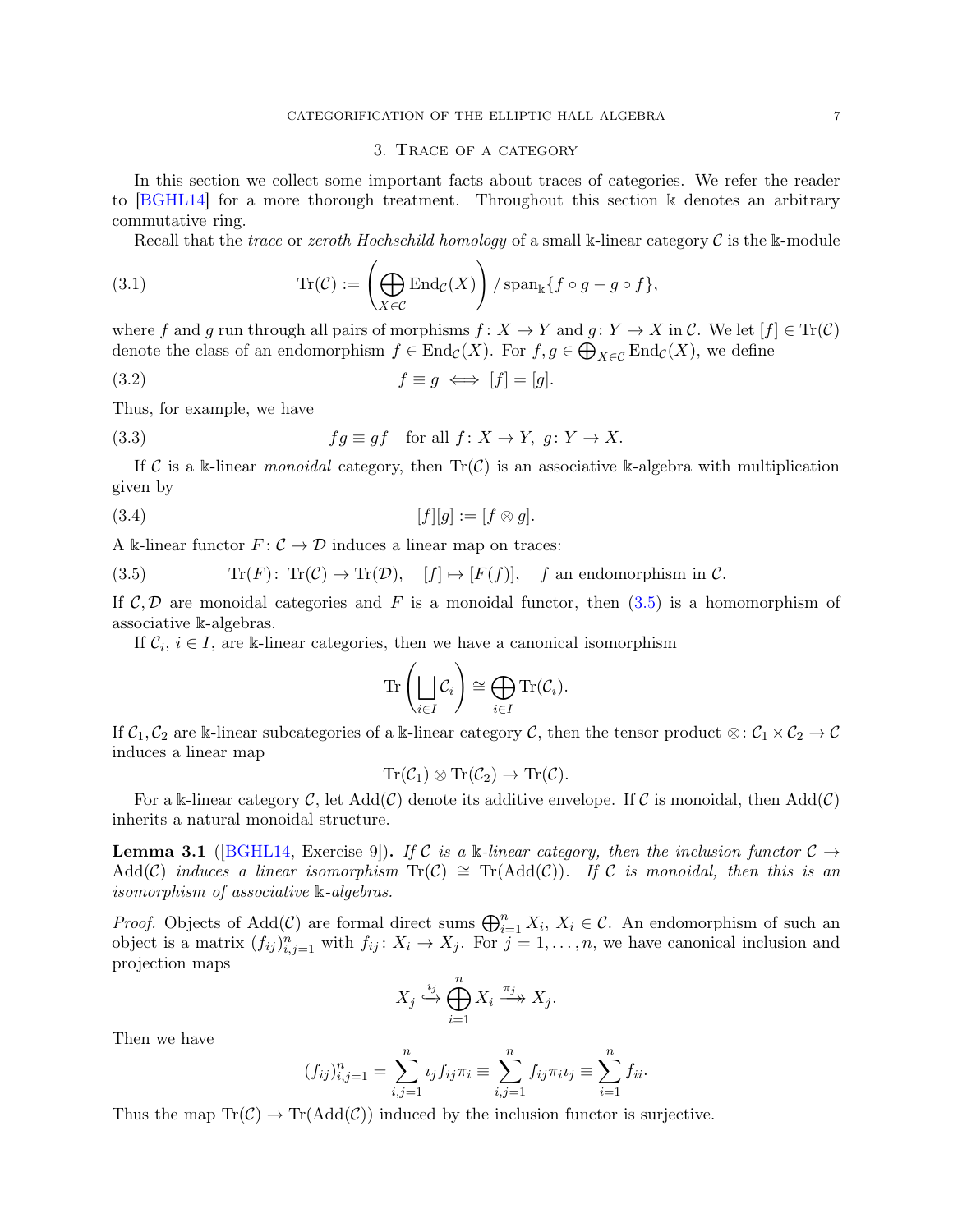## 3. Trace of a category

In this section we collect some important facts about traces of categories. We refer the reader to [BGHL14] for a more thorough treatment. Throughout this section $\Bbbk$ denotes an arbitrary commutative ring.

Recall that the *trace* or *zeroth Hochschild homology* of a small $\Bbbk$-linear category $\mathcal{C}$ is the $\Bbbk$-module

$$\operatorname{Tr}(\mathcal{C}) := \left( \bigoplus_{X \in \mathcal{C}} \operatorname{End}_{\mathcal{C}}(X) \right) / \operatorname{span}_{\Bbbk}\{f \circ g - g \circ f\}, \tag{3.1}$$

where $f$ and $g$ run through all pairs of morphisms $f \colon X \to Y$ and $g \colon Y \to X$ in $\mathcal{C}$. We let $[f] \in \operatorname{Tr}(\mathcal{C})$ denote the class of an endomorphism $f \in \operatorname{End}_{\mathcal{C}}(X)$. For $f, g \in \bigoplus_{X \in \mathcal{C}} \operatorname{End}_{\mathcal{C}}(X)$, we define

$$f \equiv g \iff [f] = [g]. \tag{3.2}$$

Thus, for example, we have

$$fg \equiv gf \quad \text{for all } f \colon X \to Y,\ g \colon Y \to X. \tag{3.3}$$

If $\mathcal{C}$ is a $\Bbbk$-linear *monoidal* category, then $\operatorname{Tr}(\mathcal{C})$ is an associative $\Bbbk$-algebra with multiplication given by

$$[f][g] := [f \otimes g]. \tag{3.4}$$

A $\Bbbk$-linear functor $F \colon \mathcal{C} \to \mathcal{D}$ induces a linear map on traces:

$$\operatorname{Tr}(F) \colon \operatorname{Tr}(\mathcal{C}) \to \operatorname{Tr}(\mathcal{D}), \quad [f] \mapsto [F(f)], \quad f \text{ an endomorphism in } \mathcal{C}. \tag{3.5}$$

If $\mathcal{C}, \mathcal{D}$ are monoidal categories and $F$ is a monoidal functor, then (3.5) is a homomorphism of associative $\Bbbk$-algebras.

If $\mathcal{C}_i$, $i \in I$, are $\Bbbk$-linear categories, then we have a canonical isomorphism

$$\operatorname{Tr}\left( \bigsqcup_{i \in I} \mathcal{C}_i \right) \cong \bigoplus_{i \in I} \operatorname{Tr}(\mathcal{C}_i).$$

If $\mathcal{C}_1, \mathcal{C}_2$ are $\Bbbk$-linear subcategories of a $\Bbbk$-linear category $\mathcal{C}$, then the tensor product $\otimes \colon \mathcal{C}_1 \times \mathcal{C}_2 \to \mathcal{C}$ induces a linear map

$$\operatorname{Tr}(\mathcal{C}_1) \otimes \operatorname{Tr}(\mathcal{C}_2) \to \operatorname{Tr}(\mathcal{C}).$$

For a $\Bbbk$-linear category $\mathcal{C}$, let $\operatorname{Add}(\mathcal{C})$ denote its additive envelope. If $\mathcal{C}$ is monoidal, then $\operatorname{Add}(\mathcal{C})$ inherits a natural monoidal structure.

**Lemma 3.1** ([BGHL14, Exercise 9])**.** *If $\mathcal{C}$ is a $\Bbbk$-linear category, then the inclusion functor $\mathcal{C} \to \operatorname{Add}(\mathcal{C})$ induces a linear isomorphism $\operatorname{Tr}(\mathcal{C}) \cong \operatorname{Tr}(\operatorname{Add}(\mathcal{C}))$. If $\mathcal{C}$ is monoidal, then this is an isomorphism of associative $\Bbbk$-algebras.*

*Proof.* Objects of $\operatorname{Add}(\mathcal{C})$ are formal direct sums $\bigoplus_{i=1}^n X_i$, $X_i \in \mathcal{C}$. An endomorphism of such an object is a matrix $(f_{ij})_{i,j=1}^n$ with $f_{ij} \colon X_i \to X_j$. For $j = 1, \dots, n$, we have canonical inclusion and projection maps

$$X_j \overset{\imath_j}{\hookrightarrow} \bigoplus_{i=1}^n X_i \overset{\pi_j}{\twoheadrightarrow} X_j.$$

Then we have

$$(f_{ij})_{i,j=1}^n = \sum_{i,j=1}^n \imath_j f_{ij} \pi_i \equiv \sum_{i,j=1}^n f_{ij} \pi_i \imath_j \equiv \sum_{i=1}^n f_{ii}.$$

Thus the map $\operatorname{Tr}(\mathcal{C}) \to \operatorname{Tr}(\operatorname{Add}(\mathcal{C}))$ induced by the inclusion functor is surjective.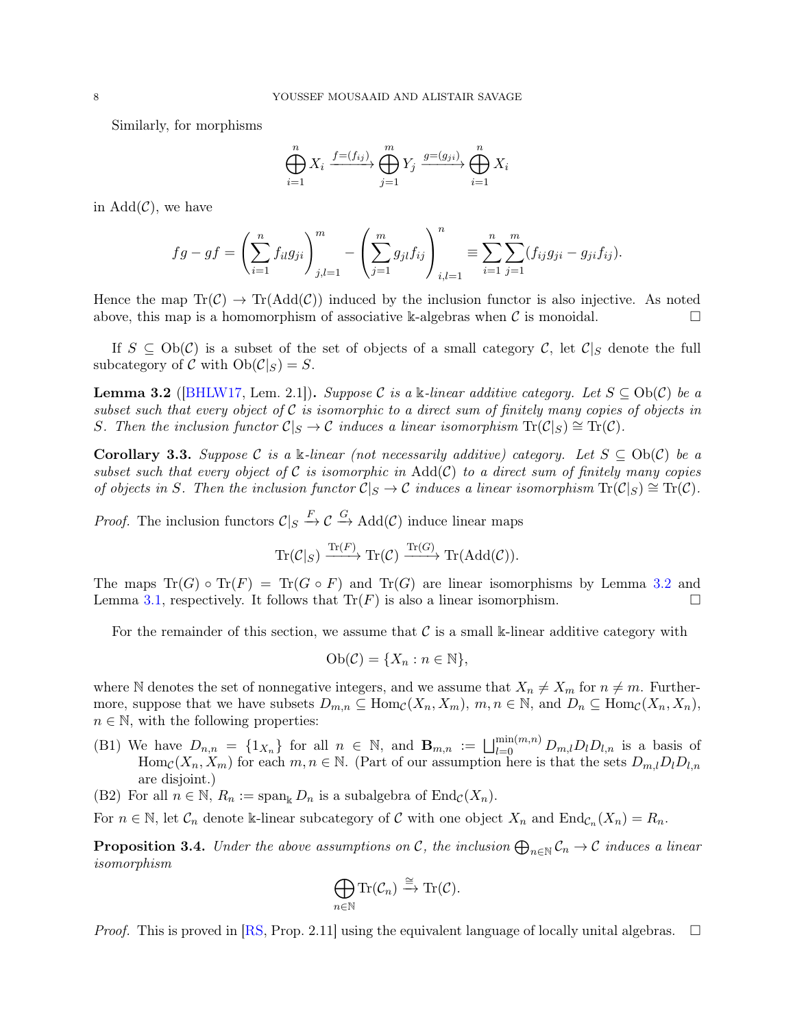Similarly, for morphisms

$$\bigoplus_{i=1}^{n} X_i \xrightarrow{f=(f_{ij})} \bigoplus_{j=1}^{m} Y_j \xrightarrow{g=(g_{ji})} \bigoplus_{i=1}^{n} X_i$$

in $\mathrm{Add}(\mathcal{C})$, we have

$$fg - gf = \left(\sum_{i=1}^{n} f_{il} g_{ji}\right)_{j,l=1}^{m} - \left(\sum_{j=1}^{m} g_{jl} f_{ij}\right)_{i,l=1}^{n} \equiv \sum_{i=1}^{n}\sum_{j=1}^{m} (f_{ij} g_{ji} - g_{ji} f_{ij}).$$

Hence the map $\mathrm{Tr}(\mathcal{C}) \to \mathrm{Tr}(\mathrm{Add}(\mathcal{C}))$ induced by the inclusion functor is also injective. As noted above, this map is a homomorphism of associative $\Bbbk$-algebras when $\mathcal{C}$ is monoidal. $\square$

If $S \subseteq \mathrm{Ob}(\mathcal{C})$ is a subset of the set of objects of a small category $\mathcal{C}$, let $\mathcal{C}|_S$ denote the full subcategory of $\mathcal{C}$ with $\mathrm{Ob}(\mathcal{C}|_S) = S$.

**Lemma 3.2** ([BHLW17, Lem. 2.1]). *Suppose $\mathcal{C}$ is a $\Bbbk$-linear additive category. Let $S \subseteq \mathrm{Ob}(\mathcal{C})$ be a subset such that every object of $\mathcal{C}$ is isomorphic to a direct sum of finitely many copies of objects in $S$. Then the inclusion functor $\mathcal{C}|_S \to \mathcal{C}$ induces a linear isomorphism $\mathrm{Tr}(\mathcal{C}|_S) \cong \mathrm{Tr}(\mathcal{C})$.*

**Corollary 3.3.** *Suppose $\mathcal{C}$ is a $\Bbbk$-linear (not necessarily additive) category. Let $S \subseteq \mathrm{Ob}(\mathcal{C})$ be a subset such that every object of $\mathcal{C}$ is isomorphic in $\mathrm{Add}(\mathcal{C})$ to a direct sum of finitely many copies of objects in $S$. Then the inclusion functor $\mathcal{C}|_S \to \mathcal{C}$ induces a linear isomorphism $\mathrm{Tr}(\mathcal{C}|_S) \cong \mathrm{Tr}(\mathcal{C})$.*

*Proof.* The inclusion functors $\mathcal{C}|_S \xrightarrow{F} \mathcal{C} \xrightarrow{G} \mathrm{Add}(\mathcal{C})$ induce linear maps

$$\mathrm{Tr}(\mathcal{C}|_S) \xrightarrow{\mathrm{Tr}(F)} \mathrm{Tr}(\mathcal{C}) \xrightarrow{\mathrm{Tr}(G)} \mathrm{Tr}(\mathrm{Add}(\mathcal{C})).$$

The maps $\mathrm{Tr}(G) \circ \mathrm{Tr}(F) = \mathrm{Tr}(G \circ F)$ and $\mathrm{Tr}(G)$ are linear isomorphisms by Lemma 3.2 and Lemma 3.1, respectively. It follows that $\mathrm{Tr}(F)$ is also a linear isomorphism. $\square$

For the remainder of this section, we assume that $\mathcal{C}$ is a small $\Bbbk$-linear additive category with

$$\mathrm{Ob}(\mathcal{C}) = \{X_n : n \in \mathbb{N}\},$$

where $\mathbb{N}$ denotes the set of nonnegative integers, and we assume that $X_n \neq X_m$ for $n \neq m$. Furthermore, suppose that we have subsets $D_{m,n} \subseteq \mathrm{Hom}_{\mathcal{C}}(X_n, X_m)$, $m, n \in \mathbb{N}$, and $D_n \subseteq \mathrm{Hom}_{\mathcal{C}}(X_n, X_n)$, $n \in \mathbb{N}$, with the following properties:

(B1) We have $D_{n,n} = \{1_{X_n}\}$ for all $n \in \mathbb{N}$, and $\mathbf{B}_{m,n} := \bigsqcup_{l=0}^{\min(m,n)} D_{m,l} D_l D_{l,n}$ is a basis of $\mathrm{Hom}_{\mathcal{C}}(X_n, X_m)$ for each $m, n \in \mathbb{N}$. (Part of our assumption here is that the sets $D_{m,l} D_l D_{l,n}$ are disjoint.)

(B2) For all $n \in \mathbb{N}$, $R_n := \mathrm{span}_{\Bbbk} D_n$ is a subalgebra of $\mathrm{End}_{\mathcal{C}}(X_n)$.

For $n \in \mathbb{N}$, let $\mathcal{C}_n$ denote $\Bbbk$-linear subcategory of $\mathcal{C}$ with one object $X_n$ and $\mathrm{End}_{\mathcal{C}_n}(X_n) = R_n$.

**Proposition 3.4.** *Under the above assumptions on $\mathcal{C}$, the inclusion $\bigoplus_{n \in \mathbb{N}} \mathcal{C}_n \to \mathcal{C}$ induces a linear isomorphism*

$$\bigoplus_{n \in \mathbb{N}} \mathrm{Tr}(\mathcal{C}_n) \xrightarrow{\cong} \mathrm{Tr}(\mathcal{C}).$$

*Proof.* This is proved in [RS, Prop. 2.11] using the equivalent language of locally unital algebras. $\square$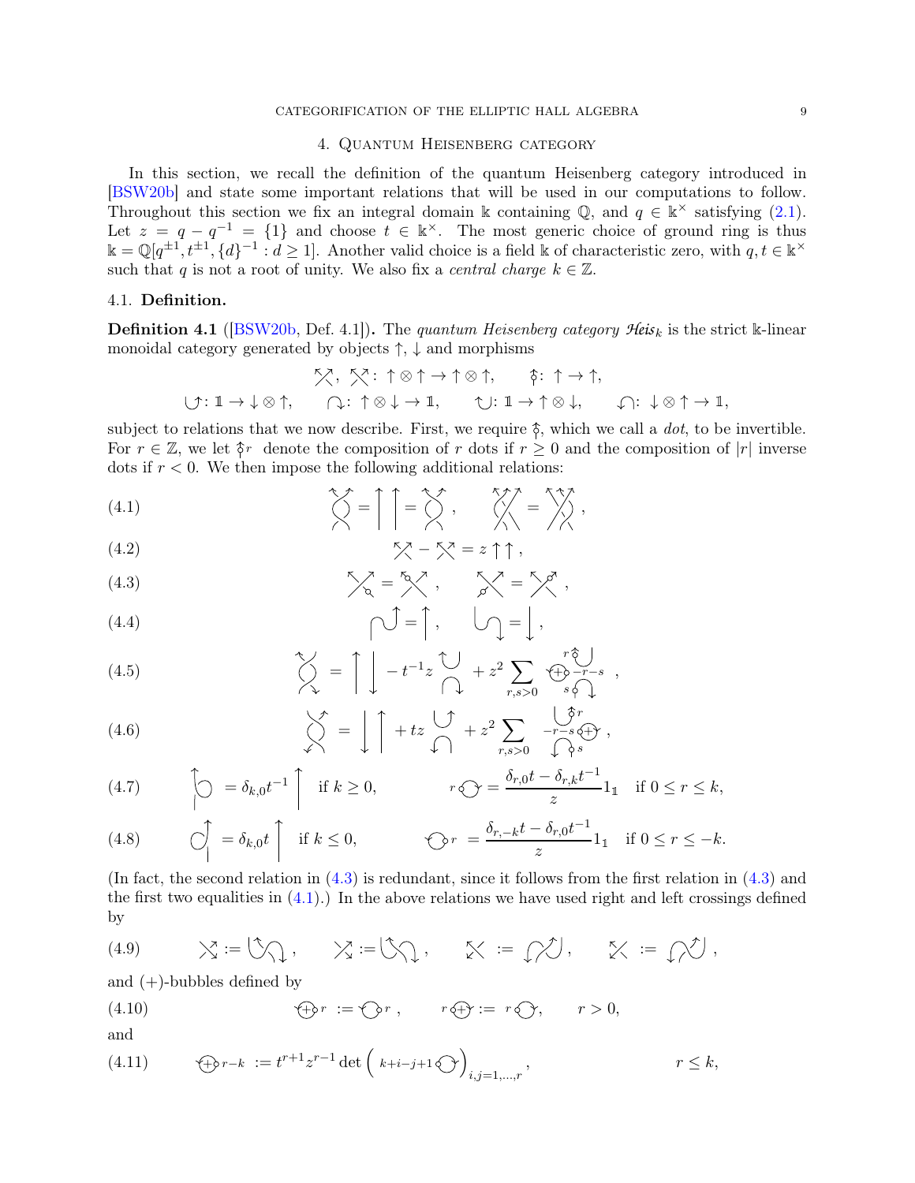## 4. Quantum Heisenberg category

In this section, we recall the definition of the quantum Heisenberg category introduced in [BSW20b] and state some important relations that will be used in our computations to follow. Throughout this section we fix an integral domain $\Bbbk$ containing $\mathbb{Q}$, and $q \in \Bbbk^\times$ satisfying (2.1). Let $z = q - q^{-1} = \{1\}$ and choose $t \in \Bbbk^\times$. The most generic choice of ground ring is thus $\Bbbk = \mathbb{Q}[q^{\pm 1}, t^{\pm 1}, \{d\}^{-1} : d \geq 1]$. Another valid choice is a field $\Bbbk$ of characteristic zero, with $q, t \in \Bbbk^\times$ such that $q$ is not a root of unity. We also fix a *central charge* $k \in \mathbb{Z}$.

### 4.1. Definition.

**Definition 4.1** ([BSW20b, Def. 4.1])**.** The *quantum Heisenberg category* $\mathcal{H}eis_k$ is the strict $\Bbbk$-linear monoidal category generated by objects $\uparrow, \downarrow$ and morphisms

$$\text{(positive crossing)},\ \text{(negative crossing)} \colon \uparrow \otimes \uparrow \to \uparrow \otimes \uparrow, \qquad \text{(dot)} \colon \uparrow \to \uparrow,$$

$$\text{(cup)} \colon \mathbb{1} \to \downarrow \otimes \uparrow, \quad \text{(cap)} \colon \uparrow \otimes \downarrow \to \mathbb{1}, \quad \text{(cup)} \colon \mathbb{1} \to \uparrow \otimes \downarrow, \quad \text{(cap)} \colon \downarrow \otimes \uparrow \to \mathbb{1},$$

subject to relations that we now describe. First, we require the dot, which we call a *dot*, to be invertible. For $r \in \mathbb{Z}$, we let a dot labelled $r$ denote the composition of $r$ dots if $r \geq 0$ and the composition of $|r|$ inverse dots if $r < 0$. We then impose the following additional relations:

(4.1) [diagrammatic relations: the composite of the two crossings in either order equals the identity $\uparrow\uparrow$; braid relation for three upward strands]

(4.2) [positive crossing] $-$ [negative crossing] $= z \uparrow\uparrow$,

(4.3) [dot sliding relations through crossings: dot on lower right strand equals dot on upper left strand; dot on lower left strand equals dot on upper right strand]

(4.4) [zigzag relations: straightened upward strand equals $\uparrow$; straightened downward strand equals $\downarrow$]

(4.5) [crossing composite] $= \uparrow\downarrow - t^{-1}z$ [cup over cap] $+ z^2 \sum_{r,s>0}$ [cup with dot $r$, $(+)$-bubble labelled $-r-s$, cap with dot $s$],

(4.6) [crossing composite] $= \downarrow\uparrow + tz$ [cup over cap] $+ z^2 \sum_{r,s>0}$ [cup with dot $r$, $(+)$-bubble labelled $-r-s$, cap with dot $s$],

(4.7) [left curl] $= \delta_{k,0} t^{-1} \uparrow$ if $k \geq 0$, $\qquad$ [bubble with $r$ dots] $= \dfrac{\delta_{r,0} t - \delta_{r,k} t^{-1}}{z} 1_{\mathbb{1}}$ if $0 \leq r \leq k$,

(4.8) [right curl] $= \delta_{k,0} t \uparrow$ if $k \leq 0$, $\qquad$ [bubble with $r$ dots] $= \dfrac{\delta_{r,-k} t - \delta_{r,0} t^{-1}}{z} 1_{\mathbb{1}}$ if $0 \leq r \leq -k$.

(In fact, the second relation in (4.3) is redundant, since it follows from the first relation in (4.3) and the first two equalities in (4.1).) In the above relations we have used right and left crossings defined by

(4.9) [right and left crossings defined as composites of upward crossings with cups and caps]

and $(+)$-bubbles defined by

(4.10) [$(+)$-bubble labelled $r$] $:=$ [bubble with $r$ dots], $\qquad$ [$(+)$-bubble labelled $r$] $:=$ [bubble with $r$ dots], $\qquad r > 0$,

and

(4.11) [$(+)$-bubble labelled $r-k$] $:= t^{r+1} z^{r-1} \det \left( [\text{bubble with } k+i-j+1 \text{ dots}] \right)_{i,j=1,\dots,r}$, $\qquad r \leq k$,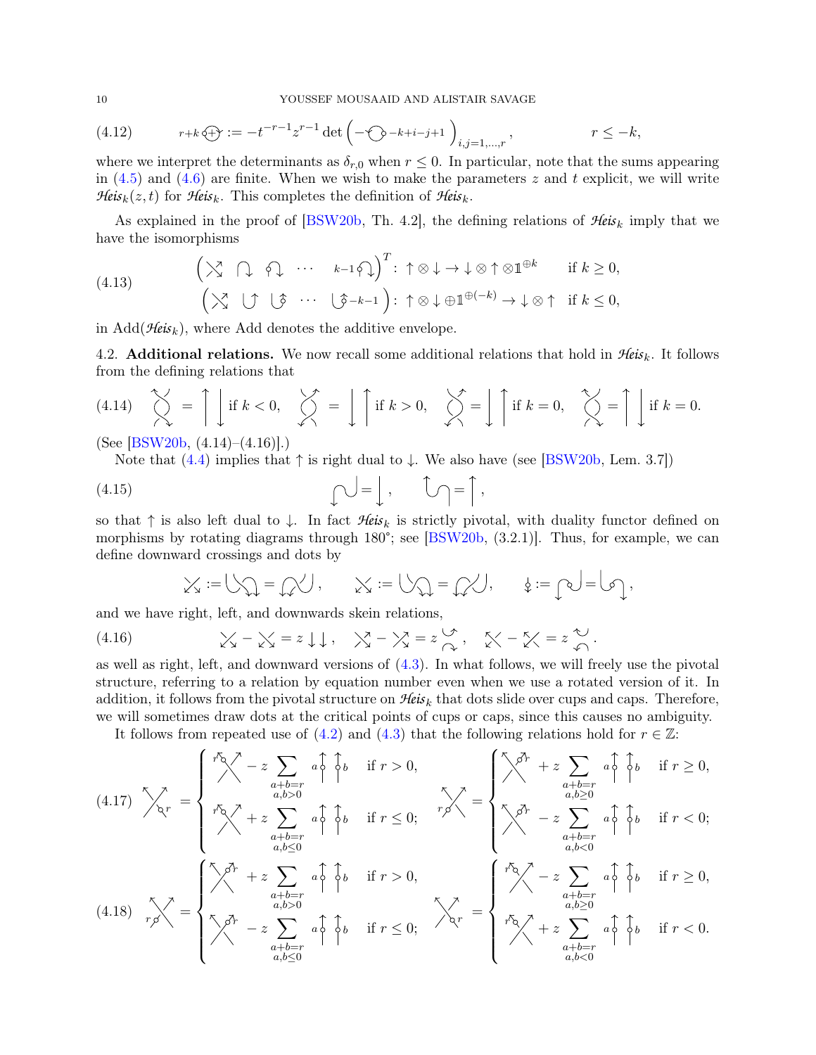$$(4.12) \qquad {}_{r+k}\bigcirc\!\!\!\!+ := -t^{-r-1}z^{r-1}\det\left(-\bigcirc_{-k+i-j+1}\right)_{i,j=1,\dots,r}, \qquad r \le -k,$$

where we interpret the determinants as $\delta_{r,0}$ when $r \le 0$. In particular, note that the sums appearing in (4.5) and (4.6) are finite. When we wish to make the parameters $z$ and $t$ explicit, we will write $\mathcal{H}eis_k(z,t)$ for $\mathcal{H}eis_k$. This completes the definition of $\mathcal{H}eis_k$.

As explained in the proof of [BSW20b, Th. 4.2], the defining relations of $\mathcal{H}eis_k$ imply that we have the isomorphisms

$$(4.13) \qquad \begin{aligned} &\left(\times \ \ \cap \ \ \cap^{\bullet} \ \ \cdots \ \ {}_{k-1}\cap^{\bullet}\right)^T : \uparrow\otimes\downarrow \to \downarrow\otimes\uparrow\otimes\mathbb{1}^{\oplus k} && \text{if } k \ge 0,\\ &\left(\times \ \ \cup \ \ \cup^{\bullet} \ \ \cdots \ \ \cup^{\bullet}_{-k-1}\right) : \uparrow\otimes\downarrow\oplus\mathbb{1}^{\oplus(-k)} \to \downarrow\otimes\uparrow && \text{if } k \le 0,\end{aligned}$$

in $\mathrm{Add}(\mathcal{H}eis_k)$, where Add denotes the additive envelope.

## 4.2. Additional relations.

We now recall some additional relations that hold in $\mathcal{H}eis_k$. It follows from the defining relations that

$$(4.14) \qquad \text{(double crossing)} = \uparrow\downarrow \text{ if } k<0, \quad \text{(double crossing)} = \downarrow\uparrow \text{ if } k>0, \quad \text{(double crossing)} = \downarrow\uparrow \text{ if } k=0, \quad \text{(double crossing)} = \uparrow\downarrow \text{ if } k=0.$$

(See [BSW20b, (4.14)–(4.16)].)

Note that (4.4) implies that $\uparrow$ is right dual to $\downarrow$. We also have (see [BSW20b, Lem. 3.7])

$$(4.15) \qquad \text{(zigzag)} = \downarrow, \qquad \text{(zigzag)} = \uparrow,$$

so that $\uparrow$ is also left dual to $\downarrow$. In fact $\mathcal{H}eis_k$ is strictly pivotal, with duality functor defined on morphisms by rotating diagrams through 180°; see [BSW20b, (3.2.1)]. Thus, for example, we can define downward crossings and dots by

$$\text{(downward crossing)} := \text{(diagram)} = \text{(diagram)}, \qquad \text{(crossing)} := \text{(diagram)} = \text{(diagram)}, \qquad \downarrow\!\bullet := \text{(diagram)} = \text{(diagram)},$$

and we have right, left, and downwards skein relations,

$$(4.16) \qquad \text{(crossing)} - \text{(crossing)} = z\downarrow\downarrow, \quad \text{(crossing)} - \text{(crossing)} = z\,\text{(cup/cap)}, \quad \text{(crossing)} - \text{(crossing)} = z\,\text{(cup/cap)}.$$

as well as right, left, and downward versions of (4.3). In what follows, we will freely use the pivotal structure, referring to a relation by equation number even when we use a rotated version of it. In addition, it follows from the pivotal structure on $\mathcal{H}eis_k$ that dots slide over cups and caps. Therefore, we will sometimes draw dots at the critical points of cups or caps, since this causes no ambiguity.

It follows from repeated use of (4.2) and (4.3) that the following relations hold for $r \in \mathbb{Z}$:

$$(4.17) \qquad \text{(crossing, dot } r \text{ lower right)} = \begin{cases} \text{(crossing, dot } r \text{ upper left)} - z\displaystyle\sum_{\substack{a+b=r\\ a,b>0}} {}_a\!\uparrow^{\bullet}\ \uparrow^{\bullet}_b & \text{if } r>0,\\ \text{(crossing, dot } r \text{ upper left)} + z\displaystyle\sum_{\substack{a+b=r\\ a,b\le 0}} {}_a\!\uparrow^{\bullet}\ \uparrow^{\bullet}_b & \text{if } r\le 0;\end{cases} \quad \text{(crossing, dot } r \text{ lower left)} = \begin{cases} \text{(crossing, dot } r \text{ upper right)} + z\displaystyle\sum_{\substack{a+b=r\\ a,b\ge 0}} {}_a\!\uparrow^{\bullet}\ \uparrow^{\bullet}_b & \text{if } r\ge 0,\\ \text{(crossing, dot } r \text{ upper right)} - z\displaystyle\sum_{\substack{a+b=r\\ a,b<0}} {}_a\!\uparrow^{\bullet}\ \uparrow^{\bullet}_b & \text{if } r<0;\end{cases}$$

$$(4.18) \qquad \text{(crossing, dot } r \text{ lower left)} = \begin{cases} \text{(crossing, dot } r \text{ upper right)} + z\displaystyle\sum_{\substack{a+b=r\\ a,b>0}} {}_a\!\uparrow^{\bullet}\ \uparrow^{\bullet}_b & \text{if } r>0,\\ \text{(crossing, dot } r \text{ upper right)} - z\displaystyle\sum_{\substack{a+b=r\\ a,b\le 0}} {}_a\!\uparrow^{\bullet}\ \uparrow^{\bullet}_b & \text{if } r\le 0;\end{cases} \quad \text{(crossing, dot } r \text{ lower right)} = \begin{cases} \text{(crossing, dot } r \text{ upper left)} - z\displaystyle\sum_{\substack{a+b=r\\ a,b\ge 0}} {}_a\!\uparrow^{\bullet}\ \uparrow^{\bullet}_b & \text{if } r\ge 0,\\ \text{(crossing, dot } r \text{ upper left)} + z\displaystyle\sum_{\substack{a+b=r\\ a,b<0}} {}_a\!\uparrow^{\bullet}\ \uparrow^{\bullet}_b & \text{if } r<0.\end{cases}$$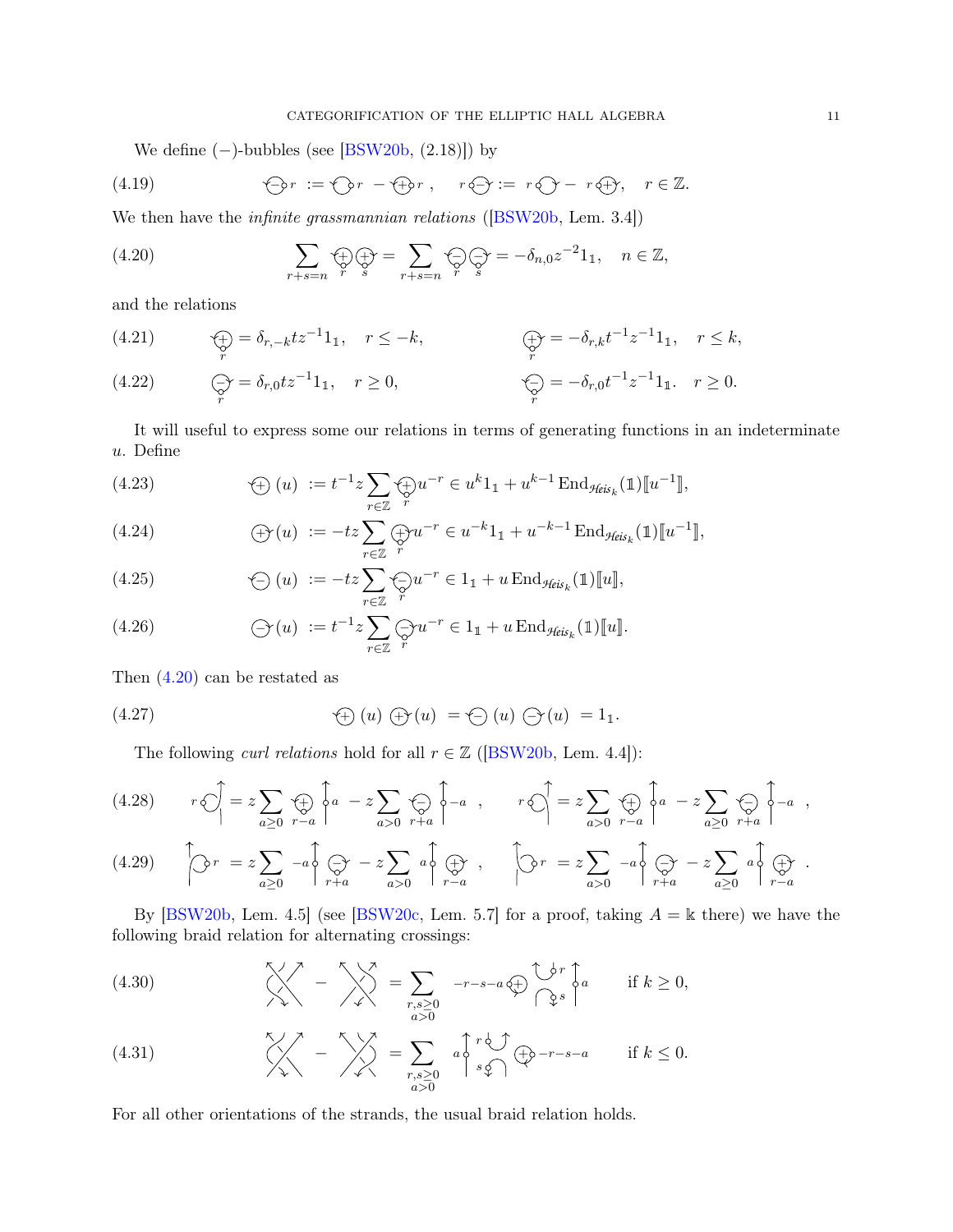We define $(-)$-bubbles (see [BSW20b, (2.18)]) by

$$\text{(4.19)} \qquad \ominus\!\!\circlearrowleft_r := \circlearrowleft_r - \oplus\!\!\circlearrowleft_r, \qquad {}_r\circlearrowright\!\!\ominus := {}_r\circlearrowright - {}_r\circlearrowright\!\!\oplus, \quad r \in \mathbb{Z}.$$

We then have the *infinite grassmannian relations* ([BSW20b, Lem. 3.4])

$$\text{(4.20)} \qquad \sum_{r+s=n} \oplus_r \oplus_s = \sum_{r+s=n} \ominus_r \ominus_s = -\delta_{n,0} z^{-2} 1_{\mathbb{1}}, \quad n \in \mathbb{Z},$$

and the relations

$$\text{(4.21)} \qquad \oplus_r = \delta_{r,-k} t z^{-1} 1_{\mathbb{1}}, \quad r \le -k, \qquad\qquad \oplus_r = -\delta_{r,k} t^{-1} z^{-1} 1_{\mathbb{1}}, \quad r \le k,$$

$$\text{(4.22)} \qquad \ominus_r = \delta_{r,0} t z^{-1} 1_{\mathbb{1}}, \quad r \ge 0, \qquad\qquad \ominus_r = -\delta_{r,0} t^{-1} z^{-1} 1_{\mathbb{1}}. \quad r \ge 0.$$

It will useful to express some our relations in terms of generating functions in an indeterminate $u$. Define

$$\text{(4.23)} \qquad \oplus(u) := t^{-1} z \sum_{r \in \mathbb{Z}} \oplus_r u^{-r} \in u^k 1_{\mathbb{1}} + u^{k-1} \operatorname{End}_{\mathcal{H}eis_k}(\mathbb{1})[\![u^{-1}]\!],$$

$$\text{(4.24)} \qquad \oplus(u) := -tz \sum_{r \in \mathbb{Z}} \oplus_r u^{-r} \in u^{-k} 1_{\mathbb{1}} + u^{-k-1} \operatorname{End}_{\mathcal{H}eis_k}(\mathbb{1})[\![u^{-1}]\!],$$

$$\text{(4.25)} \qquad \ominus(u) := -tz \sum_{r \in \mathbb{Z}} \ominus_r u^{-r} \in 1_{\mathbb{1}} + u \operatorname{End}_{\mathcal{H}eis_k}(\mathbb{1})[\![u]\!],$$

$$\text{(4.26)} \qquad \ominus(u) := t^{-1} z \sum_{r \in \mathbb{Z}} \ominus_r u^{-r} \in 1_{\mathbb{1}} + u \operatorname{End}_{\mathcal{H}eis_k}(\mathbb{1})[\![u]\!].$$

Then (4.20) can be restated as

$$\text{(4.27)} \qquad \oplus(u)\, \oplus(u) = \ominus(u)\, \ominus(u) = 1_{\mathbb{1}}.$$

The following *curl relations* hold for all $r \in \mathbb{Z}$ ([BSW20b, Lem. 4.4]):

$$\text{(4.28)} \qquad = z \sum_{a \ge 0} \oplus_{r-a} \uparrow_a - z \sum_{a > 0} \ominus_{r+a} \uparrow_{-a}, \qquad = z \sum_{a > 0} \oplus_{r-a} \uparrow_a - z \sum_{a \ge 0} \ominus_{r+a} \uparrow_{-a},$$

$$\text{(4.29)} \qquad = z \sum_{a \ge 0} {}_{-a}\!\uparrow \ominus_{r+a} - z \sum_{a > 0} {}_a\!\uparrow \oplus_{r-a}, \qquad = z \sum_{a > 0} {}_{-a}\!\uparrow \ominus_{r+a} - z \sum_{a \ge 0} {}_a\!\uparrow \oplus_{r-a}.$$

By [BSW20b, Lem. 4.5] (see [BSW20c, Lem. 5.7] for a proof, taking $A = \Bbbk$ there) we have the following braid relation for alternating crossings:

$$\text{(4.30)} \qquad - \quad = \sum_{\substack{r,s \ge 0 \\ a > 0}} {}_{-r-s-a}\oplus \quad \text{if } k \ge 0,$$

$$\text{(4.31)} \qquad - \quad = \sum_{\substack{r,s \ge 0 \\ a > 0}} \oplus_{-r-s-a} \quad \text{if } k \le 0.$$

For all other orientations of the strands, the usual braid relation holds.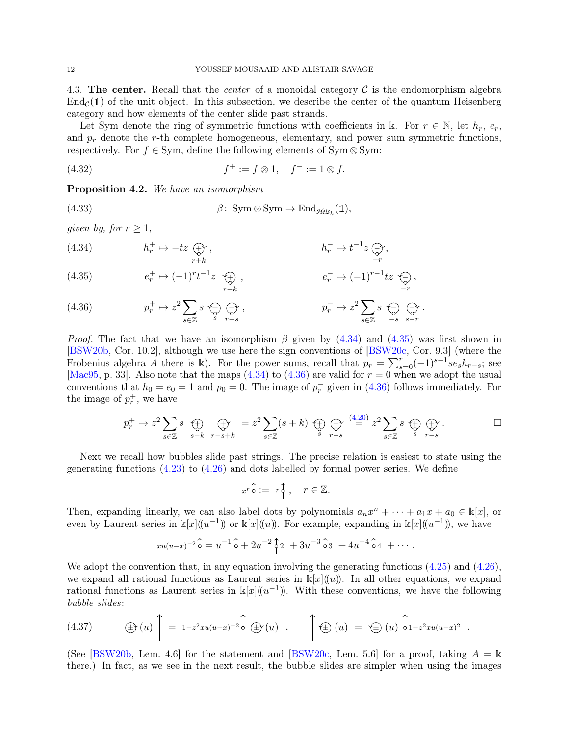4.3. **The center.** Recall that the *center* of a monoidal category $\mathcal{C}$ is the endomorphism algebra $\mathrm{End}_{\mathcal{C}}(\mathbb{1})$ of the unit object. In this subsection, we describe the center of the quantum Heisenberg category and how elements of the center slide past strands.

Let Sym denote the ring of symmetric functions with coefficients in $\Bbbk$. For $r \in \mathbb{N}$, let $h_r$, $e_r$, and $p_r$ denote the $r$-th complete homogeneous, elementary, and power sum symmetric functions, respectively. For $f \in \mathrm{Sym}$, define the following elements of $\mathrm{Sym} \otimes \mathrm{Sym}$:

$$f^+ := f \otimes 1, \quad f^- := 1 \otimes f. \tag{4.32}$$

**Proposition 4.2.** *We have an isomorphism*

$$\beta \colon \mathrm{Sym} \otimes \mathrm{Sym} \to \mathrm{End}_{\mathcal{H}eis_k}(\mathbb{1}), \tag{4.33}$$

*given by, for $r \geq 1$,*

$$h_r^+ \mapsto -tz \underset{r+k}{\oplus}, \qquad h_r^- \mapsto t^{-1}z \underset{-r}{\ominus}, \tag{4.34}$$

$$e_r^+ \mapsto (-1)^r t^{-1} z \underset{r-k}{\oplus}, \qquad e_r^- \mapsto (-1)^{r-1} tz \underset{-r}{\ominus}, \tag{4.35}$$

$$p_r^+ \mapsto z^2 \sum_{s \in \mathbb{Z}} s \underset{s}{\oplus} \underset{r-s}{\oplus}, \qquad p_r^- \mapsto z^2 \sum_{s \in \mathbb{Z}} s \underset{-s}{\ominus} \underset{s-r}{\ominus}. \tag{4.36}$$

*Proof.* The fact that we have an isomorphism $\beta$ given by (4.34) and (4.35) was first shown in [BSW20b, Cor. 10.2], although we use here the sign conventions of [BSW20c, Cor. 9.3] (where the Frobenius algebra $A$ there is $\Bbbk$). For the power sums, recall that $p_r = \sum_{s=0}^{r} (-1)^{s-1} s e_s h_{r-s}$; see [Mac95, p. 33]. Also note that the maps (4.34) to (4.36) are valid for $r = 0$ when we adopt the usual conventions that $h_0 = e_0 = 1$ and $p_0 = 0$. The image of $p_r^-$ given in (4.36) follows immediately. For the image of $p_r^+$, we have

$$p_r^+ \mapsto z^2 \sum_{s \in \mathbb{Z}} s \underset{s-k}{\oplus} \underset{r-s+k}{\oplus} = z^2 \sum_{s \in \mathbb{Z}} (s+k) \underset{s}{\oplus} \underset{r-s}{\oplus} \overset{(4.20)}{=} z^2 \sum_{s \in \mathbb{Z}} s \underset{s}{\oplus} \underset{r-s}{\oplus}. \qquad \square$$

Next we recall how bubbles slide past strings. The precise relation is easiest to state using the generating functions (4.23) to (4.26) and dots labelled by formal power series. We define

$$x^r \uparrow := r \uparrow, \quad r \in \mathbb{Z}.$$

Then, expanding linearly, we can also label dots by polynomials $a_n x^n + \cdots + a_1 x + a_0 \in \Bbbk[x]$, or even by Laurent series in $\Bbbk[x](\!(u^{-1})\!)$ or $\Bbbk[x](\!(u)\!)$. For example, expanding in $\Bbbk[x](\!(u^{-1})\!)$, we have

$$xu(u-x)^{-2} \uparrow = u^{-1} \uparrow + 2u^{-2} \uparrow 2 + 3u^{-3} \uparrow 3 + 4u^{-4} \uparrow 4 + \cdots.$$

We adopt the convention that, in any equation involving the generating functions (4.25) and (4.26), we expand all rational functions as Laurent series in $\Bbbk[x](\!(u)\!)$. In all other equations, we expand rational functions as Laurent series in $\Bbbk[x](\!(u^{-1})\!)$. With these conventions, we have the following *bubble slides*:

$$\oplus(u) \uparrow = {}_{1-z^2xu(u-x)^{-2}} \uparrow \oplus(u), \qquad \uparrow \ominus(u) = \ominus(u) \uparrow_{1-z^2xu(u-x)^{2}}. \tag{4.37}$$

(See [BSW20b, Lem. 4.6] for the statement and [BSW20c, Lem. 5.6] for a proof, taking $A = \Bbbk$ there.) In fact, as we see in the next result, the bubble slides are simpler when using the images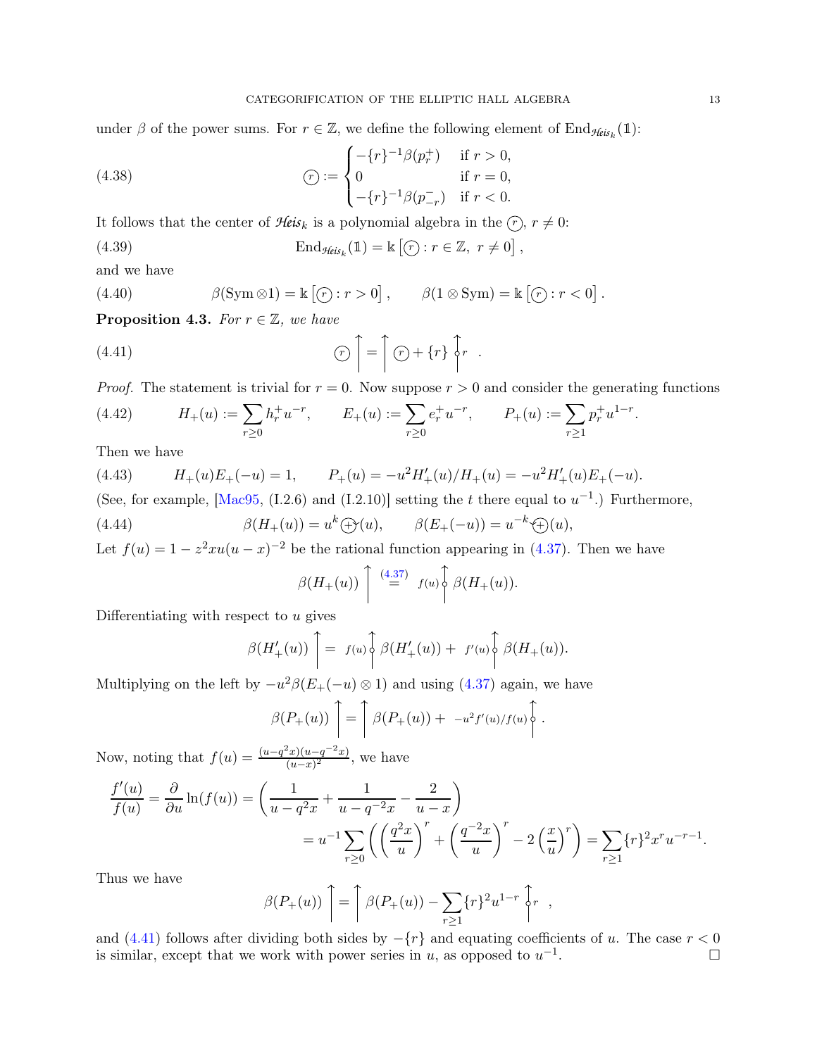under $\beta$ of the power sums. For $r \in \mathbb{Z}$, we define the following element of $\mathrm{End}_{\mathcal{H}eis_k}(\mathbb{1})$:

$$\textcircled{r} := \begin{cases} -\{r\}^{-1}\beta(p_r^+) & \text{if } r > 0, \\ 0 & \text{if } r = 0, \\ -\{r\}^{-1}\beta(p_{-r}^-) & \text{if } r < 0. \end{cases} \tag{4.38}$$

It follows that the center of $\mathcal{H}eis_k$ is a polynomial algebra in the $\textcircled{r}$, $r \neq 0$:

$$\mathrm{End}_{\mathcal{H}eis_k}(\mathbb{1}) = \Bbbk\left[\textcircled{r} : r \in \mathbb{Z},\ r \neq 0\right], \tag{4.39}$$

and we have

$$\beta(\mathrm{Sym} \otimes 1) = \Bbbk\left[\textcircled{r} : r > 0\right], \qquad \beta(1 \otimes \mathrm{Sym}) = \Bbbk\left[\textcircled{r} : r < 0\right]. \tag{4.40}$$

**Proposition 4.3.** *For $r \in \mathbb{Z}$, we have*

$$\textcircled{r}\ \Big\uparrow = \Big\uparrow\ \textcircled{r} + \{r\}\ \Big\uparrow\!\!{\scriptstyle\circ}\, r\ . \tag{4.41}$$

*Proof.* The statement is trivial for $r = 0$. Now suppose $r > 0$ and consider the generating functions

$$H_+(u) := \sum_{r \geq 0} h_r^+ u^{-r}, \qquad E_+(u) := \sum_{r \geq 0} e_r^+ u^{-r}, \qquad P_+(u) := \sum_{r \geq 1} p_r^+ u^{1-r}. \tag{4.42}$$

Then we have

$$H_+(u)E_+(-u) = 1, \qquad P_+(u) = -u^2 H_+'(u)/H_+(u) = -u^2 H_+'(u)E_+(-u). \tag{4.43}$$

(See, for example, [Mac95, (I.2.6) and (I.2.10)] setting the $t$ there equal to $u^{-1}$.) Furthermore,

$$\beta(H_+(u)) = u^k \,\textcircled{+}(u), \qquad \beta(E_+(-u)) = u^{-k}\,\textcircled{+}(u), \tag{4.44}$$

Let $f(u) = 1 - z^2 x u (u-x)^{-2}$ be the rational function appearing in (4.37). Then we have

$$\beta(H_+(u))\ \Big\uparrow \overset{(4.37)}{=} {\scriptstyle f(u)}\!\circ\!\Big\uparrow\ \beta(H_+(u)).$$

Differentiating with respect to $u$ gives

$$\beta(H_+'(u))\ \Big\uparrow = {\scriptstyle f(u)}\!\circ\!\Big\uparrow\ \beta(H_+'(u)) + {\scriptstyle f'(u)}\!\circ\!\Big\uparrow\ \beta(H_+(u)).$$

Multiplying on the left by $-u^2\beta(E_+(-u) \otimes 1)$ and using (4.37) again, we have

$$\beta(P_+(u))\ \Big\uparrow = \Big\uparrow\ \beta(P_+(u)) + {\scriptstyle -u^2 f'(u)/f(u)}\!\circ\!\Big\uparrow\ .$$

Now, noting that $f(u) = \frac{(u-q^2x)(u-q^{-2}x)}{(u-x)^2}$, we have

$$\begin{aligned}\frac{f'(u)}{f(u)} = \frac{\partial}{\partial u}\ln(f(u)) &= \left(\frac{1}{u-q^2x} + \frac{1}{u-q^{-2}x} - \frac{2}{u-x}\right) \\ &= u^{-1}\sum_{r\geq 0}\left(\left(\frac{q^2x}{u}\right)^r + \left(\frac{q^{-2}x}{u}\right)^r - 2\left(\frac{x}{u}\right)^r\right) = \sum_{r\geq 1}\{r\}^2 x^r u^{-r-1}.\end{aligned}$$

Thus we have

$$\beta(P_+(u))\ \Big\uparrow = \Big\uparrow\ \beta(P_+(u)) - \sum_{r\geq 1}\{r\}^2 u^{1-r}\ \Big\uparrow\!\!{\scriptstyle\circ}\, r\ ,$$

and (4.41) follows after dividing both sides by $-\{r\}$ and equating coefficients of $u$. The case $r < 0$ is similar, except that we work with power series in $u$, as opposed to $u^{-1}$. $\square$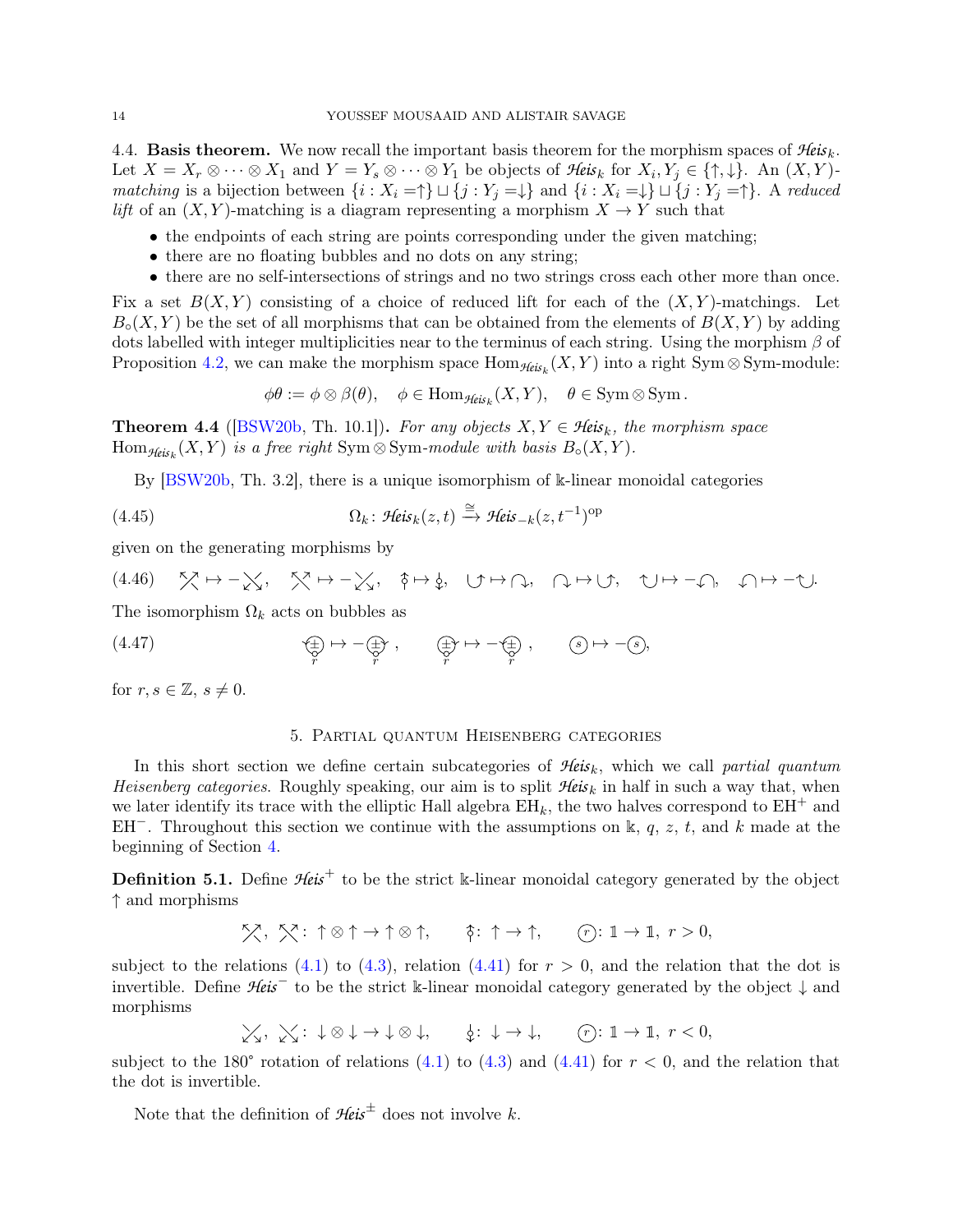4.4. **Basis theorem.** We now recall the important basis theorem for the morphism spaces of $\mathcal{H}eis_k$. Let $X = X_r \otimes \cdots \otimes X_1$ and $Y = Y_s \otimes \cdots \otimes Y_1$ be objects of $\mathcal{H}eis_k$ for $X_i, Y_j \in \{\uparrow, \downarrow\}$. An $(X,Y)$-*matching* is a bijection between $\{i : X_i = \uparrow\} \sqcup \{j : Y_j = \downarrow\}$ and $\{i : X_i = \downarrow\} \sqcup \{j : Y_j = \uparrow\}$. A *reduced lift* of an $(X,Y)$-matching is a diagram representing a morphism $X \to Y$ such that

- the endpoints of each string are points corresponding under the given matching;
- there are no floating bubbles and no dots on any string;
- there are no self-intersections of strings and no two strings cross each other more than once.

Fix a set $B(X,Y)$ consisting of a choice of reduced lift for each of the $(X,Y)$-matchings. Let $B_\circ(X,Y)$ be the set of all morphisms that can be obtained from the elements of $B(X,Y)$ by adding dots labelled with integer multiplicities near to the terminus of each string. Using the morphism $\beta$ of Proposition 4.2, we can make the morphism space $\operatorname{Hom}_{\mathcal{H}eis_k}(X,Y)$ into a right $\mathrm{Sym} \otimes \mathrm{Sym}$-module:

$$\phi\theta := \phi \otimes \beta(\theta), \quad \phi \in \operatorname{Hom}_{\mathcal{H}eis_k}(X,Y), \quad \theta \in \mathrm{Sym} \otimes \mathrm{Sym}.$$

**Theorem 4.4** ([BSW20b, Th. 10.1])**.** *For any objects $X, Y \in \mathcal{H}eis_k$, the morphism space $\operatorname{Hom}_{\mathcal{H}eis_k}(X,Y)$ is a free right $\mathrm{Sym} \otimes \mathrm{Sym}$-module with basis $B_\circ(X,Y)$.*

By [BSW20b, Th. 3.2], there is a unique isomorphism of $\Bbbk$-linear monoidal categories

$$\Omega_k \colon \mathcal{H}eis_k(z,t) \xrightarrow{\cong} \mathcal{H}eis_{-k}(z,t^{-1})^{\mathrm{op}} \tag{4.45}$$

given on the generating morphisms by

(4.46) [upward crossing] $\mapsto -$[downward crossing], [upward crossing] $\mapsto -$[downward crossing], [upward dot] $\mapsto$ [downward dot], [cup] $\mapsto$ [cap], [cap] $\mapsto$ [cup], [left cup] $\mapsto -$[left cap], [left cap] $\mapsto -$[left cup].

The isomorphism $\Omega_k$ acts on bubbles as

(4.47) [bubble $\pm$, $r$] $\mapsto -$[bubble $\pm$, $r$], [bubble $\pm$, $r$] $\mapsto -$[bubble $\pm$, $r$], $(s) \mapsto -(s)$,

for $r, s \in \mathbb{Z}$, $s \neq 0$.

## 5. Partial quantum Heisenberg categories

In this short section we define certain subcategories of $\mathcal{H}eis_k$, which we call *partial quantum Heisenberg categories*. Roughly speaking, our aim is to split $\mathcal{H}eis_k$ in half in such a way that, when we later identify its trace with the elliptic Hall algebra $\mathrm{EH}_k$, the two halves correspond to $\mathrm{EH}^+$ and $\mathrm{EH}^-$. Throughout this section we continue with the assumptions on $\Bbbk$, $q$, $z$, $t$, and $k$ made at the beginning of Section 4.

**Definition 5.1.** Define $\mathcal{H}eis^+$ to be the strict $\Bbbk$-linear monoidal category generated by the object $\uparrow$ and morphisms

$$[\text{crossing}],\ [\text{crossing}] \colon \uparrow \otimes \uparrow \to \uparrow \otimes \uparrow, \qquad [\text{dot}] \colon \uparrow \to \uparrow, \qquad (r) \colon \mathbb{1} \to \mathbb{1},\ r > 0,$$

subject to the relations (4.1) to (4.3), relation (4.41) for $r > 0$, and the relation that the dot is invertible. Define $\mathcal{H}eis^-$ to be the strict $\Bbbk$-linear monoidal category generated by the object $\downarrow$ and morphisms

$$[\text{crossing}],\ [\text{crossing}] \colon \downarrow \otimes \downarrow \to \downarrow \otimes \downarrow, \qquad [\text{dot}] \colon \downarrow \to \downarrow, \qquad (r) \colon \mathbb{1} \to \mathbb{1},\ r < 0,$$

subject to the 180° rotation of relations (4.1) to (4.3) and (4.41) for $r < 0$, and the relation that the dot is invertible.

Note that the definition of $\mathcal{H}eis^\pm$ does not involve $k$.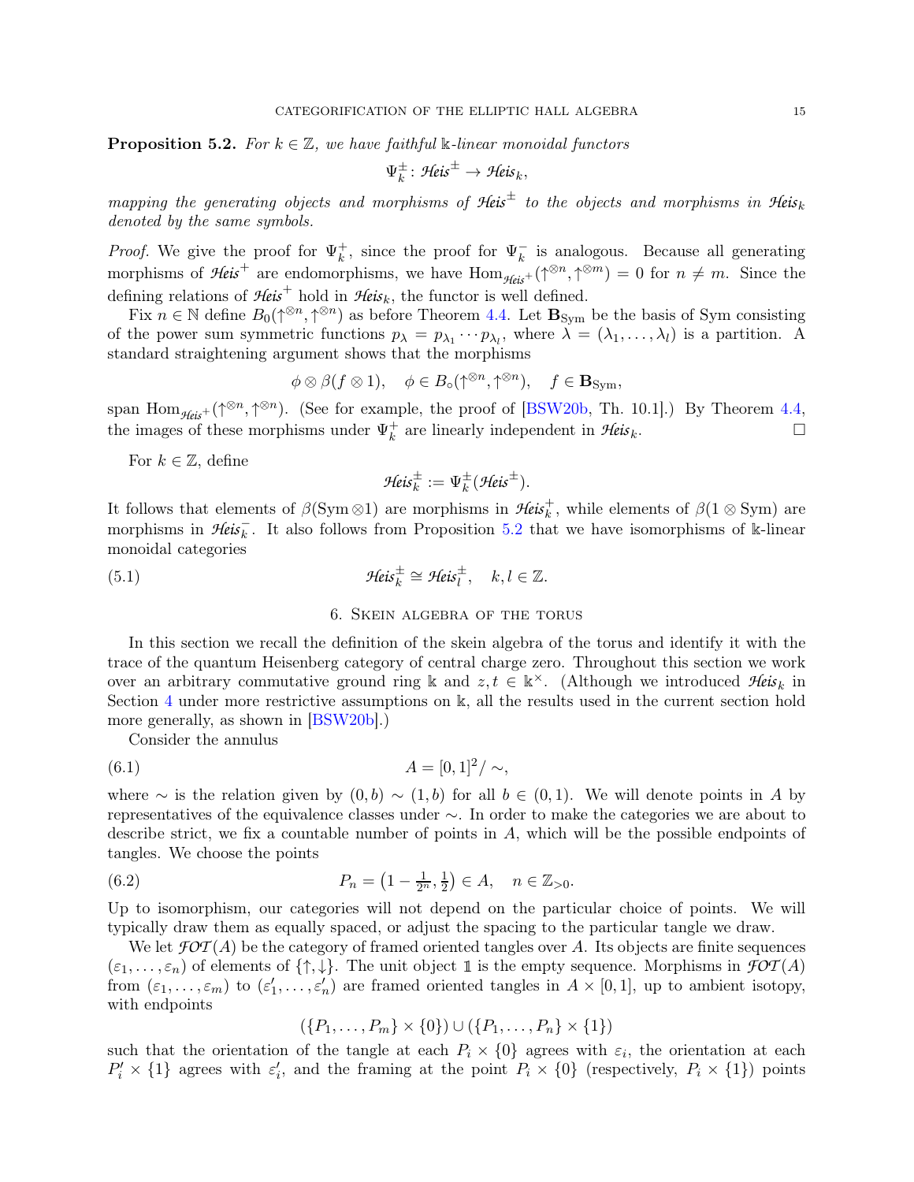**Proposition 5.2.** *For $k \in \mathbb{Z}$, we have faithful $\Bbbk$-linear monoidal functors*

$$\Psi_k^\pm \colon \mathcal{H}eis^\pm \to \mathcal{H}eis_k,$$

*mapping the generating objects and morphisms of $\mathcal{H}eis^\pm$ to the objects and morphisms in $\mathcal{H}eis_k$ denoted by the same symbols.*

*Proof.* We give the proof for $\Psi_k^+$, since the proof for $\Psi_k^-$ is analogous. Because all generating morphisms of $\mathcal{H}eis^+$ are endomorphisms, we have $\operatorname{Hom}_{\mathcal{H}eis^+}(\uparrow^{\otimes n}, \uparrow^{\otimes m}) = 0$ for $n \neq m$. Since the defining relations of $\mathcal{H}eis^+$ hold in $\mathcal{H}eis_k$, the functor is well defined.

Fix $n \in \mathbb{N}$ define $B_0(\uparrow^{\otimes n}, \uparrow^{\otimes n})$ as before Theorem 4.4. Let $\mathbf{B}_{\mathrm{Sym}}$ be the basis of Sym consisting of the power sum symmetric functions $p_\lambda = p_{\lambda_1} \cdots p_{\lambda_l}$, where $\lambda = (\lambda_1, \dots, \lambda_l)$ is a partition. A standard straightening argument shows that the morphisms

$$\phi \otimes \beta(f \otimes 1), \quad \phi \in B_\circ(\uparrow^{\otimes n}, \uparrow^{\otimes n}), \quad f \in \mathbf{B}_{\mathrm{Sym}},$$

span $\operatorname{Hom}_{\mathcal{H}eis^+}(\uparrow^{\otimes n}, \uparrow^{\otimes n})$. (See for example, the proof of [BSW20b, Th. 10.1].) By Theorem 4.4, the images of these morphisms under $\Psi_k^+$ are linearly independent in $\mathcal{H}eis_k$. □

For $k \in \mathbb{Z}$, define

$$\mathcal{H}eis_k^\pm := \Psi_k^\pm(\mathcal{H}eis^\pm).$$

It follows that elements of $\beta(\mathrm{Sym} \otimes 1)$ are morphisms in $\mathcal{H}eis_k^+$, while elements of $\beta(1 \otimes \mathrm{Sym})$ are morphisms in $\mathcal{H}eis_k^-$. It also follows from Proposition 5.2 that we have isomorphisms of $\Bbbk$-linear monoidal categories

$$\mathcal{H}eis_k^\pm \cong \mathcal{H}eis_l^\pm, \quad k, l \in \mathbb{Z}. \tag{5.1}$$

## 6. Skein algebra of the torus

In this section we recall the definition of the skein algebra of the torus and identify it with the trace of the quantum Heisenberg category of central charge zero. Throughout this section we work over an arbitrary commutative ground ring $\Bbbk$ and $z, t \in \Bbbk^\times$. (Although we introduced $\mathcal{H}eis_k$ in Section 4 under more restrictive assumptions on $\Bbbk$, all the results used in the current section hold more generally, as shown in [BSW20b].)

Consider the annulus

$$A = [0,1]^2/\sim, \tag{6.1}$$

where $\sim$ is the relation given by $(0, b) \sim (1, b)$ for all $b \in (0, 1)$. We will denote points in $A$ by representatives of the equivalence classes under $\sim$. In order to make the categories we are about to describe strict, we fix a countable number of points in $A$, which will be the possible endpoints of tangles. We choose the points

$$P_n = \left(1 - \tfrac{1}{2^n}, \tfrac{1}{2}\right) \in A, \quad n \in \mathbb{Z}_{>0}. \tag{6.2}$$

Up to isomorphism, our categories will not depend on the particular choice of points. We will typically draw them as equally spaced, or adjust the spacing to the particular tangle we draw.

We let $\mathcal{FOT}(A)$ be the category of framed oriented tangles over $A$. Its objects are finite sequences $(\varepsilon_1, \dots, \varepsilon_n)$ of elements of $\{\uparrow, \downarrow\}$. The unit object $\mathbb{1}$ is the empty sequence. Morphisms in $\mathcal{FOT}(A)$ from $(\varepsilon_1, \dots, \varepsilon_m)$ to $(\varepsilon_1', \dots, \varepsilon_n')$ are framed oriented tangles in $A \times [0, 1]$, up to ambient isotopy, with endpoints

$$(\{P_1, \dots, P_m\} \times \{0\}) \cup (\{P_1, \dots, P_n\} \times \{1\})$$

such that the orientation of the tangle at each $P_i \times \{0\}$ agrees with $\varepsilon_i$, the orientation at each $P_i' \times \{1\}$ agrees with $\varepsilon_i'$, and the framing at the point $P_i \times \{0\}$ (respectively, $P_i \times \{1\}$) points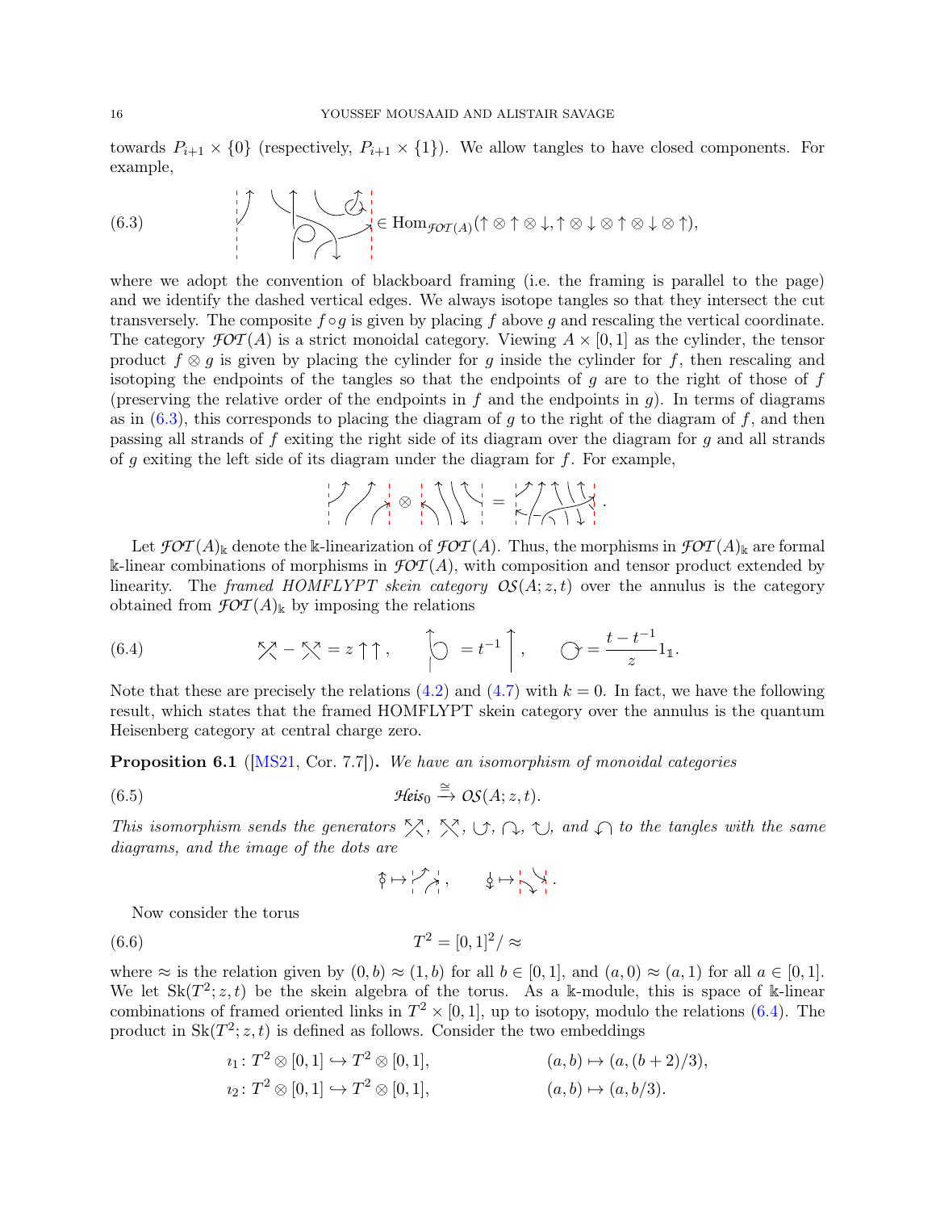towards $P_{i+1} \times \{0\}$ (respectively, $P_{i+1} \times \{1\}$). We allow tangles to have closed components. For example,

$$\text{(6.3)} \qquad [\text{diagram}] \in \operatorname{Hom}_{\mathcal{FOT}(A)}(\uparrow \otimes \uparrow \otimes \downarrow, \uparrow \otimes \downarrow \otimes \uparrow \otimes \downarrow \otimes \uparrow),$$

where we adopt the convention of blackboard framing (i.e. the framing is parallel to the page) and we identify the dashed vertical edges. We always isotope tangles so that they intersect the cut transversely. The composite $f \circ g$ is given by placing $f$ above $g$ and rescaling the vertical coordinate. The category $\mathcal{FOT}(A)$ is a strict monoidal category. Viewing $A \times [0,1]$ as the cylinder, the tensor product $f \otimes g$ is given by placing the cylinder for $g$ inside the cylinder for $f$, then rescaling and isotoping the endpoints of the tangles so that the endpoints of $g$ are to the right of those of $f$ (preserving the relative order of the endpoints in $f$ and the endpoints in $g$). In terms of diagrams as in (6.3), this corresponds to placing the diagram of $g$ to the right of the diagram of $f$, and then passing all strands of $f$ exiting the right side of its diagram over the diagram for $g$ and all strands of $g$ exiting the left side of its diagram under the diagram for $f$. For example,

$$[\text{diagram}] \otimes [\text{diagram}] = [\text{diagram}].$$

Let $\mathcal{FOT}(A)_{\Bbbk}$ denote the $\Bbbk$-linearization of $\mathcal{FOT}(A)$. Thus, the morphisms in $\mathcal{FOT}(A)_{\Bbbk}$ are formal $\Bbbk$-linear combinations of morphisms in $\mathcal{FOT}(A)$, with composition and tensor product extended by linearity. The *framed HOMFLYPT skein category* $\mathcal{OS}(A; z, t)$ over the annulus is the category obtained from $\mathcal{FOT}(A)_{\Bbbk}$ by imposing the relations

$$\text{(6.4)} \qquad [\text{positive crossing}] - [\text{negative crossing}] = z \uparrow\uparrow, \qquad [\text{curl}] = t^{-1} \uparrow, \qquad [\text{circle}] = \frac{t - t^{-1}}{z} 1_{\mathbb{1}}.$$

Note that these are precisely the relations (4.2) and (4.7) with $k = 0$. In fact, we have the following result, which states that the framed HOMFLYPT skein category over the annulus is the quantum Heisenberg category at central charge zero.

**Proposition 6.1** ([MS21, Cor. 7.7])**.** *We have an isomorphism of monoidal categories*

$$\text{(6.5)} \qquad \mathcal{H}eis_0 \xrightarrow{\cong} \mathcal{OS}(A; z, t).$$

*This isomorphism sends the generators* [crossings, cups and caps] *to the tangles with the same diagrams, and the image of the dots are*

$$[\text{upward dot}] \mapsto [\text{diagram}], \qquad [\text{downward dot}] \mapsto [\text{diagram}].$$

Now consider the torus

$$\text{(6.6)} \qquad T^2 = [0,1]^2 / \approx$$

where $\approx$ is the relation given by $(0, b) \approx (1, b)$ for all $b \in [0,1]$, and $(a, 0) \approx (a, 1)$ for all $a \in [0,1]$. We let $\operatorname{Sk}(T^2; z, t)$ be the skein algebra of the torus. As a $\Bbbk$-module, this is space of $\Bbbk$-linear combinations of framed oriented links in $T^2 \times [0,1]$, up to isotopy, modulo the relations (6.4). The product in $\operatorname{Sk}(T^2; z, t)$ is defined as follows. Consider the two embeddings

$$\imath_1 \colon T^2 \otimes [0,1] \hookrightarrow T^2 \otimes [0,1], \qquad (a, b) \mapsto (a, (b+2)/3),$$
$$\imath_2 \colon T^2 \otimes [0,1] \hookrightarrow T^2 \otimes [0,1], \qquad (a, b) \mapsto (a, b/3).$$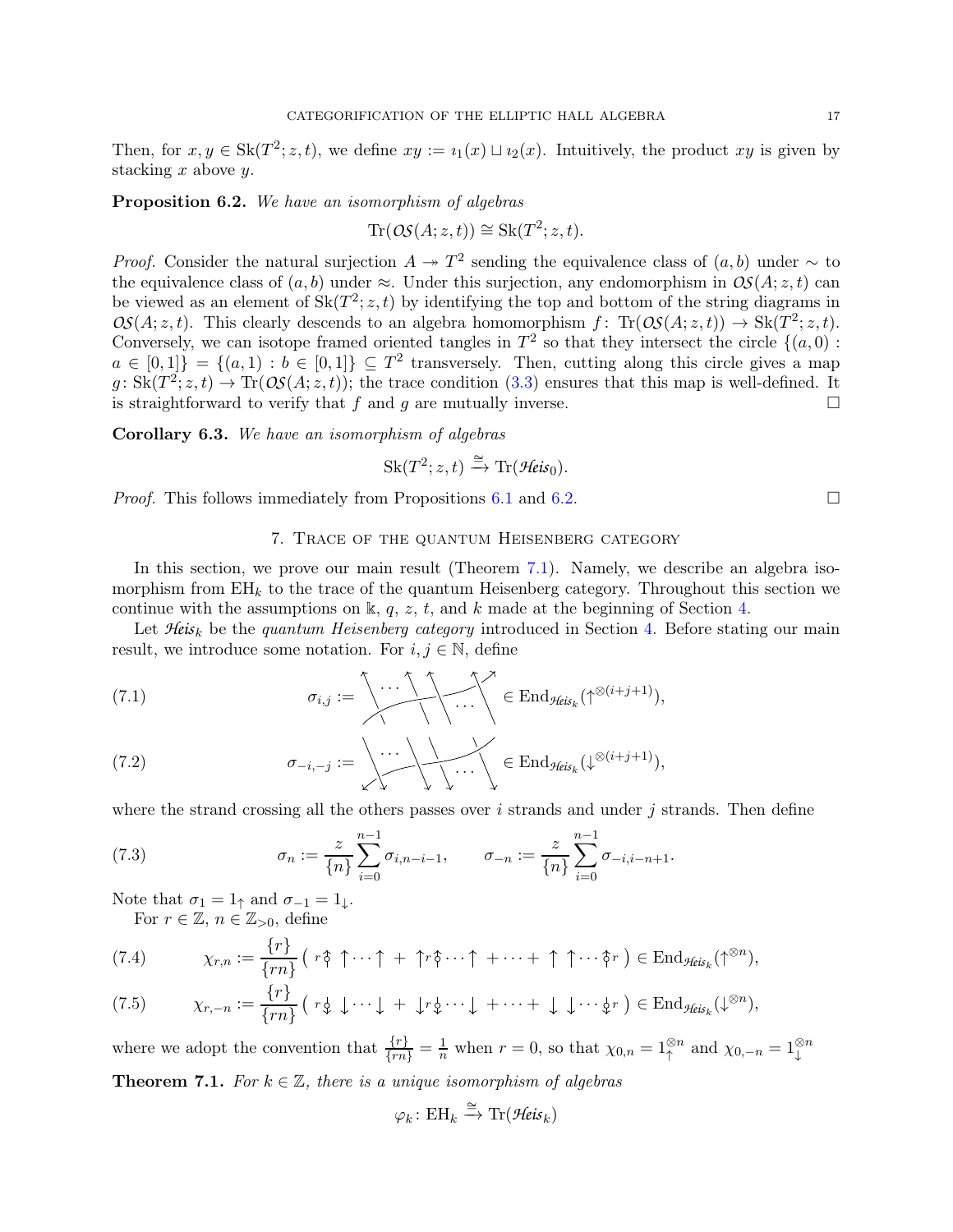Then, for $x, y \in \mathrm{Sk}(T^2; z, t)$, we define $xy := \imath_1(x) \sqcup \imath_2(x)$. Intuitively, the product $xy$ is given by stacking $x$ above $y$.

**Proposition 6.2.** *We have an isomorphism of algebras*

$$\mathrm{Tr}(\mathcal{OS}(A; z, t)) \cong \mathrm{Sk}(T^2; z, t).$$

*Proof.* Consider the natural surjection $A \twoheadrightarrow T^2$ sending the equivalence class of $(a, b)$ under $\sim$ to the equivalence class of $(a, b)$ under $\approx$. Under this surjection, any endomorphism in $\mathcal{OS}(A; z, t)$ can be viewed as an element of $\mathrm{Sk}(T^2; z, t)$ by identifying the top and bottom of the string diagrams in $\mathcal{OS}(A; z, t)$. This clearly descends to an algebra homomorphism $f : \mathrm{Tr}(\mathcal{OS}(A; z, t)) \to \mathrm{Sk}(T^2; z, t)$. Conversely, we can isotope framed oriented tangles in $T^2$ so that they intersect the circle $\{(a, 0) : a \in [0, 1]\} = \{(a, 1) : b \in [0, 1]\} \subseteq T^2$ transversely. Then, cutting along this circle gives a map $g : \mathrm{Sk}(T^2; z, t) \to \mathrm{Tr}(\mathcal{OS}(A; z, t))$; the trace condition (3.3) ensures that this map is well-defined. It is straightforward to verify that $f$ and $g$ are mutually inverse. □

**Corollary 6.3.** *We have an isomorphism of algebras*

$$\mathrm{Sk}(T^2; z, t) \xrightarrow{\cong} \mathrm{Tr}(\mathcal{H}eis_0).$$

*Proof.* This follows immediately from Propositions 6.1 and 6.2. □

## 7. Trace of the quantum Heisenberg category

In this section, we prove our main result (Theorem 7.1). Namely, we describe an algebra isomorphism from $\mathrm{EH}_k$ to the trace of the quantum Heisenberg category. Throughout this section we continue with the assumptions on $\Bbbk$, $q$, $z$, $t$, and $k$ made at the beginning of Section 4.

Let $\mathcal{H}eis_k$ be the *quantum Heisenberg category* introduced in Section 4. Before stating our main result, we introduce some notation. For $i, j \in \mathbb{N}$, define

$$\sigma_{i,j} := [\text{diagram}] \in \mathrm{End}_{\mathcal{H}eis_k}(\uparrow^{\otimes(i+j+1)}), \tag{7.1}$$

$$\sigma_{-i,-j} := [\text{diagram}] \in \mathrm{End}_{\mathcal{H}eis_k}(\downarrow^{\otimes(i+j+1)}), \tag{7.2}$$

where the strand crossing all the others passes over $i$ strands and under $j$ strands. Then define

$$\sigma_n := \frac{z}{\{n\}} \sum_{i=0}^{n-1} \sigma_{i,n-i-1}, \qquad \sigma_{-n} := \frac{z}{\{n\}} \sum_{i=0}^{n-1} \sigma_{-i,i-n+1}. \tag{7.3}$$

Note that $\sigma_1 = 1_\uparrow$ and $\sigma_{-1} = 1_\downarrow$.

For $r \in \mathbb{Z}$, $n \in \mathbb{Z}_{>0}$, define

$$\chi_{r,n} := \frac{\{r\}}{\{rn\}} \left( {}^{r}\!\!\uparrow\!\!\!\!\bullet \uparrow \cdots \uparrow \; + \; \uparrow {}^{r}\!\!\uparrow\!\!\!\!\bullet \cdots \uparrow \; + \cdots + \; \uparrow \uparrow \cdots \uparrow\!\!\!\!\bullet^{\,r} \right) \in \mathrm{End}_{\mathcal{H}eis_k}(\uparrow^{\otimes n}), \tag{7.4}$$

$$\chi_{r,-n} := \frac{\{r\}}{\{rn\}} \left( {}^{r}\!\!\downarrow\!\!\!\!\bullet \downarrow \cdots \downarrow \; + \; \downarrow {}^{r}\!\!\downarrow\!\!\!\!\bullet \cdots \downarrow \; + \cdots + \; \downarrow \downarrow \cdots \downarrow\!\!\!\!\bullet^{\,r} \right) \in \mathrm{End}_{\mathcal{H}eis_k}(\downarrow^{\otimes n}), \tag{7.5}$$

where we adopt the convention that $\frac{\{r\}}{\{rn\}} = \frac{1}{n}$ when $r = 0$, so that $\chi_{0,n} = 1_\uparrow^{\otimes n}$ and $\chi_{0,-n} = 1_\downarrow^{\otimes n}$

**Theorem 7.1.** *For $k \in \mathbb{Z}$, there is a unique isomorphism of algebras*

$$\varphi_k : \mathrm{EH}_k \xrightarrow{\cong} \mathrm{Tr}(\mathcal{H}eis_k)$$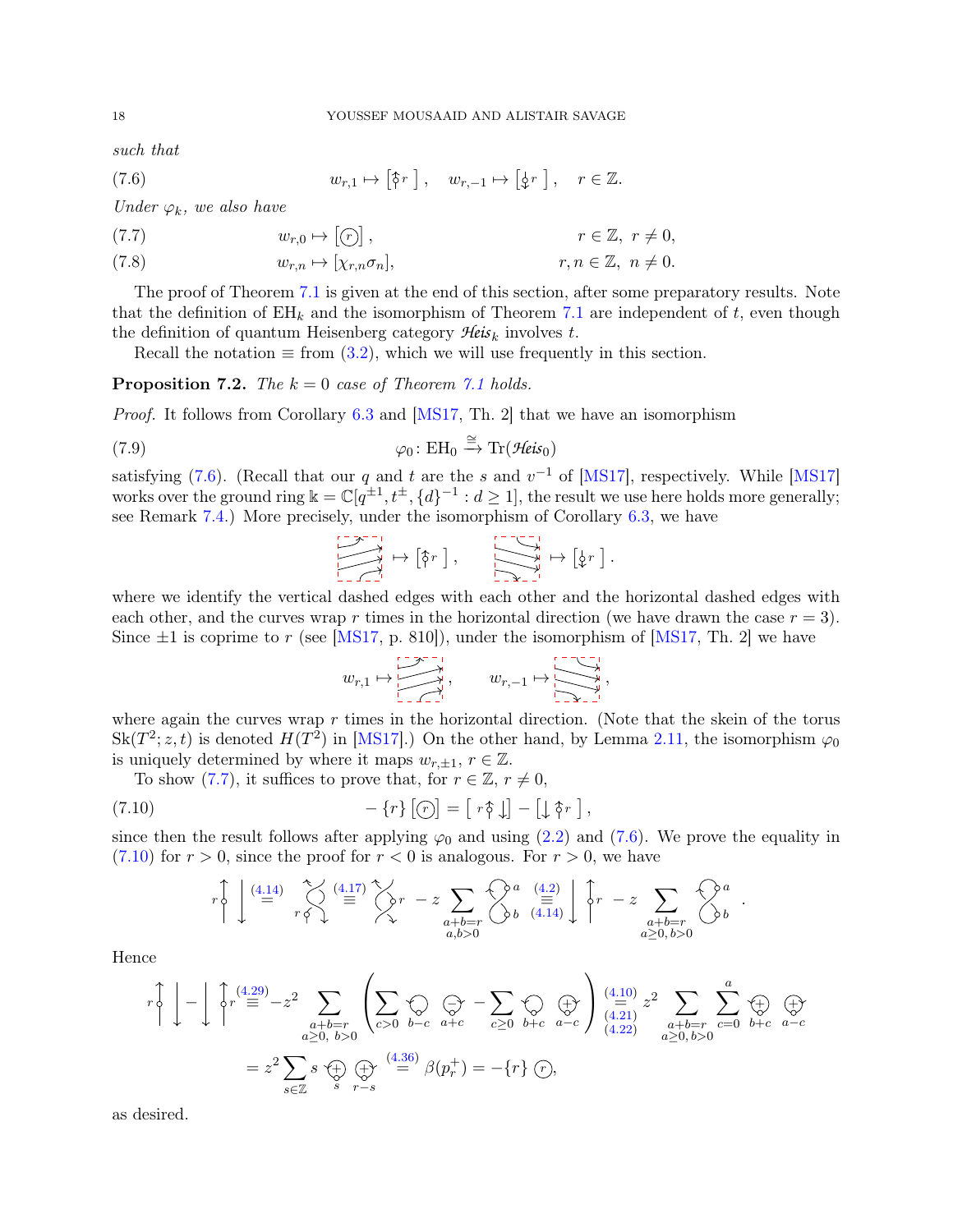*such that*

$$w_{r,1} \mapsto \left[\,\uparrow\!\circ r\,\right], \quad w_{r,-1} \mapsto \left[\,\downarrow\!\circ r\,\right], \quad r \in \mathbb{Z}. \tag{7.6}$$

*Under $\varphi_k$, we also have*

$$w_{r,0} \mapsto \left[\,\textcircled{r}\,\right], \qquad r \in \mathbb{Z},\ r \neq 0, \tag{7.7}$$

$$w_{r,n} \mapsto [\chi_{r,n}\sigma_n], \qquad r, n \in \mathbb{Z},\ n \neq 0. \tag{7.8}$$

The proof of Theorem 7.1 is given at the end of this section, after some preparatory results. Note that the definition of $\mathrm{EH}_k$ and the isomorphism of Theorem 7.1 are independent of $t$, even though the definition of quantum Heisenberg category $\mathcal{H}eis_k$ involves $t$.

Recall the notation $\equiv$ from (3.2), which we will use frequently in this section.

**Proposition 7.2.** *The $k = 0$ case of Theorem 7.1 holds.*

*Proof.* It follows from Corollary 6.3 and [MS17, Th. 2] that we have an isomorphism

$$\varphi_0 \colon \mathrm{EH}_0 \xrightarrow{\cong} \mathrm{Tr}(\mathcal{H}eis_0) \tag{7.9}$$

satisfying (7.6). (Recall that our $q$ and $t$ are the $s$ and $v^{-1}$ of [MS17], respectively. While [MS17] works over the ground ring $\Bbbk = \mathbb{C}[q^{\pm 1}, t^{\pm}, \{d\}^{-1} : d \geq 1]$, the result we use here holds more generally; see Remark 7.4.) More precisely, under the isomorphism of Corollary 6.3, we have

$$[\text{diagram}] \mapsto \left[\,\uparrow\!\circ r\,\right], \qquad [\text{diagram}] \mapsto \left[\,\downarrow\!\circ r\,\right].$$

where we identify the vertical dashed edges with each other and the horizontal dashed edges with each other, and the curves wrap $r$ times in the horizontal direction (we have drawn the case $r = 3$). Since $\pm 1$ is coprime to $r$ (see [MS17, p. 810]), under the isomorphism of [MS17, Th. 2] we have

$$w_{r,1} \mapsto [\text{diagram}], \qquad w_{r,-1} \mapsto [\text{diagram}],$$

where again the curves wrap $r$ times in the horizontal direction. (Note that the skein of the torus $\mathrm{Sk}(T^2; z, t)$ is denoted $H(T^2)$ in [MS17].) On the other hand, by Lemma 2.11, the isomorphism $\varphi_0$ is uniquely determined by where it maps $w_{r,\pm 1}$, $r \in \mathbb{Z}$.

To show (7.7), it suffices to prove that, for $r \in \mathbb{Z}$, $r \neq 0$,

$$-\{r\}\left[\,\textcircled{r}\,\right] = \left[\, r\!\circ\!\uparrow \downarrow\,\right] - \left[\,\downarrow \uparrow\!\circ r\,\right], \tag{7.10}$$

since then the result follows after applying $\varphi_0$ and using (2.2) and (7.6). We prove the equality in (7.10) for $r > 0$, since the proof for $r < 0$ is analogous. For $r > 0$, we have

$$r\!\circ\!\uparrow\downarrow \overset{(4.14)}{=} [\text{diagram}] \overset{(4.17)}{\equiv} [\text{diagram}] - z \sum_{\substack{a+b=r\\ a,b>0}} [\text{diagram}] \underset{(4.14)}{\overset{(4.2)}{\equiv}} \downarrow \uparrow\!\circ r - z \sum_{\substack{a+b=r\\ a\geq 0,\, b>0}} [\text{diagram}].$$

Hence

$$r\!\circ\!\uparrow\downarrow - \downarrow\uparrow\!\circ r \overset{(4.29)}{\equiv} -z^2 \sum_{\substack{a+b=r\\ a\geq 0,\, b>0}} \left( \sum_{c>0} \underset{b-c}{\circlearrowleft}\ \underset{a+c}{\ominus} - \sum_{c\geq 0} \underset{b+c}{\circlearrowleft}\ \underset{a-c}{\oplus} \right) \underset{\substack{(4.21)\\(4.22)}}{\overset{(4.10)}{=}} z^2 \sum_{\substack{a+b=r\\ a\geq 0,\, b>0}} \sum_{c=0}^{a} \underset{b+c}{\oplus}\ \underset{a-c}{\oplus}$$

$$= z^2 \sum_{s\in\mathbb{Z}} s\ \underset{s}{\oplus}\ \underset{r-s}{\oplus} \overset{(4.36)}{=} \beta(p_r^+) = -\{r\}\ \textcircled{r},$$

as desired.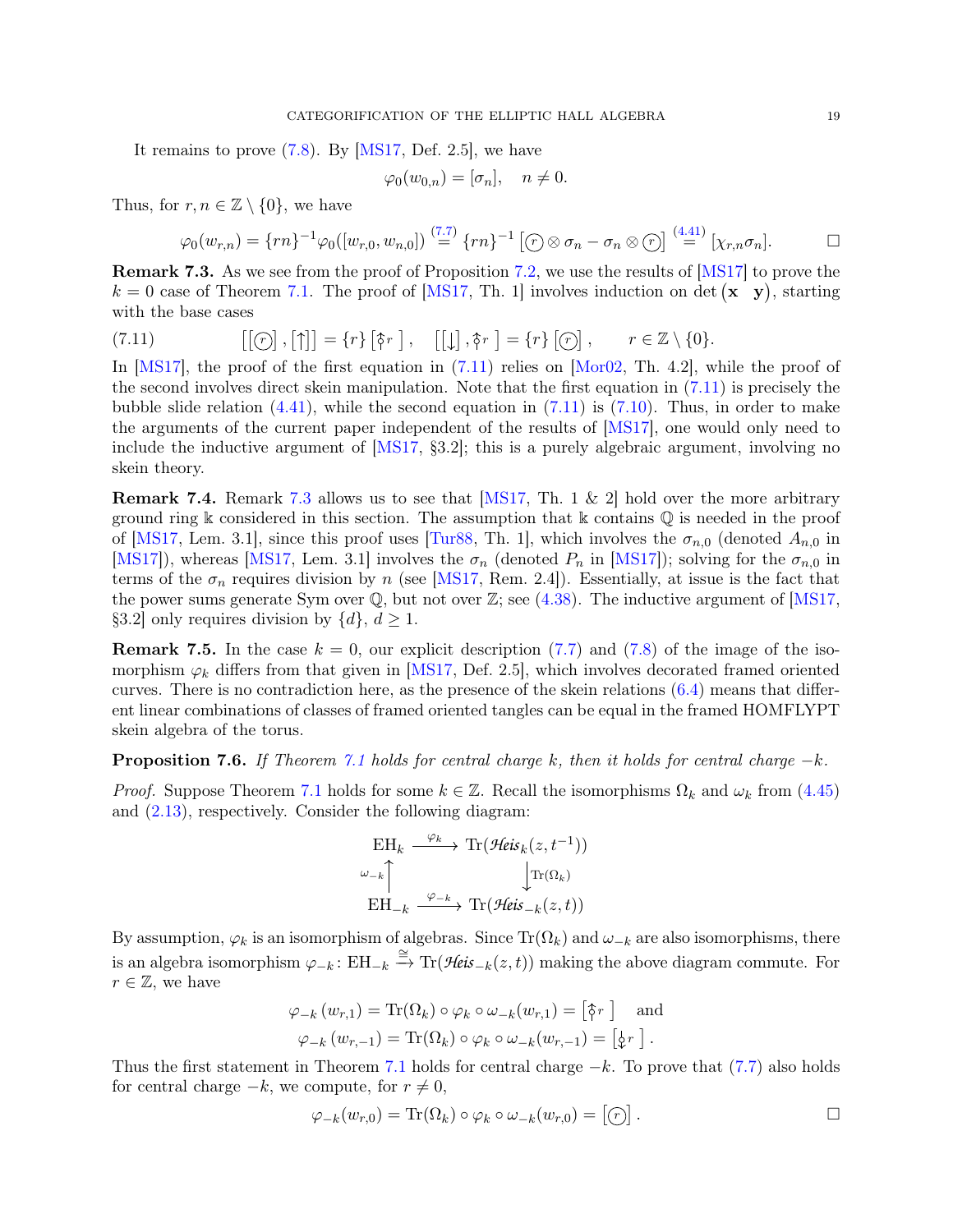It remains to prove (7.8). By [MS17, Def. 2.5], we have

$$\varphi_0(w_{0,n}) = [\sigma_n], \quad n \neq 0.$$

Thus, for $r, n \in \mathbb{Z} \setminus \{0\}$, we have

$$\varphi_0(w_{r,n}) = \{rn\}^{-1} \varphi_0([w_{r,0}, w_{n,0}]) \overset{(7.7)}{=} \{rn\}^{-1} \left[ \textcircled{r} \otimes \sigma_n - \sigma_n \otimes \textcircled{r} \right] \overset{(4.41)}{=} [\chi_{r,n} \sigma_n]. \qquad \square$$

**Remark 7.3.** As we see from the proof of Proposition 7.2, we use the results of [MS17] to prove the $k = 0$ case of Theorem 7.1. The proof of [MS17, Th. 1] involves induction on $\det \begin{pmatrix} \mathbf{x} & \mathbf{y} \end{pmatrix}$, starting with the base cases

$$\left[ [\textcircled{r}], [\uparrow] \right] = \{r\} \left[ \uparrow r \right], \quad \left[ [\downarrow], \uparrow r \right] = \{r\} \left[ \textcircled{r} \right], \qquad r \in \mathbb{Z} \setminus \{0\}. \tag{7.11}$$

In [MS17], the proof of the first equation in (7.11) relies on [Mor02, Th. 4.2], while the proof of the second involves direct skein manipulation. Note that the first equation in (7.11) is precisely the bubble slide relation (4.41), while the second equation in (7.11) is (7.10). Thus, in order to make the arguments of the current paper independent of the results of [MS17], one would only need to include the inductive argument of [MS17, §3.2]; this is a purely algebraic argument, involving no skein theory.

**Remark 7.4.** Remark 7.3 allows us to see that [MS17, Th. 1 & 2] hold over the more arbitrary ground ring $\Bbbk$ considered in this section. The assumption that $\Bbbk$ contains $\mathbb{Q}$ is needed in the proof of [MS17, Lem. 3.1], since this proof uses [Tur88, Th. 1], which involves the $\sigma_{n,0}$ (denoted $A_{n,0}$ in [MS17]), whereas [MS17, Lem. 3.1] involves the $\sigma_n$ (denoted $P_n$ in [MS17]); solving for the $\sigma_{n,0}$ in terms of the $\sigma_n$ requires division by $n$ (see [MS17, Rem. 2.4]). Essentially, at issue is the fact that the power sums generate Sym over $\mathbb{Q}$, but not over $\mathbb{Z}$; see (4.38). The inductive argument of [MS17, §3.2] only requires division by $\{d\}$, $d \geq 1$.

**Remark 7.5.** In the case $k = 0$, our explicit description (7.7) and (7.8) of the image of the isomorphism $\varphi_k$ differs from that given in [MS17, Def. 2.5], which involves decorated framed oriented curves. There is no contradiction here, as the presence of the skein relations (6.4) means that different linear combinations of classes of framed oriented tangles can be equal in the framed HOMFLYPT skein algebra of the torus.

**Proposition 7.6.** *If Theorem 7.1 holds for central charge $k$, then it holds for central charge $-k$.*

*Proof.* Suppose Theorem 7.1 holds for some $k \in \mathbb{Z}$. Recall the isomorphisms $\Omega_k$ and $\omega_k$ from (4.45) and (2.13), respectively. Consider the following diagram:

$$\begin{array}{ccc} \mathrm{EH}_k & \xrightarrow{\varphi_k} & \mathrm{Tr}(\mathcal{H}eis_k(z, t^{-1})) \\ {\scriptstyle \omega_{-k}} \uparrow & & \downarrow {\scriptstyle \mathrm{Tr}(\Omega_k)} \\ \mathrm{EH}_{-k} & \xrightarrow{\varphi_{-k}} & \mathrm{Tr}(\mathcal{H}eis_{-k}(z, t)) \end{array}$$

By assumption, $\varphi_k$ is an isomorphism of algebras. Since $\mathrm{Tr}(\Omega_k)$ and $\omega_{-k}$ are also isomorphisms, there is an algebra isomorphism $\varphi_{-k} \colon \mathrm{EH}_{-k} \xrightarrow{\cong} \mathrm{Tr}(\mathcal{H}eis_{-k}(z, t))$ making the above diagram commute. For $r \in \mathbb{Z}$, we have

$$\varphi_{-k}(w_{r,1}) = \mathrm{Tr}(\Omega_k) \circ \varphi_k \circ \omega_{-k}(w_{r,1}) = \left[ \uparrow r \right] \quad \text{and}$$
$$\varphi_{-k}(w_{r,-1}) = \mathrm{Tr}(\Omega_k) \circ \varphi_k \circ \omega_{-k}(w_{r,-1}) = \left[ \downarrow r \right].$$

Thus the first statement in Theorem 7.1 holds for central charge $-k$. To prove that (7.7) also holds for central charge $-k$, we compute, for $r \neq 0$,

$$\varphi_{-k}(w_{r,0}) = \mathrm{Tr}(\Omega_k) \circ \varphi_k \circ \omega_{-k}(w_{r,0}) = \left[ \textcircled{r} \right]. \qquad \square$$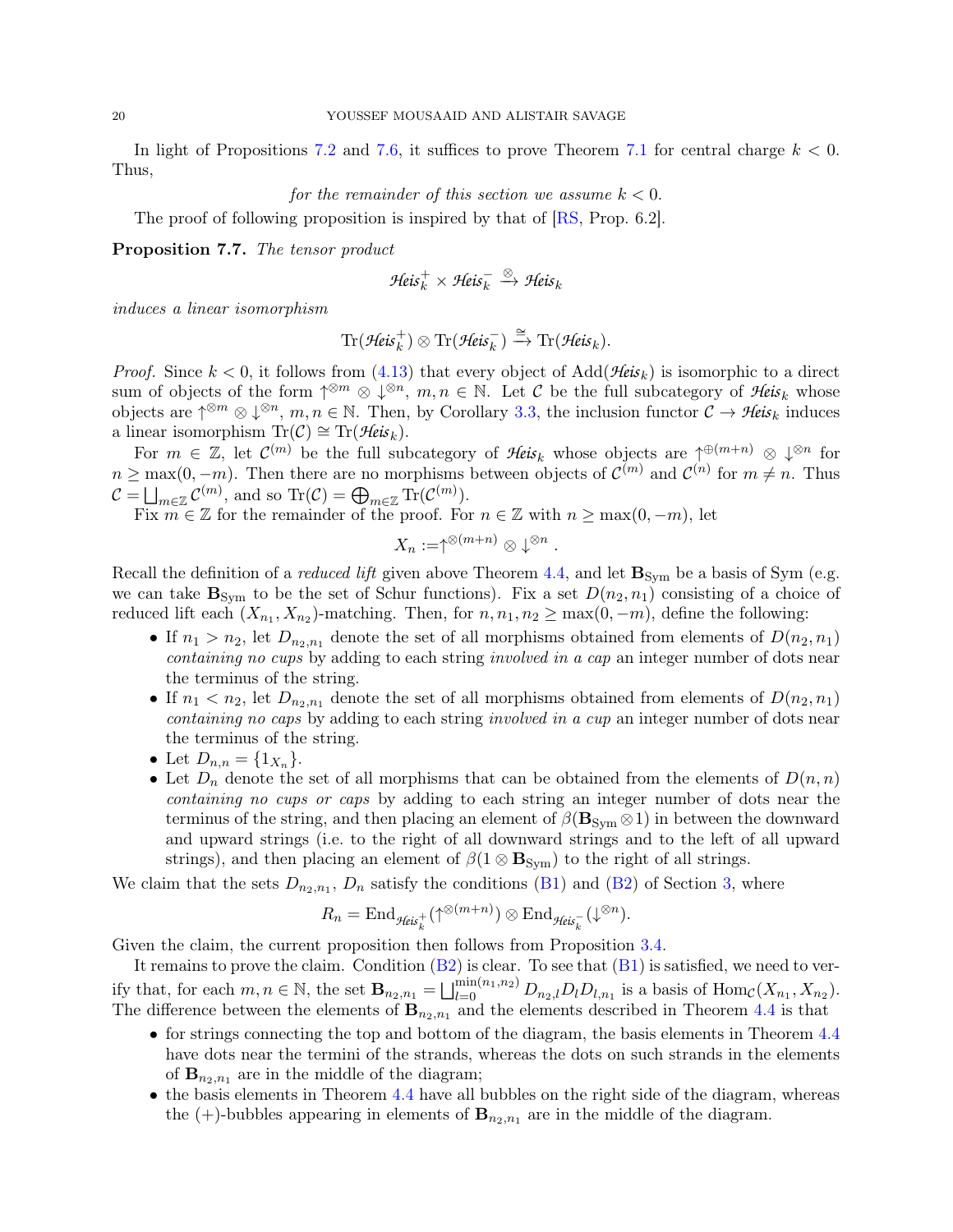In light of Propositions 7.2 and 7.6, it suffices to prove Theorem 7.1 for central charge $k < 0$. Thus,

*for the remainder of this section we assume $k < 0$.*

The proof of following proposition is inspired by that of [RS, Prop. 6.2].

**Proposition 7.7.** *The tensor product*

$$\mathcal{H}eis_k^+ \times \mathcal{H}eis_k^- \xrightarrow{\otimes} \mathcal{H}eis_k$$

*induces a linear isomorphism*

$$\operatorname{Tr}(\mathcal{H}eis_k^+) \otimes \operatorname{Tr}(\mathcal{H}eis_k^-) \xrightarrow{\cong} \operatorname{Tr}(\mathcal{H}eis_k).$$

*Proof.* Since $k < 0$, it follows from (4.13) that every object of $\operatorname{Add}(\mathcal{H}eis_k)$ is isomorphic to a direct sum of objects of the form $\uparrow^{\otimes m} \otimes \downarrow^{\otimes n}$, $m, n \in \mathbb{N}$. Let $\mathcal{C}$ be the full subcategory of $\mathcal{H}eis_k$ whose objects are $\uparrow^{\otimes m} \otimes \downarrow^{\otimes n}$, $m, n \in \mathbb{N}$. Then, by Corollary 3.3, the inclusion functor $\mathcal{C} \to \mathcal{H}eis_k$ induces a linear isomorphism $\operatorname{Tr}(\mathcal{C}) \cong \operatorname{Tr}(\mathcal{H}eis_k)$.

For $m \in \mathbb{Z}$, let $\mathcal{C}^{(m)}$ be the full subcategory of $\mathcal{H}eis_k$ whose objects are $\uparrow^{\oplus(m+n)} \otimes \downarrow^{\otimes n}$ for $n \geq \max(0, -m)$. Then there are no morphisms between objects of $\mathcal{C}^{(m)}$ and $\mathcal{C}^{(n)}$ for $m \neq n$. Thus $\mathcal{C} = \bigsqcup_{m \in \mathbb{Z}} \mathcal{C}^{(m)}$, and so $\operatorname{Tr}(\mathcal{C}) = \bigoplus_{m \in \mathbb{Z}} \operatorname{Tr}(\mathcal{C}^{(m)})$.

Fix $m \in \mathbb{Z}$ for the remainder of the proof. For $n \in \mathbb{Z}$ with $n \geq \max(0, -m)$, let

$$X_n := \uparrow^{\otimes(m+n)} \otimes \downarrow^{\otimes n}.$$

Recall the definition of a *reduced lift* given above Theorem 4.4, and let $\mathbf{B}_{\mathrm{Sym}}$ be a basis of Sym (e.g. we can take $\mathbf{B}_{\mathrm{Sym}}$ to be the set of Schur functions). Fix a set $D(n_2, n_1)$ consisting of a choice of reduced lift each $(X_{n_1}, X_{n_2})$-matching. Then, for $n, n_1, n_2 \geq \max(0, -m)$, define the following:

- If $n_1 > n_2$, let $D_{n_2,n_1}$ denote the set of all morphisms obtained from elements of $D(n_2, n_1)$ *containing no cups* by adding to each string *involved in a cap* an integer number of dots near the terminus of the string.
- If $n_1 < n_2$, let $D_{n_2,n_1}$ denote the set of all morphisms obtained from elements of $D(n_2, n_1)$ *containing no caps* by adding to each string *involved in a cup* an integer number of dots near the terminus of the string.
- Let $D_{n,n} = \{1_{X_n}\}$.
- Let $D_n$ denote the set of all morphisms that can be obtained from the elements of $D(n, n)$ *containing no cups or caps* by adding to each string an integer number of dots near the terminus of the string, and then placing an element of $\beta(\mathbf{B}_{\mathrm{Sym}} \otimes 1)$ in between the downward and upward strings (i.e. to the right of all downward strings and to the left of all upward strings), and then placing an element of $\beta(1 \otimes \mathbf{B}_{\mathrm{Sym}})$ to the right of all strings.

We claim that the sets $D_{n_2,n_1}$, $D_n$ satisfy the conditions (B1) and (B2) of Section 3, where

$$R_n = \operatorname{End}_{\mathcal{H}eis_k^+}(\uparrow^{\otimes(m+n)}) \otimes \operatorname{End}_{\mathcal{H}eis_k^-}(\downarrow^{\otimes n}).$$

Given the claim, the current proposition then follows from Proposition 3.4.

It remains to prove the claim. Condition (B2) is clear. To see that (B1) is satisfied, we need to verify that, for each $m, n \in \mathbb{N}$, the set $\mathbf{B}_{n_2,n_1} = \bigsqcup_{l=0}^{\min(n_1,n_2)} D_{n_2,l} D_l D_{l,n_1}$ is a basis of $\operatorname{Hom}_{\mathcal{C}}(X_{n_1}, X_{n_2})$. The difference between the elements of $\mathbf{B}_{n_2,n_1}$ and the elements described in Theorem 4.4 is that

- for strings connecting the top and bottom of the diagram, the basis elements in Theorem 4.4 have dots near the termini of the strands, whereas the dots on such strands in the elements of $\mathbf{B}_{n_2,n_1}$ are in the middle of the diagram;
- the basis elements in Theorem 4.4 have all bubbles on the right side of the diagram, whereas the (+)-bubbles appearing in elements of $\mathbf{B}_{n_2,n_1}$ are in the middle of the diagram.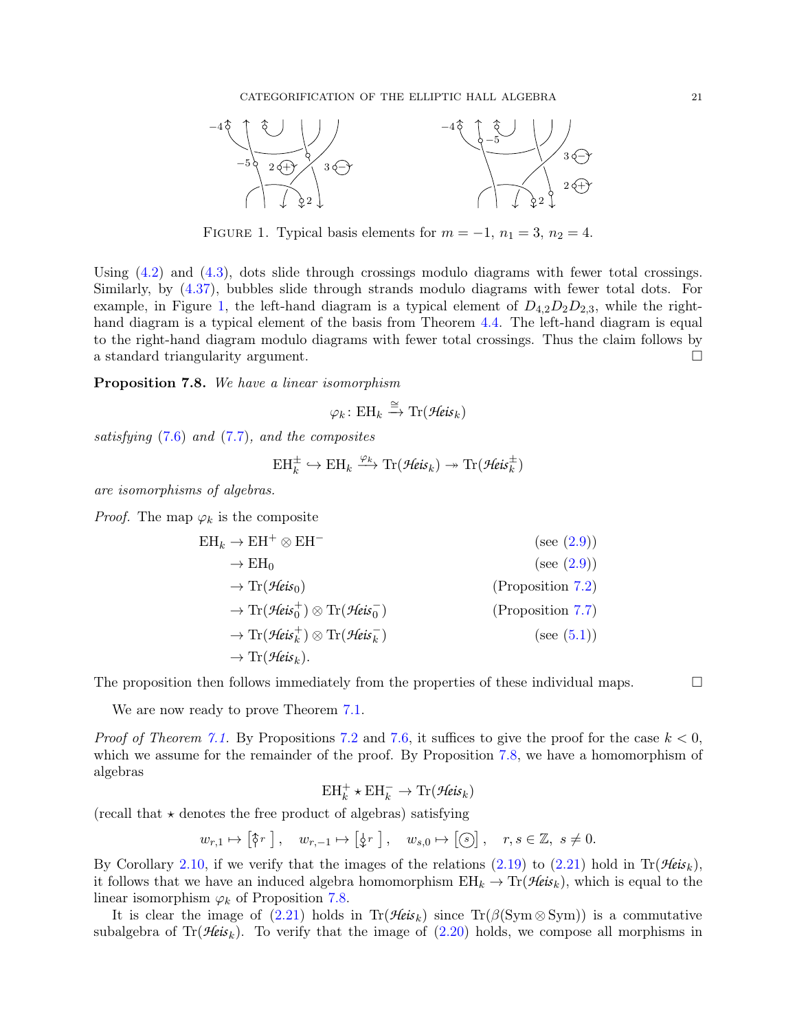−4 2 −5 2 + 3 − 2

−4 −5 3 − 2 + 2

FIGURE 1. Typical basis elements for $m = -1$, $n_1 = 3$, $n_2 = 4$.

Using (4.2) and (4.3), dots slide through crossings modulo diagrams with fewer total crossings. Similarly, by (4.37), bubbles slide through strands modulo diagrams with fewer total dots. For example, in Figure 1, the left-hand diagram is a typical element of $D_{4,2}D_2D_{2,3}$, while the right-hand diagram is a typical element of the basis from Theorem 4.4. The left-hand diagram is equal to the right-hand diagram modulo diagrams with fewer total crossings. Thus the claim follows by a standard triangularity argument. □

**Proposition 7.8.** *We have a linear isomorphism*

$$\varphi_k \colon \mathrm{EH}_k \xrightarrow{\cong} \mathrm{Tr}(\mathcal{H}eis_k)$$

*satisfying* (7.6) *and* (7.7)*, and the composites*

$$\mathrm{EH}_k^{\pm} \hookrightarrow \mathrm{EH}_k \xrightarrow{\varphi_k} \mathrm{Tr}(\mathcal{H}eis_k) \twoheadrightarrow \mathrm{Tr}(\mathcal{H}eis_k^{\pm})$$

*are isomorphisms of algebras.*

*Proof.* The map $\varphi_k$ is the composite

$$\begin{aligned}
\mathrm{EH}_k &\to \mathrm{EH}^+ \otimes \mathrm{EH}^- && \text{(see (2.9))}\\
&\to \mathrm{EH}_0 && \text{(see (2.9))}\\
&\to \mathrm{Tr}(\mathcal{H}eis_0) && \text{(Proposition 7.2)}\\
&\to \mathrm{Tr}(\mathcal{H}eis_0^+) \otimes \mathrm{Tr}(\mathcal{H}eis_0^-) && \text{(Proposition 7.7)}\\
&\to \mathrm{Tr}(\mathcal{H}eis_k^+) \otimes \mathrm{Tr}(\mathcal{H}eis_k^-) && \text{(see (5.1))}\\
&\to \mathrm{Tr}(\mathcal{H}eis_k).
\end{aligned}$$

The proposition then follows immediately from the properties of these individual maps. □

We are now ready to prove Theorem 7.1.

*Proof of Theorem 7.1.* By Propositions 7.2 and 7.6, it suffices to give the proof for the case $k < 0$, which we assume for the remainder of the proof. By Proposition 7.8, we have a homomorphism of algebras

$$\mathrm{EH}_k^+ \star \mathrm{EH}_k^- \to \mathrm{Tr}(\mathcal{H}eis_k)$$

(recall that $\star$ denotes the free product of algebras) satisfying

$$w_{r,1} \mapsto \left[\,\uparrow r\,\right], \quad w_{r,-1} \mapsto \left[\,\downarrow r\,\right], \quad w_{s,0} \mapsto \left[\,\textcircled{s}\,\right], \quad r,s \in \mathbb{Z},\ s \neq 0.$$

By Corollary 2.10, if we verify that the images of the relations (2.19) to (2.21) hold in $\mathrm{Tr}(\mathcal{H}eis_k)$, it follows that we have an induced algebra homomorphism $\mathrm{EH}_k \to \mathrm{Tr}(\mathcal{H}eis_k)$, which is equal to the linear isomorphism $\varphi_k$ of Proposition 7.8.

It is clear the image of (2.21) holds in $\mathrm{Tr}(\mathcal{H}eis_k)$ since $\mathrm{Tr}(\beta(\mathrm{Sym} \otimes \mathrm{Sym}))$ is a commutative subalgebra of $\mathrm{Tr}(\mathcal{H}eis_k)$. To verify that the image of (2.20) holds, we compose all morphisms in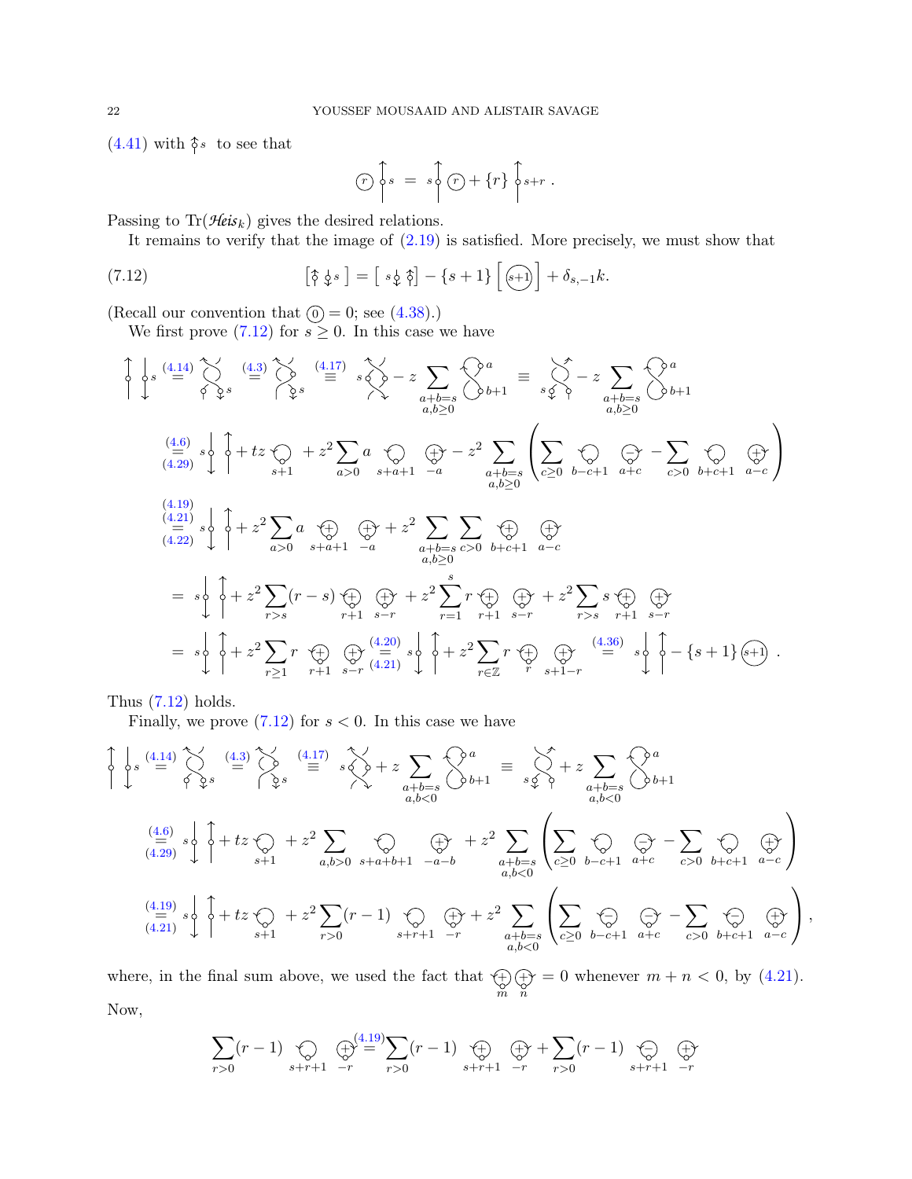(4.41) with $\uparrow\!\!\!\circ\, s$ to see that

$$\textcircled{r}\ \uparrow_{s} \;=\; {}_{s}\!\uparrow\ \textcircled{r} + \{r\}\ \uparrow_{s+r}\ .$$

Passing to $\mathrm{Tr}(\mathcal{H}eis_k)$ gives the desired relations.

It remains to verify that the image of (2.19) is satisfied. More precisely, we must show that

$$\left[\uparrow\ \downarrow_{s}\right] = \left[{}_{s}\!\downarrow\ \uparrow\right] - \{s+1\}\left[\textcircled{s+1}\right] + \delta_{s,-1}k. \tag{7.12}$$

(Recall our convention that $\textcircled{0} = 0$; see (4.38).)

We first prove (7.12) for $s \geq 0$. In this case we have

$$\uparrow\ \downarrow_{s} \overset{(4.14)}{=} \cdots \overset{(4.3)}{=} \cdots \overset{(4.17)}{\equiv} \cdots - z \sum_{\substack{a+b=s\\ a,b\geq 0}} \cdots \equiv \cdots - z \sum_{\substack{a+b=s\\ a,b\geq 0}} \cdots$$

$$\overset{(4.6)}{\underset{(4.29)}{=}} {}_{s}\!\downarrow\ \uparrow + tz \underset{s+1}{\circlearrowleft} + z^2 \sum_{a>0} a \underset{s+a+1}{\circlearrowleft} \underset{-a}{\oplus} - z^2 \sum_{\substack{a+b=s\\ a,b\geq 0}} \left( \sum_{c\geq 0} \underset{b-c+1}{\circlearrowleft} \underset{a+c}{\ominus} - \sum_{c>0} \underset{b+c+1}{\circlearrowleft} \underset{a-c}{\oplus} \right)$$

$$\overset{(4.19)}{\underset{\substack{(4.21)\\(4.22)}}{=}} {}_{s}\!\downarrow\ \uparrow + z^2 \sum_{a>0} a \underset{s+a+1}{\oplus} \underset{-a}{\oplus} + z^2 \sum_{\substack{a+b=s\\ a,b\geq 0}} \sum_{c>0} \underset{b+c+1}{\oplus} \underset{a-c}{\oplus}$$

$$= {}_{s}\!\downarrow\ \uparrow + z^2 \sum_{r>s} (r-s) \underset{r+1}{\oplus} \underset{s-r}{\oplus} + z^2 \sum_{r=1}^{s} r \underset{r+1}{\oplus} \underset{s-r}{\oplus} + z^2 \sum_{r>s} s \underset{r+1}{\oplus} \underset{s-r}{\oplus}$$

$$= {}_{s}\!\downarrow\ \uparrow + z^2 \sum_{r\geq 1} r \underset{r+1}{\oplus} \underset{s-r}{\oplus} \overset{(4.20)}{\underset{(4.21)}{=}} {}_{s}\!\downarrow\ \uparrow + z^2 \sum_{r\in\mathbb{Z}} r \underset{r}{\oplus} \underset{s+1-r}{\oplus} \overset{(4.36)}{=} {}_{s}\!\downarrow\ \uparrow - \{s+1\}\ \textcircled{s+1}\ .$$

Thus (7.12) holds.

Finally, we prove (7.12) for $s < 0$. In this case we have

$$\uparrow\ \downarrow_{s} \overset{(4.14)}{=} \cdots \overset{(4.3)}{=} \cdots \overset{(4.17)}{\equiv} \cdots + z \sum_{\substack{a+b=s\\ a,b<0}} \cdots \equiv \cdots + z \sum_{\substack{a+b=s\\ a,b<0}} \cdots$$

$$\overset{(4.6)}{\underset{(4.29)}{=}} {}_{s}\!\downarrow\ \uparrow + tz \underset{s+1}{\circlearrowleft} + z^2 \sum_{a,b>0} \underset{s+a+b+1}{\circlearrowleft} \underset{-a-b}{\oplus} + z^2 \sum_{\substack{a+b=s\\ a,b<0}} \left( \sum_{c\geq 0} \underset{b-c+1}{\circlearrowleft} \underset{a+c}{\ominus} - \sum_{c>0} \underset{b+c+1}{\circlearrowleft} \underset{a-c}{\oplus} \right)$$

$$\overset{(4.19)}{\underset{(4.21)}{=}} {}_{s}\!\downarrow\ \uparrow + tz \underset{s+1}{\circlearrowleft} + z^2 \sum_{r>0} (r-1) \underset{s+r+1}{\circlearrowleft} \underset{-r}{\oplus} + z^2 \sum_{\substack{a+b=s\\ a,b<0}} \left( \sum_{c\geq 0} \underset{b-c+1}{\ominus} \underset{a+c}{\ominus} - \sum_{c>0} \underset{b+c+1}{\ominus} \underset{a-c}{\oplus} \right),$$

where, in the final sum above, we used the fact that $\underset{m}{\oplus}\underset{n}{\oplus} = 0$ whenever $m+n<0$, by (4.21). Now,

$$\sum_{r>0} (r-1) \underset{s+r+1}{\circlearrowleft} \underset{-r}{\oplus} \overset{(4.19)}{=} \sum_{r>0} (r-1) \underset{s+r+1}{\oplus} \underset{-r}{\oplus} + \sum_{r>0} (r-1) \underset{s+r+1}{\ominus} \underset{-r}{\oplus}$$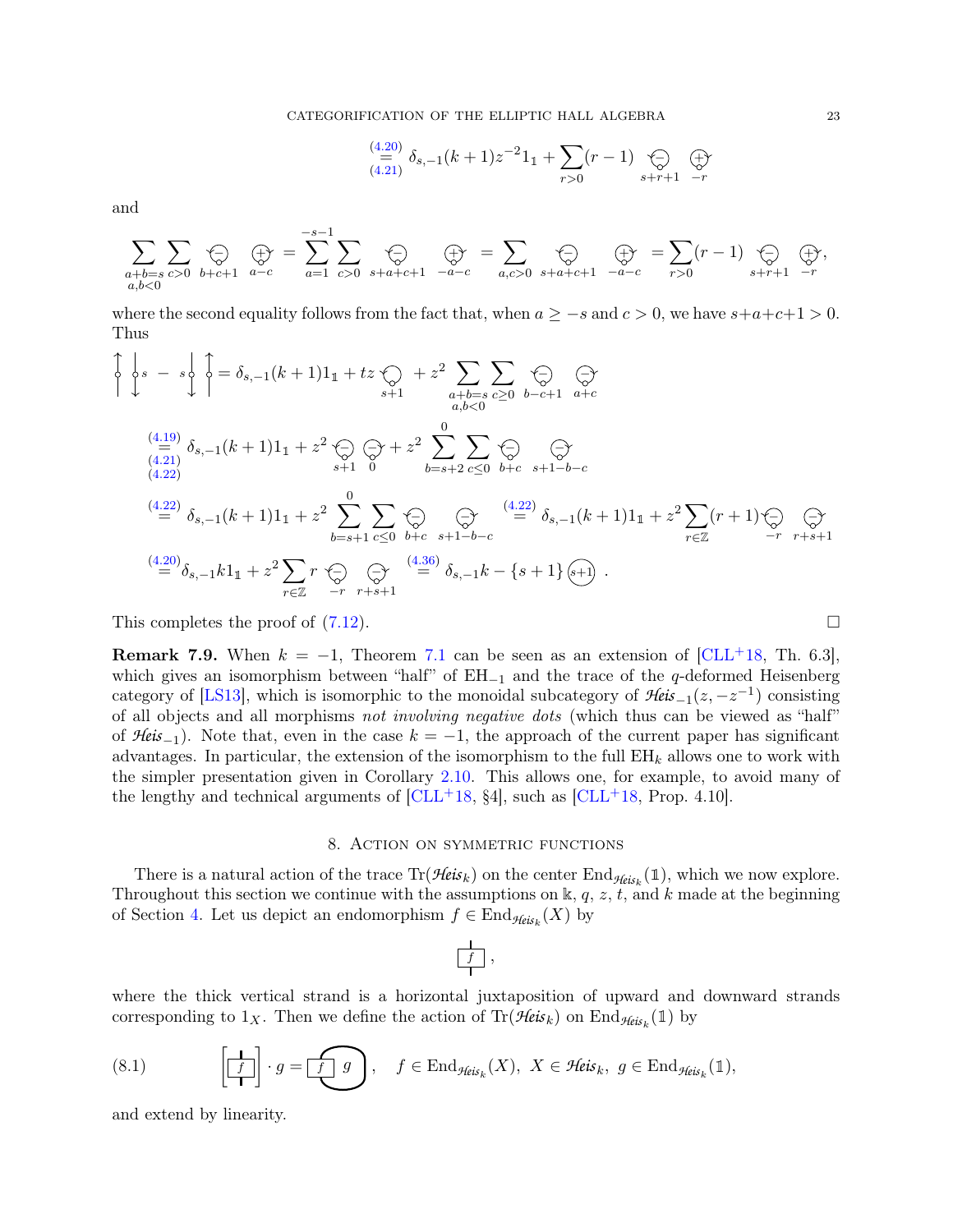$$\overset{(4.20)}{\underset{(4.21)}{=}} \delta_{s,-1}(k+1)z^{-2}1_{\mathbb{1}} + \sum_{r>0}(r-1) \underset{s+r+1}{\ominus} \ \underset{-r}{\oplus}$$

and

$$\sum_{\substack{a+b=s\\ a,b<0}} \sum_{c>0} \underset{b+c+1}{\ominus} \ \underset{a-c}{\oplus} = \sum_{a=1}^{-s-1} \sum_{c>0} \underset{s+a+c+1}{\ominus} \ \underset{-a-c}{\oplus} = \sum_{a,c>0} \underset{s+a+c+1}{\ominus} \ \underset{-a-c}{\oplus} = \sum_{r>0}(r-1) \underset{s+r+1}{\ominus} \ \underset{-r}{\oplus},$$

where the second equality follows from the fact that, when $a \geq -s$ and $c > 0$, we have $s+a+c+1 > 0$. Thus

$$\uparrow \downarrow^{s} - {}^{s}\downarrow \uparrow = \delta_{s,-1}(k+1)1_{\mathbb{1}} + tz \underset{s+1}{\ominus} + z^2 \sum_{\substack{a+b=s\\ a,b<0}} \sum_{c\geq 0} \underset{b-c+1}{\ominus} \ \underset{a+c}{\ominus}$$

$$\overset{(4.19)}{\underset{\substack{(4.21)\\(4.22)}}{=}} \delta_{s,-1}(k+1)1_{\mathbb{1}} + z^2 \underset{s+1}{\ominus} \ \underset{0}{\ominus} + z^2 \sum_{b=s+2}^{0} \sum_{c\leq 0} \underset{b+c}{\ominus} \ \underset{s+1-b-c}{\ominus}$$

$$\overset{(4.22)}{=} \delta_{s,-1}(k+1)1_{\mathbb{1}} + z^2 \sum_{b=s+1}^{0} \sum_{c\leq 0} \underset{b+c}{\ominus} \ \underset{s+1-b-c}{\ominus} \overset{(4.22)}{=} \delta_{s,-1}(k+1)1_{\mathbb{1}} + z^2 \sum_{r\in\mathbb{Z}} (r+1) \underset{-r}{\ominus} \ \underset{r+s+1}{\ominus}$$

$$\overset{(4.20)}{=} \delta_{s,-1}k1_{\mathbb{1}} + z^2 \sum_{r\in\mathbb{Z}} r \underset{-r}{\ominus} \ \underset{r+s+1}{\ominus} \overset{(4.36)}{=} \delta_{s,-1}k - \{s+1\} \ \textcircled{\scriptstyle s+1} \ .$$

This completes the proof of (7.12). ∎

**Remark 7.9.** When $k = -1$, Theorem 7.1 can be seen as an extension of [CLL+18, Th. 6.3], which gives an isomorphism between "half" of $\mathrm{EH}_{-1}$ and the trace of the $q$-deformed Heisenberg category of [LS13], which is isomorphic to the monoidal subcategory of $\mathcal{H}eis_{-1}(z, -z^{-1})$ consisting of all objects and all morphisms *not involving negative dots* (which thus can be viewed as "half" of $\mathcal{H}eis_{-1}$). Note that, even in the case $k = -1$, the approach of the current paper has significant advantages. In particular, the extension of the isomorphism to the full $\mathrm{EH}_k$ allows one to work with the simpler presentation given in Corollary 2.10. This allows one, for example, to avoid many of the lengthy and technical arguments of [CLL+18, §4], such as [CLL+18, Prop. 4.10].

## 8. Action on symmetric functions

There is a natural action of the trace $\mathrm{Tr}(\mathcal{H}eis_k)$ on the center $\mathrm{End}_{\mathcal{H}eis_k}(\mathbb{1})$, which we now explore. Throughout this section we continue with the assumptions on $\Bbbk$, $q$, $z$, $t$, and $k$ made at the beginning of Section 4. Let us depict an endomorphism $f \in \mathrm{End}_{\mathcal{H}eis_k}(X)$ by

$$\boxed{f}\ ,$$

where the thick vertical strand is a horizontal juxtaposition of upward and downward strands corresponding to $1_X$. Then we define the action of $\mathrm{Tr}(\mathcal{H}eis_k)$ on $\mathrm{End}_{\mathcal{H}eis_k}(\mathbb{1})$ by

$$\left[\boxed{f}\right] \cdot g = \boxed{f}\ g \ \text{(closed loop)}, \quad f \in \mathrm{End}_{\mathcal{H}eis_k}(X),\ X \in \mathcal{H}eis_k,\ g \in \mathrm{End}_{\mathcal{H}eis_k}(\mathbb{1}), \tag{8.1}$$

and extend by linearity.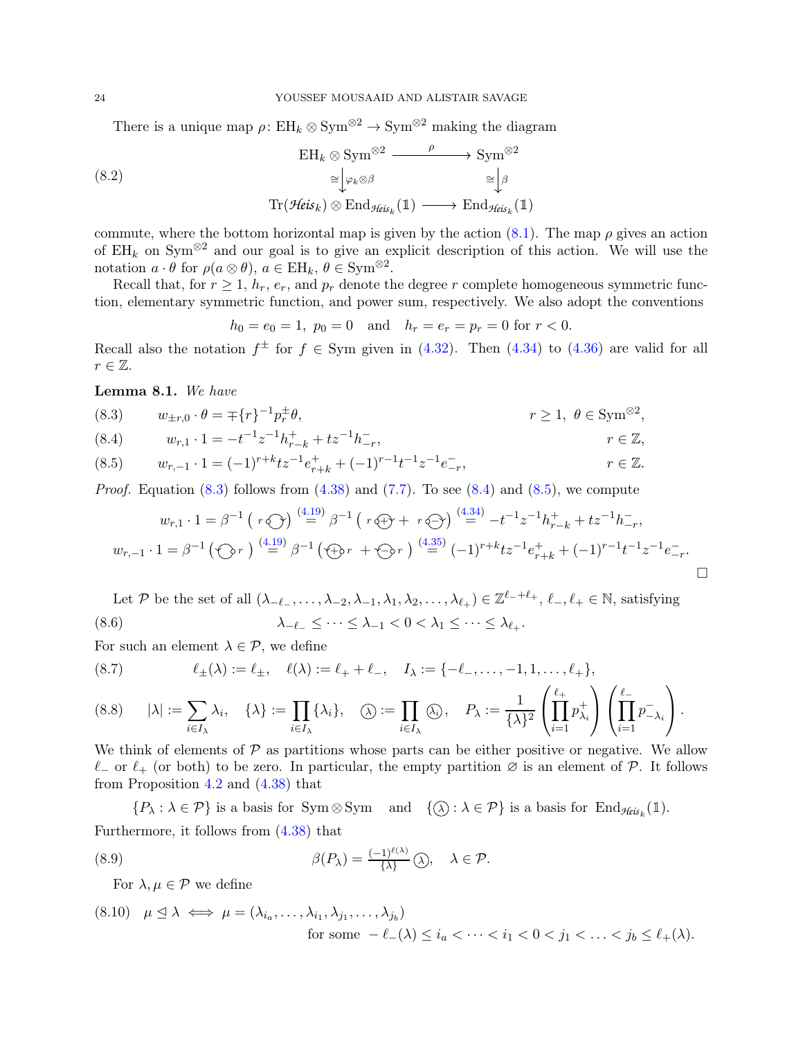There is a unique map $\rho\colon \mathrm{EH}_k \otimes \mathrm{Sym}^{\otimes 2} \to \mathrm{Sym}^{\otimes 2}$ making the diagram

$$
\begin{array}{ccc}
\mathrm{EH}_k \otimes \mathrm{Sym}^{\otimes 2} & \xrightarrow{\quad \rho \quad} & \mathrm{Sym}^{\otimes 2} \\
\cong \Big\downarrow \varphi_k \otimes \beta & & \cong \Big\downarrow \beta \\
\mathrm{Tr}(\mathcal{H}eis_k) \otimes \mathrm{End}_{\mathcal{H}eis_k}(\mathbb{1}) & \longrightarrow & \mathrm{End}_{\mathcal{H}eis_k}(\mathbb{1})
\end{array}
\tag{8.2}
$$

commute, where the bottom horizontal map is given by the action (8.1). The map $\rho$ gives an action of $\mathrm{EH}_k$ on $\mathrm{Sym}^{\otimes 2}$ and our goal is to give an explicit description of this action. We will use the notation $a \cdot \theta$ for $\rho(a \otimes \theta)$, $a \in \mathrm{EH}_k$, $\theta \in \mathrm{Sym}^{\otimes 2}$.

Recall that, for $r \geq 1$, $h_r$, $e_r$, and $p_r$ denote the degree $r$ complete homogeneous symmetric function, elementary symmetric function, and power sum, respectively. We also adopt the conventions

$$h_0 = e_0 = 1,\ p_0 = 0 \quad \text{and} \quad h_r = e_r = p_r = 0 \text{ for } r < 0.$$

Recall also the notation $f^{\pm}$ for $f \in \mathrm{Sym}$ given in (4.32). Then (4.34) to (4.36) are valid for all $r \in \mathbb{Z}$.

**Lemma 8.1.** *We have*

$$w_{\pm r,0} \cdot \theta = \mp\{r\}^{-1} p_r^{\pm} \theta, \qquad r \geq 1,\ \theta \in \mathrm{Sym}^{\otimes 2}, \tag{8.3}$$

$$w_{r,1} \cdot 1 = -t^{-1}z^{-1}h_{r-k}^{+} + tz^{-1}h_{-r}^{-}, \qquad r \in \mathbb{Z}, \tag{8.4}$$

$$w_{r,-1} \cdot 1 = (-1)^{r+k}tz^{-1}e_{r+k}^{+} + (-1)^{r-1}t^{-1}z^{-1}e_{-r}^{-}, \qquad r \in \mathbb{Z}. \tag{8.5}$$

*Proof.* Equation (8.3) follows from (4.38) and (7.7). To see (8.4) and (8.5), we compute

$$w_{r,1} \cdot 1 = \beta^{-1}\left( r \circlearrowleft \right) \overset{(4.19)}{=} \beta^{-1}\left( r \oplus + r \ominus \right) \overset{(4.34)}{=} -t^{-1}z^{-1}h_{r-k}^{+} + tz^{-1}h_{-r}^{-},$$

$$w_{r,-1} \cdot 1 = \beta^{-1}\left( \circlearrowright r \right) \overset{(4.19)}{=} \beta^{-1}\left( \oplus r + \ominus r \right) \overset{(4.35)}{=} (-1)^{r+k}tz^{-1}e_{r+k}^{+} + (-1)^{r-1}t^{-1}z^{-1}e_{-r}^{-}.$$

$\square$

Let $\mathcal{P}$ be the set of all $(\lambda_{-\ell_-}, \dots, \lambda_{-2}, \lambda_{-1}, \lambda_1, \lambda_2, \dots, \lambda_{\ell_+}) \in \mathbb{Z}^{\ell_- + \ell_+}$, $\ell_-, \ell_+ \in \mathbb{N}$, satisfying

$$\lambda_{-\ell_-} \leq \dots \leq \lambda_{-1} < 0 < \lambda_1 \leq \dots \leq \lambda_{\ell_+}. \tag{8.6}$$

For such an element $\lambda \in \mathcal{P}$, we define

$$\ell_{\pm}(\lambda) := \ell_{\pm}, \quad \ell(\lambda) := \ell_+ + \ell_-, \quad I_\lambda := \{-\ell_-, \dots, -1, 1, \dots, \ell_+\}, \tag{8.7}$$

$$|\lambda| := \sum_{i \in I_\lambda} \lambda_i, \quad \{\lambda\} := \prod_{i \in I_\lambda} \{\lambda_i\}, \quad \textcircled{\lambda} := \prod_{i \in I_\lambda} \textcircled{\lambda_i}, \quad P_\lambda := \frac{1}{\{\lambda\}^2} \left( \prod_{i=1}^{\ell_+} p_{\lambda_i}^{+} \right) \left( \prod_{i=1}^{\ell_-} p_{-\lambda_i}^{-} \right). \tag{8.8}$$

We think of elements of $\mathcal{P}$ as partitions whose parts can be either positive or negative. We allow $\ell_-$ or $\ell_+$ (or both) to be zero. In particular, the empty partition $\varnothing$ is an element of $\mathcal{P}$. It follows from Proposition 4.2 and (4.38) that

$$\{P_\lambda : \lambda \in \mathcal{P}\} \text{ is a basis for } \mathrm{Sym} \otimes \mathrm{Sym} \quad \text{and} \quad \{\textcircled{\lambda} : \lambda \in \mathcal{P}\} \text{ is a basis for } \mathrm{End}_{\mathcal{H}eis_k}(\mathbb{1}).$$

Furthermore, it follows from (4.38) that

$$\beta(P_\lambda) = \tfrac{(-1)^{\ell(\lambda)}}{\{\lambda\}} \textcircled{\lambda}, \quad \lambda \in \mathcal{P}. \tag{8.9}$$

For $\lambda, \mu \in \mathcal{P}$ we define

$$\mu \trianglelefteq \lambda \iff \mu = (\lambda_{i_a}, \dots, \lambda_{i_1}, \lambda_{j_1}, \dots, \lambda_{j_b}) \quad \text{for some } -\ell_-(\lambda) \leq i_a < \dots < i_1 < 0 < j_1 < \dots < j_b \leq \ell_+(\lambda). \tag{8.10}$$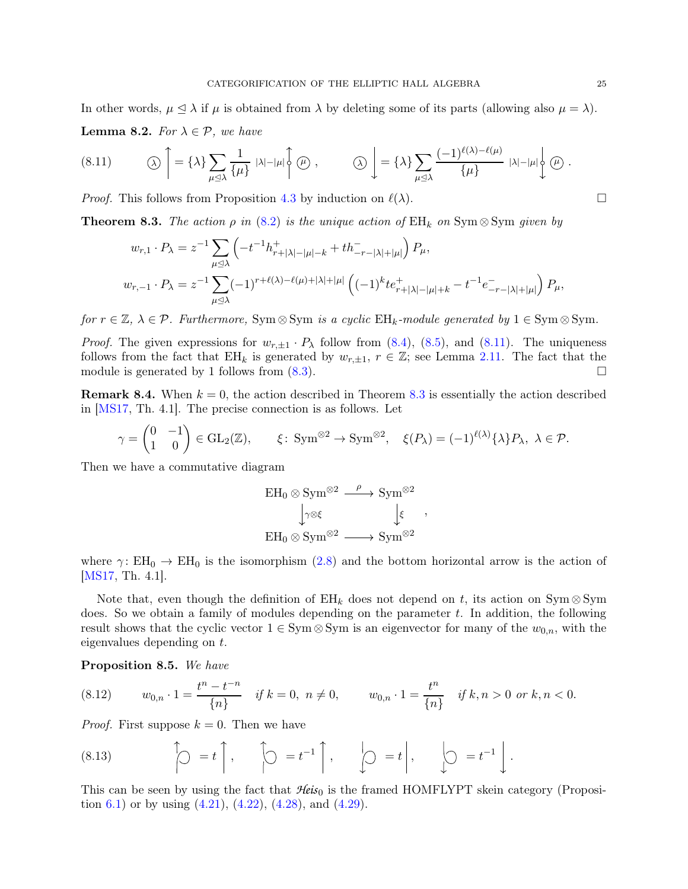In other words, $\mu \trianglelefteq \lambda$ if $\mu$ is obtained from $\lambda$ by deleting some of its parts (allowing also $\mu = \lambda$).

**Lemma 8.2.** *For $\lambda \in \mathcal{P}$, we have*

$$\text{(8.11)} \qquad \textcircled{\lambda} \uparrow = \{\lambda\} \sum_{\mu \trianglelefteq \lambda} \frac{1}{\{\mu\}} \; {}_{|\lambda|-|\mu|}\!\uparrow \textcircled{\mu}\,, \qquad \textcircled{\lambda} \downarrow = \{\lambda\} \sum_{\mu \trianglelefteq \lambda} \frac{(-1)^{\ell(\lambda)-\ell(\mu)}}{\{\mu\}} \; {}_{|\lambda|-|\mu|}\!\downarrow \textcircled{\mu}\,.$$

*Proof.* This follows from Proposition 4.3 by induction on $\ell(\lambda)$. $\square$

**Theorem 8.3.** *The action $\rho$ in (8.2) is the unique action of $\mathrm{EH}_k$ on $\mathrm{Sym} \otimes \mathrm{Sym}$ given by*

$$w_{r,1} \cdot P_\lambda = z^{-1} \sum_{\mu \trianglelefteq \lambda} \left( -t^{-1} h^+_{r+|\lambda|-|\mu|-k} + t h^-_{-r-|\lambda|+|\mu|} \right) P_\mu,$$

$$w_{r,-1} \cdot P_\lambda = z^{-1} \sum_{\mu \trianglelefteq \lambda} (-1)^{r+\ell(\lambda)-\ell(\mu)+|\lambda|+|\mu|} \left( (-1)^k t e^+_{r+|\lambda|-|\mu|+k} - t^{-1} e^-_{-r-|\lambda|+|\mu|} \right) P_\mu,$$

*for $r \in \mathbb{Z}$, $\lambda \in \mathcal{P}$. Furthermore, $\mathrm{Sym} \otimes \mathrm{Sym}$ is a cyclic $\mathrm{EH}_k$-module generated by $1 \in \mathrm{Sym} \otimes \mathrm{Sym}$.*

*Proof.* The given expressions for $w_{r,\pm 1} \cdot P_\lambda$ follow from (8.4), (8.5), and (8.11). The uniqueness follows from the fact that $\mathrm{EH}_k$ is generated by $w_{r,\pm 1}$, $r \in \mathbb{Z}$; see Lemma 2.11. The fact that the module is generated by 1 follows from (8.3). $\square$

**Remark 8.4.** When $k = 0$, the action described in Theorem 8.3 is essentially the action described in [MS17, Th. 4.1]. The precise connection is as follows. Let

$$\gamma = \begin{pmatrix} 0 & -1 \\ 1 & 0 \end{pmatrix} \in \mathrm{GL}_2(\mathbb{Z}), \qquad \xi \colon \mathrm{Sym}^{\otimes 2} \to \mathrm{Sym}^{\otimes 2}, \quad \xi(P_\lambda) = (-1)^{\ell(\lambda)} \{\lambda\} P_\lambda,\ \lambda \in \mathcal{P}.$$

Then we have a commutative diagram

$$\begin{array}{ccc} \mathrm{EH}_0 \otimes \mathrm{Sym}^{\otimes 2} & \xrightarrow{\ \rho\ } & \mathrm{Sym}^{\otimes 2} \\ \big\downarrow{\scriptstyle \gamma \otimes \xi} & & \big\downarrow{\scriptstyle \xi} \\ \mathrm{EH}_0 \otimes \mathrm{Sym}^{\otimes 2} & \longrightarrow & \mathrm{Sym}^{\otimes 2} \end{array},$$

where $\gamma \colon \mathrm{EH}_0 \to \mathrm{EH}_0$ is the isomorphism (2.8) and the bottom horizontal arrow is the action of [MS17, Th. 4.1].

Note that, even though the definition of $\mathrm{EH}_k$ does not depend on $t$, its action on $\mathrm{Sym} \otimes \mathrm{Sym}$ does. So we obtain a family of modules depending on the parameter $t$. In addition, the following result shows that the cyclic vector $1 \in \mathrm{Sym} \otimes \mathrm{Sym}$ is an eigenvector for many of the $w_{0,n}$, with the eigenvalues depending on $t$.

**Proposition 8.5.** *We have*

$$\text{(8.12)} \qquad w_{0,n} \cdot 1 = \frac{t^n - t^{-n}}{\{n\}} \quad \text{if } k = 0,\ n \neq 0, \qquad w_{0,n} \cdot 1 = \frac{t^n}{\{n\}} \quad \text{if } k, n > 0 \text{ or } k, n < 0.$$

*Proof.* First suppose $k = 0$. Then we have

$$\text{(8.13)} \qquad \text{(right curl, up)} = t \uparrow, \qquad \text{(left curl, up)} = t^{-1} \uparrow, \qquad \text{(right curl, down)} = t \downarrow, \qquad \text{(left curl, down)} = t^{-1} \downarrow.$$

This can be seen by using the fact that $\mathcal{H}eis_0$ is the framed HOMFLYPT skein category (Proposition 6.1) or by using (4.21), (4.22), (4.28), and (4.29).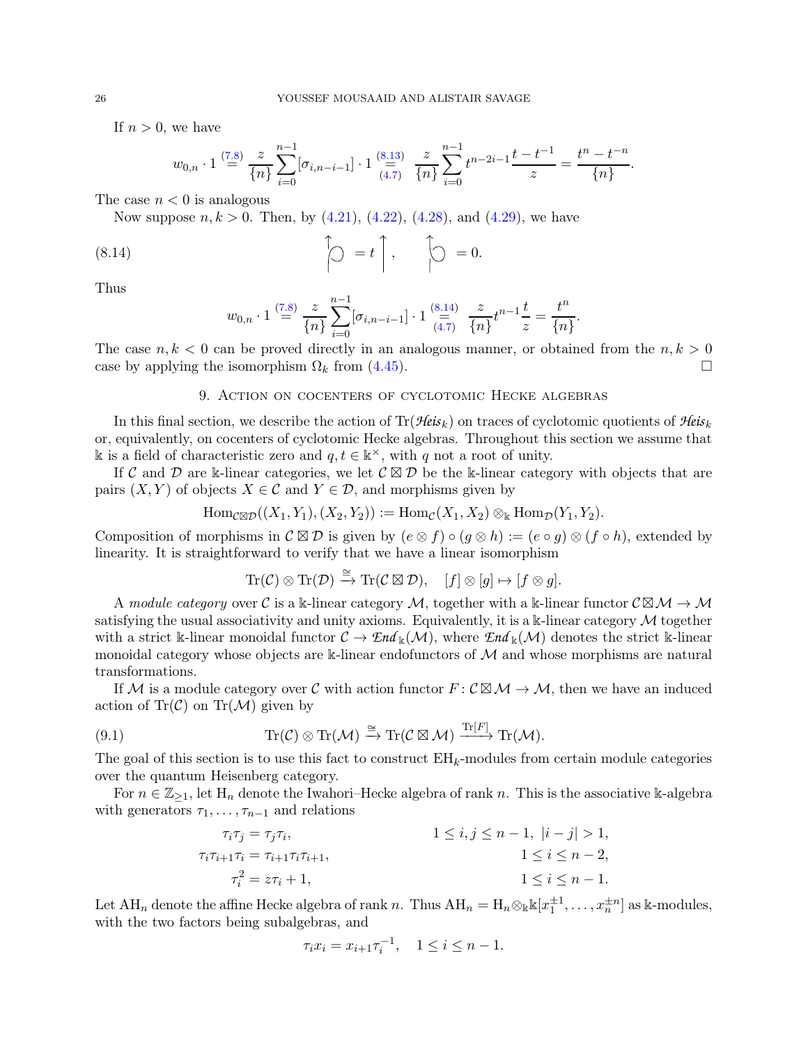If $n > 0$, we have

$$w_{0,n} \cdot 1 \overset{(7.8)}{=} \frac{z}{\{n\}} \sum_{i=0}^{n-1} [\sigma_{i,n-i-1}] \cdot 1 \underset{(4.7)}{\overset{(8.13)}{=}} \frac{z}{\{n\}} \sum_{i=0}^{n-1} t^{n-2i-1} \frac{t - t^{-1}}{z} = \frac{t^n - t^{-n}}{\{n\}}.$$

The case $n < 0$ is analogous

Now suppose $n, k > 0$. Then, by (4.21), (4.22), (4.28), and (4.29), we have

$$\text{(8.14)} \qquad (\text{diagram}) = t \uparrow, \qquad (\text{diagram}) = 0.$$

Thus

$$w_{0,n} \cdot 1 \overset{(7.8)}{=} \frac{z}{\{n\}} \sum_{i=0}^{n-1} [\sigma_{i,n-i-1}] \cdot 1 \underset{(4.7)}{\overset{(8.14)}{=}} \frac{z}{\{n\}} t^{n-1} \frac{t}{z} = \frac{t^n}{\{n\}}.$$

The case $n, k < 0$ can be proved directly in an analogous manner, or obtained from the $n, k > 0$ case by applying the isomorphism $\Omega_k$ from (4.45). □

## 9. Action on cocenters of cyclotomic Hecke algebras

In this final section, we describe the action of $\mathrm{Tr}(\mathcal{H}eis_k)$ on traces of cyclotomic quotients of $\mathcal{H}eis_k$ or, equivalently, on cocenters of cyclotomic Hecke algebras. Throughout this section we assume that $\Bbbk$ is a field of characteristic zero and $q, t \in \Bbbk^\times$, with $q$ not a root of unity.

If $\mathcal{C}$ and $\mathcal{D}$ are $\Bbbk$-linear categories, we let $\mathcal{C} \boxtimes \mathcal{D}$ be the $\Bbbk$-linear category with objects that are pairs $(X, Y)$ of objects $X \in \mathcal{C}$ and $Y \in \mathcal{D}$, and morphisms given by

$$\mathrm{Hom}_{\mathcal{C}\boxtimes\mathcal{D}}((X_1, Y_1), (X_2, Y_2)) := \mathrm{Hom}_{\mathcal{C}}(X_1, X_2) \otimes_\Bbbk \mathrm{Hom}_{\mathcal{D}}(Y_1, Y_2).$$

Composition of morphisms in $\mathcal{C} \boxtimes \mathcal{D}$ is given by $(e \otimes f) \circ (g \otimes h) := (e \circ g) \otimes (f \circ h)$, extended by linearity. It is straightforward to verify that we have a linear isomorphism

$$\mathrm{Tr}(\mathcal{C}) \otimes \mathrm{Tr}(\mathcal{D}) \xrightarrow{\cong} \mathrm{Tr}(\mathcal{C} \boxtimes \mathcal{D}), \quad [f] \otimes [g] \mapsto [f \otimes g].$$

A *module category* over $\mathcal{C}$ is a $\Bbbk$-linear category $\mathcal{M}$, together with a $\Bbbk$-linear functor $\mathcal{C} \boxtimes \mathcal{M} \to \mathcal{M}$ satisfying the usual associativity and unity axioms. Equivalently, it is a $\Bbbk$-linear category $\mathcal{M}$ together with a strict $\Bbbk$-linear monoidal functor $\mathcal{C} \to \mathcal{E}nd_\Bbbk(\mathcal{M})$, where $\mathcal{E}nd_\Bbbk(\mathcal{M})$ denotes the strict $\Bbbk$-linear monoidal category whose objects are $\Bbbk$-linear endofunctors of $\mathcal{M}$ and whose morphisms are natural transformations.

If $\mathcal{M}$ is a module category over $\mathcal{C}$ with action functor $F : \mathcal{C} \boxtimes \mathcal{M} \to \mathcal{M}$, then we have an induced action of $\mathrm{Tr}(\mathcal{C})$ on $\mathrm{Tr}(\mathcal{M})$ given by

$$\mathrm{Tr}(\mathcal{C}) \otimes \mathrm{Tr}(\mathcal{M}) \xrightarrow{\cong} \mathrm{Tr}(\mathcal{C} \boxtimes \mathcal{M}) \xrightarrow{\mathrm{Tr}[F]} \mathrm{Tr}(\mathcal{M}). \tag{9.1}$$

The goal of this section is to use this fact to construct $\mathrm{EH}_k$-modules from certain module categories over the quantum Heisenberg category.

For $n \in \mathbb{Z}_{\geq 1}$, let $\mathrm{H}_n$ denote the Iwahori–Hecke algebra of rank $n$. This is the associative $\Bbbk$-algebra with generators $\tau_1, \ldots, \tau_{n-1}$ and relations

$$\begin{aligned}
\tau_i \tau_j &= \tau_j \tau_i, && 1 \leq i, j \leq n-1,\ |i - j| > 1, \\
\tau_i \tau_{i+1} \tau_i &= \tau_{i+1} \tau_i \tau_{i+1}, && 1 \leq i \leq n-2, \\
\tau_i^2 &= z\tau_i + 1, && 1 \leq i \leq n-1.
\end{aligned}$$

Let $\mathrm{AH}_n$ denote the affine Hecke algebra of rank $n$. Thus $\mathrm{AH}_n = \mathrm{H}_n \otimes_\Bbbk \Bbbk[x_1^{\pm 1}, \ldots, x_n^{\pm n}]$ as $\Bbbk$-modules, with the two factors being subalgebras, and

$$\tau_i x_i = x_{i+1} \tau_i^{-1}, \quad 1 \leq i \leq n-1.$$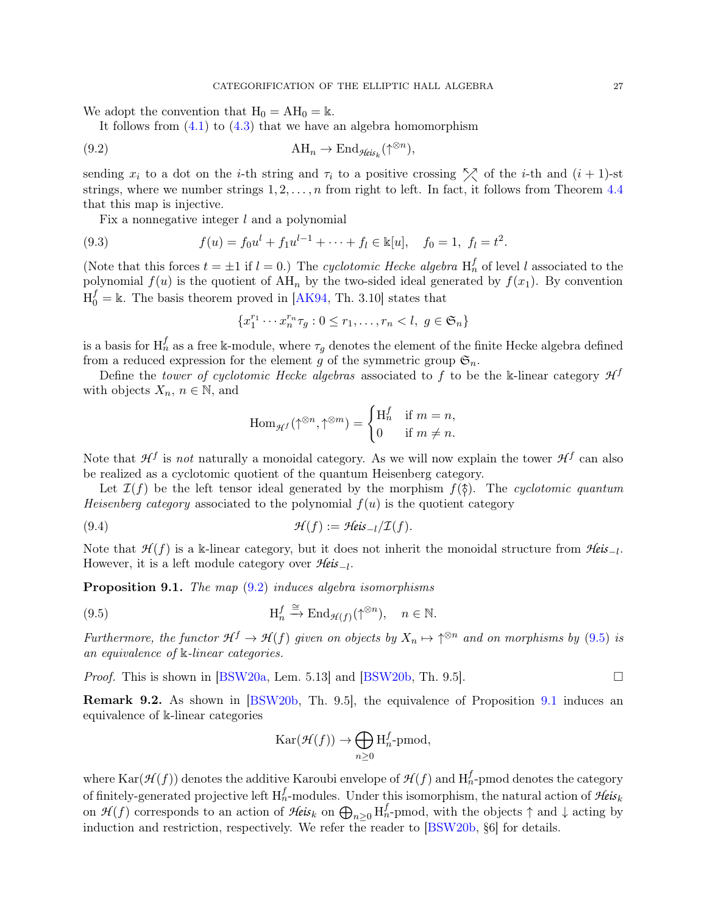We adopt the convention that $\mathrm{H}_0 = \mathrm{AH}_0 = \Bbbk$.

It follows from (4.1) to (4.3) that we have an algebra homomorphism

$$\mathrm{AH}_n \to \mathrm{End}_{\mathcal{H}eis_k}(\uparrow^{\otimes n}), \tag{9.2}$$

sending $x_i$ to a dot on the $i$-th string and $\tau_i$ to a positive crossing $\nwarrow\!\!\!\!\nearrow$ of the $i$-th and $(i+1)$-st strings, where we number strings $1, 2, \ldots, n$ from right to left. In fact, it follows from Theorem 4.4 that this map is injective.

Fix a nonnegative integer $l$ and a polynomial

$$f(u) = f_0 u^l + f_1 u^{l-1} + \cdots + f_l \in \Bbbk[u], \quad f_0 = 1,\ f_l = t^2. \tag{9.3}$$

(Note that this forces $t = \pm 1$ if $l = 0$.) The *cyclotomic Hecke algebra* $\mathrm{H}_n^f$ of level $l$ associated to the polynomial $f(u)$ is the quotient of $\mathrm{AH}_n$ by the two-sided ideal generated by $f(x_1)$. By convention $\mathrm{H}_0^f = \Bbbk$. The basis theorem proved in [AK94, Th. 3.10] states that

$$\{x_1^{r_1} \cdots x_n^{r_n} \tau_g : 0 \le r_1, \ldots, r_n < l,\ g \in \mathfrak{S}_n\}$$

is a basis for $\mathrm{H}_n^f$ as a free $\Bbbk$-module, where $\tau_g$ denotes the element of the finite Hecke algebra defined from a reduced expression for the element $g$ of the symmetric group $\mathfrak{S}_n$.

Define the *tower of cyclotomic Hecke algebras* associated to $f$ to be the $\Bbbk$-linear category $\mathcal{H}^f$ with objects $X_n$, $n \in \mathbb{N}$, and

$$\mathrm{Hom}_{\mathcal{H}^f}(\uparrow^{\otimes n}, \uparrow^{\otimes m}) = \begin{cases} \mathrm{H}_n^f & \text{if } m = n, \\ 0 & \text{if } m \neq n. \end{cases}$$

Note that $\mathcal{H}^f$ is *not* naturally a monoidal category. As we will now explain the tower $\mathcal{H}^f$ can also be realized as a cyclotomic quotient of the quantum Heisenberg category.

Let $\mathcal{I}(f)$ be the left tensor ideal generated by the morphism $f(\mathop{\uparrow}\limits^{\bullet})$. The *cyclotomic quantum Heisenberg category* associated to the polynomial $f(u)$ is the quotient category

$$\mathcal{H}(f) := \mathcal{H}eis_{-l}/\mathcal{I}(f). \tag{9.4}$$

Note that $\mathcal{H}(f)$ is a $\Bbbk$-linear category, but it does not inherit the monoidal structure from $\mathcal{H}eis_{-l}$. However, it is a left module category over $\mathcal{H}eis_{-l}$.

**Proposition 9.1.** *The map* (9.2) *induces algebra isomorphisms*

$$\mathrm{H}_n^f \xrightarrow{\cong} \mathrm{End}_{\mathcal{H}(f)}(\uparrow^{\otimes n}), \quad n \in \mathbb{N}. \tag{9.5}$$

*Furthermore, the functor $\mathcal{H}^f \to \mathcal{H}(f)$ given on objects by $X_n \mapsto \uparrow^{\otimes n}$ and on morphisms by* (9.5) *is an equivalence of $\Bbbk$-linear categories.*

*Proof.* This is shown in [BSW20a, Lem. 5.13] and [BSW20b, Th. 9.5]. □

**Remark 9.2.** As shown in [BSW20b, Th. 9.5], the equivalence of Proposition 9.1 induces an equivalence of $\Bbbk$-linear categories

$$\mathrm{Kar}(\mathcal{H}(f)) \to \bigoplus_{n \ge 0} \mathrm{H}_n^f\text{-pmod},$$

where $\mathrm{Kar}(\mathcal{H}(f))$ denotes the additive Karoubi envelope of $\mathcal{H}(f)$ and $\mathrm{H}_n^f$-pmod denotes the category of finitely-generated projective left $\mathrm{H}_n^f$-modules. Under this isomorphism, the natural action of $\mathcal{H}eis_k$ on $\mathcal{H}(f)$ corresponds to an action of $\mathcal{H}eis_k$ on $\bigoplus_{n\ge 0} \mathrm{H}_n^f$-pmod, with the objects $\uparrow$ and $\downarrow$ acting by induction and restriction, respectively. We refer the reader to [BSW20b, §6] for details.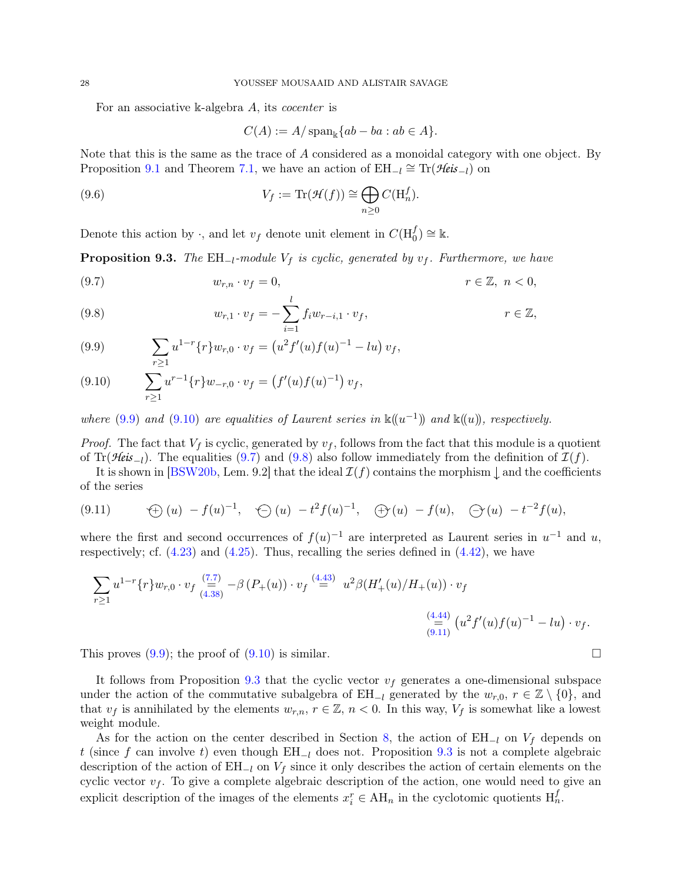For an associative $\Bbbk$-algebra $A$, its *cocenter* is

$$C(A) := A/\operatorname{span}_{\Bbbk}\{ab - ba : ab \in A\}.$$

Note that this is the same as the trace of $A$ considered as a monoidal category with one object. By Proposition 9.1 and Theorem 7.1, we have an action of $\mathrm{EH}_{-l} \cong \mathrm{Tr}(\mathcal{H}eis_{-l})$ on

$$V_f := \mathrm{Tr}(\mathcal{H}(f)) \cong \bigoplus_{n\geq 0} C(\mathrm{H}_n^f). \tag{9.6}$$

Denote this action by $\cdot$, and let $v_f$ denote unit element in $C(\mathrm{H}_0^f) \cong \Bbbk$.

**Proposition 9.3.** *The* $\mathrm{EH}_{-l}$*-module* $V_f$ *is cyclic, generated by* $v_f$*. Furthermore, we have*

$$w_{r,n} \cdot v_f = 0, \qquad r \in \mathbb{Z},\ n < 0, \tag{9.7}$$

$$w_{r,1} \cdot v_f = -\sum_{i=1}^{l} f_i w_{r-i,1} \cdot v_f, \qquad r \in \mathbb{Z}, \tag{9.8}$$

$$\sum_{r\geq 1} u^{1-r}\{r\} w_{r,0} \cdot v_f = \left(u^2 f'(u) f(u)^{-1} - lu\right) v_f, \tag{9.9}$$

$$\sum_{r\geq 1} u^{r-1}\{r\} w_{-r,0} \cdot v_f = \left(f'(u) f(u)^{-1}\right) v_f, \tag{9.10}$$

*where* (9.9) *and* (9.10) *are equalities of Laurent series in* $\Bbbk((u^{-1}))$ *and* $\Bbbk((u))$*, respectively.*

*Proof.* The fact that $V_f$ is cyclic, generated by $v_f$, follows from the fact that this module is a quotient of $\mathrm{Tr}(\mathcal{H}eis_{-l})$. The equalities (9.7) and (9.8) also follow immediately from the definition of $\mathcal{I}(f)$.

It is shown in [BSW20b, Lem. 9.2] that the ideal $\mathcal{I}(f)$ contains the morphism $\downarrow$ and the coefficients of the series

$$\text{⊕}(u) - f(u)^{-1}, \quad \text{⊖}(u) - t^2 f(u)^{-1}, \quad \text{⊕}(u) - f(u), \quad \text{⊖}(u) - t^{-2} f(u), \tag{9.11}$$

where the first and second occurrences of $f(u)^{-1}$ are interpreted as Laurent series in $u^{-1}$ and $u$, respectively; cf. (4.23) and (4.25). Thus, recalling the series defined in (4.42), we have

$$\sum_{r\geq 1} u^{1-r}\{r\} w_{r,0} \cdot v_f \overset{(7.7)}{\underset{(4.38)}{=}} -\beta\left(P_+(u)\right) \cdot v_f \overset{(4.43)}{=} u^2 \beta(H_+'(u)/H_+(u)) \cdot v_f$$
$$\overset{(4.44)}{\underset{(9.11)}{=}} \left(u^2 f'(u) f(u)^{-1} - lu\right) \cdot v_f.$$

This proves (9.9); the proof of (9.10) is similar. $\square$

It follows from Proposition 9.3 that the cyclic vector $v_f$ generates a one-dimensional subspace under the action of the commutative subalgebra of $\mathrm{EH}_{-l}$ generated by the $w_{r,0}$, $r \in \mathbb{Z} \setminus \{0\}$, and that $v_f$ is annihilated by the elements $w_{r,n}$, $r \in \mathbb{Z}$, $n < 0$. In this way, $V_f$ is somewhat like a lowest weight module.

As for the action on the center described in Section 8, the action of $\mathrm{EH}_{-l}$ on $V_f$ depends on $t$ (since $f$ can involve $t$) even though $\mathrm{EH}_{-l}$ does not. Proposition 9.3 is not a complete algebraic description of the action of $\mathrm{EH}_{-l}$ on $V_f$ since it only describes the action of certain elements on the cyclic vector $v_f$. To give a complete algebraic description of the action, one would need to give an explicit description of the images of the elements $x_i^r \in \mathrm{AH}_n$ in the cyclotomic quotients $\mathrm{H}_n^f$.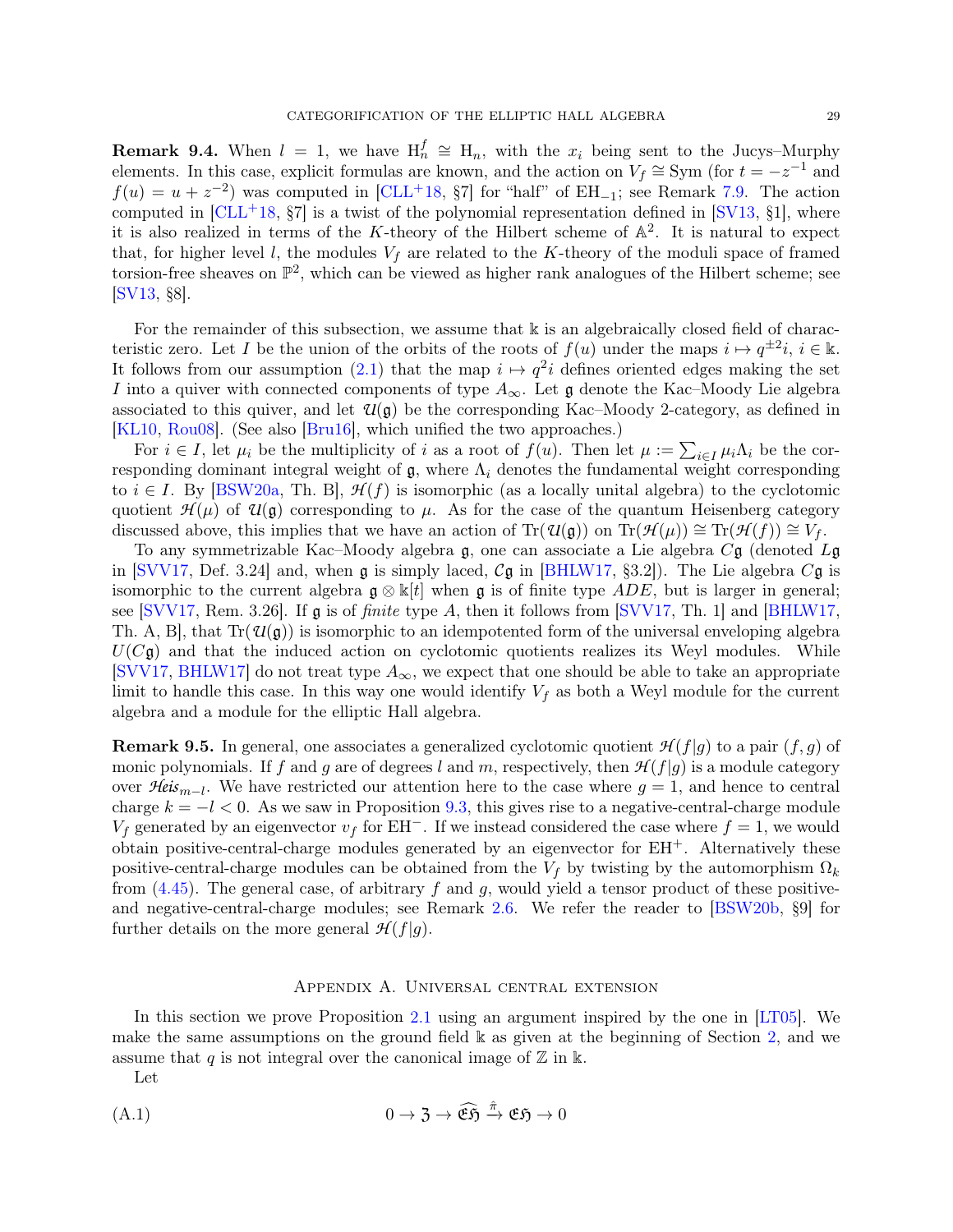**Remark 9.4.** When $l = 1$, we have $\mathrm{H}_n^f \cong \mathrm{H}_n$, with the $x_i$ being sent to the Jucys–Murphy elements. In this case, explicit formulas are known, and the action on $V_f \cong \mathrm{Sym}$ (for $t = -z^{-1}$ and $f(u) = u + z^{-2}$) was computed in [CLL+18, §7] for "half" of $\mathrm{EH}_{-1}$; see Remark 7.9. The action computed in [CLL+18, §7] is a twist of the polynomial representation defined in [SV13, §1], where it is also realized in terms of the $K$-theory of the Hilbert scheme of $\mathbb{A}^2$. It is natural to expect that, for higher level $l$, the modules $V_f$ are related to the $K$-theory of the moduli space of framed torsion-free sheaves on $\mathbb{P}^2$, which can be viewed as higher rank analogues of the Hilbert scheme; see [SV13, §8].

For the remainder of this subsection, we assume that $\Bbbk$ is an algebraically closed field of characteristic zero. Let $I$ be the union of the orbits of the roots of $f(u)$ under the maps $i \mapsto q^{\pm 2} i$, $i \in \Bbbk$. It follows from our assumption (2.1) that the map $i \mapsto q^2 i$ defines oriented edges making the set $I$ into a quiver with connected components of type $A_\infty$. Let $\mathfrak{g}$ denote the Kac–Moody Lie algebra associated to this quiver, and let $\mathcal{U}(\mathfrak{g})$ be the corresponding Kac–Moody 2-category, as defined in [KL10, Rou08]. (See also [Bru16], which unified the two approaches.)

For $i \in I$, let $\mu_i$ be the multiplicity of $i$ as a root of $f(u)$. Then let $\mu := \sum_{i \in I} \mu_i \Lambda_i$ be the corresponding dominant integral weight of $\mathfrak{g}$, where $\Lambda_i$ denotes the fundamental weight corresponding to $i \in I$. By [BSW20a, Th. B], $\mathcal{H}(f)$ is isomorphic (as a locally unital algebra) to the cyclotomic quotient $\mathcal{H}(\mu)$ of $\mathcal{U}(\mathfrak{g})$ corresponding to $\mu$. As for the case of the quantum Heisenberg category discussed above, this implies that we have an action of $\mathrm{Tr}(\mathcal{U}(\mathfrak{g}))$ on $\mathrm{Tr}(\mathcal{H}(\mu)) \cong \mathrm{Tr}(\mathcal{H}(f)) \cong V_f$.

To any symmetrizable Kac–Moody algebra $\mathfrak{g}$, one can associate a Lie algebra $C\mathfrak{g}$ (denoted $L\mathfrak{g}$ in [SVV17, Def. 3.24] and, when $\mathfrak{g}$ is simply laced, $\mathcal{C}\mathfrak{g}$ in [BHLW17, §3.2]). The Lie algebra $C\mathfrak{g}$ is isomorphic to the current algebra $\mathfrak{g} \otimes \Bbbk[t]$ when $\mathfrak{g}$ is of finite type $ADE$, but is larger in general; see [SVV17, Rem. 3.26]. If $\mathfrak{g}$ is of *finite* type $A$, then it follows from [SVV17, Th. 1] and [BHLW17, Th. A, B], that $\mathrm{Tr}(\mathcal{U}(\mathfrak{g}))$ is isomorphic to an idempotented form of the universal enveloping algebra $U(C\mathfrak{g})$ and that the induced action on cyclotomic quotients realizes its Weyl modules. While [SVV17, BHLW17] do not treat type $A_\infty$, we expect that one should be able to take an appropriate limit to handle this case. In this way one would identify $V_f$ as both a Weyl module for the current algebra and a module for the elliptic Hall algebra.

**Remark 9.5.** In general, one associates a generalized cyclotomic quotient $\mathcal{H}(f|g)$ to a pair $(f, g)$ of monic polynomials. If $f$ and $g$ are of degrees $l$ and $m$, respectively, then $\mathcal{H}(f|g)$ is a module category over $\mathcal{H}eis_{m-l}$. We have restricted our attention here to the case where $g = 1$, and hence to central charge $k = -l < 0$. As we saw in Proposition 9.3, this gives rise to a negative-central-charge module $V_f$ generated by an eigenvector $v_f$ for $\mathrm{EH}^-$. If we instead considered the case where $f = 1$, we would obtain positive-central-charge modules generated by an eigenvector for $\mathrm{EH}^+$. Alternatively these positive-central-charge modules can be obtained from the $V_f$ by twisting by the automorphism $\Omega_k$ from (4.45). The general case, of arbitrary $f$ and $g$, would yield a tensor product of these positive- and negative-central-charge modules; see Remark 2.6. We refer the reader to [BSW20b, §9] for further details on the more general $\mathcal{H}(f|g)$.

## Appendix A. Universal central extension

In this section we prove Proposition 2.1 using an argument inspired by the one in [LT05]. We make the same assumptions on the ground field $\Bbbk$ as given at the beginning of Section 2, and we assume that $q$ is not integral over the canonical image of $\mathbb{Z}$ in $\Bbbk$.

Let

$$0 \to \mathfrak{Z} \to \widehat{\mathfrak{E}\mathfrak{H}} \xrightarrow{\hat{\pi}} \mathfrak{E}\mathfrak{H} \to 0 \tag{A.1}$$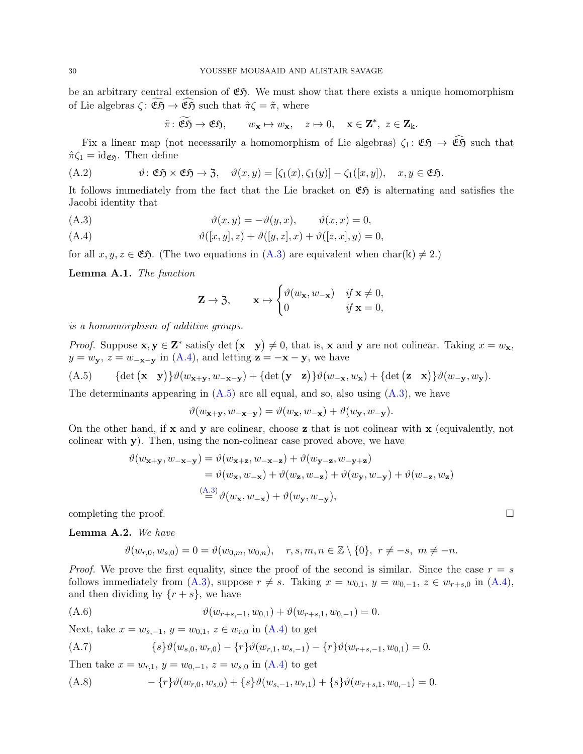be an arbitrary central extension of $\mathfrak{EH}$. We must show that there exists a unique homomorphism of Lie algebras $\zeta\colon \widetilde{\mathfrak{EH}} \to \widehat{\mathfrak{EH}}$ such that $\hat{\pi}\zeta = \tilde{\pi}$, where

$$\tilde{\pi}\colon \widetilde{\mathfrak{EH}} \to \mathfrak{EH}, \qquad w_{\mathbf{x}} \mapsto w_{\mathbf{x}}, \quad z \mapsto 0, \quad \mathbf{x} \in \mathbf{Z}^*, \ z \in \mathbf{Z}_{\Bbbk}.$$

Fix a linear map (not necessarily a homomorphism of Lie algebras) $\zeta_1\colon \mathfrak{EH} \to \widehat{\mathfrak{EH}}$ such that $\hat{\pi}\zeta_1 = \mathrm{id}_{\mathfrak{EH}}$. Then define

$$\vartheta\colon \mathfrak{EH} \times \mathfrak{EH} \to \mathfrak{Z}, \quad \vartheta(x,y) = [\zeta_1(x), \zeta_1(y)] - \zeta_1([x,y]), \quad x, y \in \mathfrak{EH}. \tag{A.2}$$

It follows immediately from the fact that the Lie bracket on $\mathfrak{EH}$ is alternating and satisfies the Jacobi identity that

$$\vartheta(x,y) = -\vartheta(y,x), \qquad \vartheta(x,x) = 0, \tag{A.3}$$

$$\vartheta([x,y],z) + \vartheta([y,z],x) + \vartheta([z,x],y) = 0, \tag{A.4}$$

for all $x, y, z \in \mathfrak{EH}$. (The two equations in (A.3) are equivalent when $\mathrm{char}(\Bbbk) \neq 2$.)

**Lemma A.1.** *The function*

$$\mathbf{Z} \to \mathfrak{Z}, \qquad \mathbf{x} \mapsto \begin{cases} \vartheta(w_{\mathbf{x}}, w_{-\mathbf{x}}) & \text{if } \mathbf{x} \neq 0, \\ 0 & \text{if } \mathbf{x} = 0, \end{cases}$$

*is a homomorphism of additive groups.*

*Proof.* Suppose $\mathbf{x}, \mathbf{y} \in \mathbf{Z}^*$ satisfy $\det\begin{pmatrix}\mathbf{x} & \mathbf{y}\end{pmatrix} \neq 0$, that is, $\mathbf{x}$ and $\mathbf{y}$ are not colinear. Taking $x = w_{\mathbf{x}}$, $y = w_{\mathbf{y}}$, $z = w_{-\mathbf{x}-\mathbf{y}}$ in (A.4), and letting $\mathbf{z} = -\mathbf{x} - \mathbf{y}$, we have

$$\{\det\begin{pmatrix}\mathbf{x} & \mathbf{y}\end{pmatrix}\}\vartheta(w_{\mathbf{x}+\mathbf{y}}, w_{-\mathbf{x}-\mathbf{y}}) + \{\det\begin{pmatrix}\mathbf{y} & \mathbf{z}\end{pmatrix}\}\vartheta(w_{-\mathbf{x}}, w_{\mathbf{x}}) + \{\det\begin{pmatrix}\mathbf{z} & \mathbf{x}\end{pmatrix}\}\vartheta(w_{-\mathbf{y}}, w_{\mathbf{y}}). \tag{A.5}$$

The determinants appearing in (A.5) are all equal, and so, also using (A.3), we have

$$\vartheta(w_{\mathbf{x}+\mathbf{y}}, w_{-\mathbf{x}-\mathbf{y}}) = \vartheta(w_{\mathbf{x}}, w_{-\mathbf{x}}) + \vartheta(w_{\mathbf{y}}, w_{-\mathbf{y}}).$$

On the other hand, if $\mathbf{x}$ and $\mathbf{y}$ are colinear, choose $\mathbf{z}$ that is not colinear with $\mathbf{x}$ (equivalently, not colinear with $\mathbf{y}$). Then, using the non-colinear case proved above, we have

$$\begin{aligned} \vartheta(w_{\mathbf{x}+\mathbf{y}}, w_{-\mathbf{x}-\mathbf{y}}) &= \vartheta(w_{\mathbf{x}+\mathbf{z}}, w_{-\mathbf{x}-\mathbf{z}}) + \vartheta(w_{\mathbf{y}-\mathbf{z}}, w_{-\mathbf{y}+\mathbf{z}}) \\ &= \vartheta(w_{\mathbf{x}}, w_{-\mathbf{x}}) + \vartheta(w_{\mathbf{z}}, w_{-\mathbf{z}}) + \vartheta(w_{\mathbf{y}}, w_{-\mathbf{y}}) + \vartheta(w_{-\mathbf{z}}, w_{\mathbf{z}}) \\ &\overset{\text{(A.3)}}{=} \vartheta(w_{\mathbf{x}}, w_{-\mathbf{x}}) + \vartheta(w_{\mathbf{y}}, w_{-\mathbf{y}}), \end{aligned}$$

completing the proof. $\square$

**Lemma A.2.** *We have*

$$\vartheta(w_{r,0}, w_{s,0}) = 0 = \vartheta(w_{0,m}, w_{0,n}), \quad r, s, m, n \in \mathbb{Z} \setminus \{0\}, \ r \neq -s, \ m \neq -n.$$

*Proof.* We prove the first equality, since the proof of the second is similar. Since the case $r = s$ follows immediately from (A.3), suppose $r \neq s$. Taking $x = w_{0,1}$, $y = w_{0,-1}$, $z \in w_{r+s,0}$ in (A.4), and then dividing by $\{r+s\}$, we have

$$\vartheta(w_{r+s,-1}, w_{0,1}) + \vartheta(w_{r+s,1}, w_{0,-1}) = 0. \tag{A.6}$$

Next, take $x = w_{s,-1}$, $y = w_{0,1}$, $z \in w_{r,0}$ in (A.4) to get

$$\{s\}\vartheta(w_{s,0}, w_{r,0}) - \{r\}\vartheta(w_{r,1}, w_{s,-1}) - \{r\}\vartheta(w_{r+s,-1}, w_{0,1}) = 0. \tag{A.7}$$

Then take $x = w_{r,1}$, $y = w_{0,-1}$, $z = w_{s,0}$ in (A.4) to get

$$-\{r\}\vartheta(w_{r,0}, w_{s,0}) + \{s\}\vartheta(w_{s,-1}, w_{r,1}) + \{s\}\vartheta(w_{r+s,1}, w_{0,-1}) = 0. \tag{A.8}$$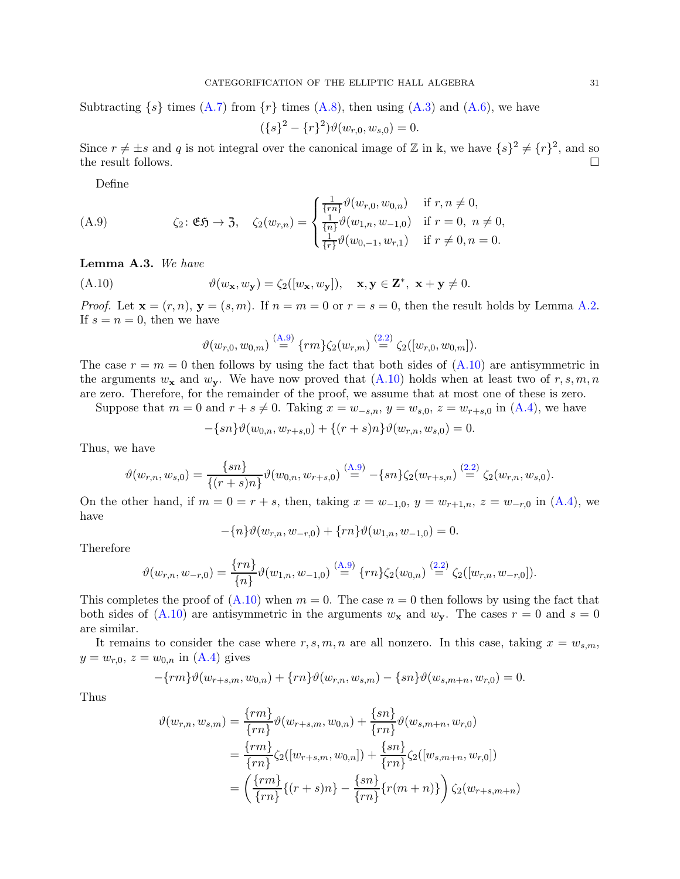Subtracting $\{s\}$ times (A.7) from $\{r\}$ times (A.8), then using (A.3) and (A.6), we have

$$(\{s\}^2 - \{r\}^2)\vartheta(w_{r,0}, w_{s,0}) = 0.$$

Since $r \neq \pm s$ and $q$ is not integral over the canonical image of $\mathbb{Z}$ in $\Bbbk$, we have $\{s\}^2 \neq \{r\}^2$, and so the result follows. $\square$

Define

$$\zeta_2 \colon \mathfrak{EH} \to \mathfrak{Z}, \quad \zeta_2(w_{r,n}) = \begin{cases} \frac{1}{\{rn\}}\vartheta(w_{r,0}, w_{0,n}) & \text{if } r, n \neq 0, \\ \frac{1}{\{n\}}\vartheta(w_{1,n}, w_{-1,0}) & \text{if } r = 0,\ n \neq 0, \\ \frac{1}{\{r\}}\vartheta(w_{0,-1}, w_{r,1}) & \text{if } r \neq 0, n = 0. \end{cases} \tag{A.9}$$

**Lemma A.3.** *We have*

$$\vartheta(w_{\mathbf{x}}, w_{\mathbf{y}}) = \zeta_2([w_{\mathbf{x}}, w_{\mathbf{y}}]), \quad \mathbf{x}, \mathbf{y} \in \mathbf{Z}^*,\ \mathbf{x} + \mathbf{y} \neq 0. \tag{A.10}$$

*Proof.* Let $\mathbf{x} = (r, n)$, $\mathbf{y} = (s, m)$. If $n = m = 0$ or $r = s = 0$, then the result holds by Lemma A.2. If $s = n = 0$, then we have

$$\vartheta(w_{r,0}, w_{0,m}) \overset{\text{(A.9)}}{=} \{rm\}\zeta_2(w_{r,m}) \overset{\text{(2.2)}}{=} \zeta_2([w_{r,0}, w_{0,m}]).$$

The case $r = m = 0$ then follows by using the fact that both sides of (A.10) are antisymmetric in the arguments $w_{\mathbf{x}}$ and $w_{\mathbf{y}}$. We have now proved that (A.10) holds when at least two of $r, s, m, n$ are zero. Therefore, for the remainder of the proof, we assume that at most one of these is zero.

Suppose that $m = 0$ and $r + s \neq 0$. Taking $x = w_{-s,n}$, $y = w_{s,0}$, $z = w_{r+s,0}$ in (A.4), we have

$$-\{sn\}\vartheta(w_{0,n}, w_{r+s,0}) + \{(r+s)n\}\vartheta(w_{r,n}, w_{s,0}) = 0.$$

Thus, we have

$$\vartheta(w_{r,n}, w_{s,0}) = \frac{\{sn\}}{\{(r+s)n\}}\vartheta(w_{0,n}, w_{r+s,0}) \overset{\text{(A.9)}}{=} -\{sn\}\zeta_2(w_{r+s,n}) \overset{\text{(2.2)}}{=} \zeta_2(w_{r,n}, w_{s,0}).$$

On the other hand, if $m = 0 = r + s$, then, taking $x = w_{-1,0}$, $y = w_{r+1,n}$, $z = w_{-r,0}$ in (A.4), we have

$$-\{n\}\vartheta(w_{r,n}, w_{-r,0}) + \{rn\}\vartheta(w_{1,n}, w_{-1,0}) = 0.$$

Therefore

$$\vartheta(w_{r,n}, w_{-r,0}) = \frac{\{rn\}}{\{n\}}\vartheta(w_{1,n}, w_{-1,0}) \overset{\text{(A.9)}}{=} \{rn\}\zeta_2(w_{0,n}) \overset{\text{(2.2)}}{=} \zeta_2([w_{r,n}, w_{-r,0}]).$$

This completes the proof of (A.10) when $m = 0$. The case $n = 0$ then follows by using the fact that both sides of (A.10) are antisymmetric in the arguments $w_{\mathbf{x}}$ and $w_{\mathbf{y}}$. The cases $r = 0$ and $s = 0$ are similar.

It remains to consider the case where $r, s, m, n$ are all nonzero. In this case, taking $x = w_{s,m}$, $y = w_{r,0}$, $z = w_{0,n}$ in (A.4) gives

$$-\{rm\}\vartheta(w_{r+s,m}, w_{0,n}) + \{rn\}\vartheta(w_{r,n}, w_{s,m}) - \{sn\}\vartheta(w_{s,m+n}, w_{r,0}) = 0.$$

Thus

$$\begin{aligned}
\vartheta(w_{r,n}, w_{s,m}) &= \frac{\{rm\}}{\{rn\}}\vartheta(w_{r+s,m}, w_{0,n}) + \frac{\{sn\}}{\{rn\}}\vartheta(w_{s,m+n}, w_{r,0}) \\
&= \frac{\{rm\}}{\{rn\}}\zeta_2([w_{r+s,m}, w_{0,n}]) + \frac{\{sn\}}{\{rn\}}\zeta_2([w_{s,m+n}, w_{r,0}]) \\
&= \left(\frac{\{rm\}}{\{rn\}}\{(r+s)n\} - \frac{\{sn\}}{\{rn\}}\{r(m+n)\}\right)\zeta_2(w_{r+s,m+n})
\end{aligned}$$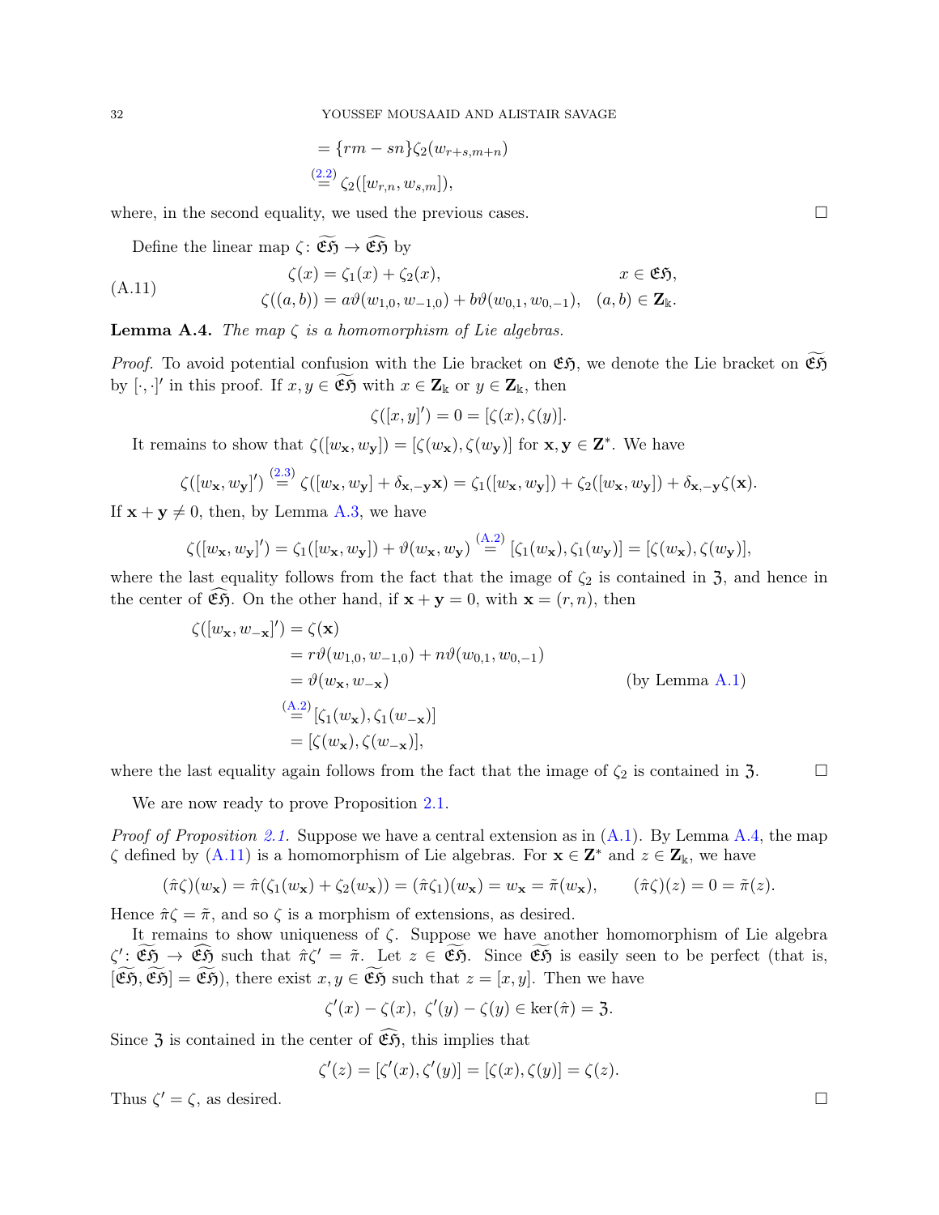$$= \{rm - sn\}\zeta_2(w_{r+s,m+n})$$
$$\stackrel{(2.2)}{=} \zeta_2([w_{r,n}, w_{s,m}]),$$

where, in the second equality, we used the previous cases. □

Define the linear map $\zeta\colon \widetilde{\mathfrak{EH}} \to \widehat{\mathfrak{EH}}$ by

$$\zeta(x) = \zeta_1(x) + \zeta_2(x), \qquad x \in \mathfrak{EH},$$
$$\zeta((a,b)) = a\vartheta(w_{1,0}, w_{-1,0}) + b\vartheta(w_{0,1}, w_{0,-1}), \quad (a,b) \in \mathbf{Z}_{\Bbbk}. \tag{A.11}$$

**Lemma A.4.** *The map $\zeta$ is a homomorphism of Lie algebras.*

*Proof.* To avoid potential confusion with the Lie bracket on $\mathfrak{EH}$, we denote the Lie bracket on $\widetilde{\mathfrak{EH}}$ by $[\cdot,\cdot]'$ in this proof. If $x, y \in \widetilde{\mathfrak{EH}}$ with $x \in \mathbf{Z}_{\Bbbk}$ or $y \in \mathbf{Z}_{\Bbbk}$, then

$$\zeta([x,y]') = 0 = [\zeta(x), \zeta(y)].$$

It remains to show that $\zeta([w_{\mathbf{x}}, w_{\mathbf{y}}]) = [\zeta(w_{\mathbf{x}}), \zeta(w_{\mathbf{y}})]$ for $\mathbf{x}, \mathbf{y} \in \mathbf{Z}^*$. We have

$$\zeta([w_{\mathbf{x}}, w_{\mathbf{y}}]') \stackrel{(2.3)}{=} \zeta([w_{\mathbf{x}}, w_{\mathbf{y}}] + \delta_{\mathbf{x},-\mathbf{y}}\mathbf{x}) = \zeta_1([w_{\mathbf{x}}, w_{\mathbf{y}}]) + \zeta_2([w_{\mathbf{x}}, w_{\mathbf{y}}]) + \delta_{\mathbf{x},-\mathbf{y}}\zeta(\mathbf{x}).$$

If $\mathbf{x} + \mathbf{y} \neq 0$, then, by Lemma A.3, we have

$$\zeta([w_{\mathbf{x}}, w_{\mathbf{y}}]') = \zeta_1([w_{\mathbf{x}}, w_{\mathbf{y}}]) + \vartheta(w_{\mathbf{x}}, w_{\mathbf{y}}) \stackrel{(A.2)}{=} [\zeta_1(w_{\mathbf{x}}), \zeta_1(w_{\mathbf{y}})] = [\zeta(w_{\mathbf{x}}), \zeta(w_{\mathbf{y}})],$$

where the last equality follows from the fact that the image of $\zeta_2$ is contained in $\mathfrak{Z}$, and hence in the center of $\widehat{\mathfrak{EH}}$. On the other hand, if $\mathbf{x} + \mathbf{y} = 0$, with $\mathbf{x} = (r,n)$, then

$$\begin{aligned}
\zeta([w_{\mathbf{x}}, w_{-\mathbf{x}}]') &= \zeta(\mathbf{x}) \\
&= r\vartheta(w_{1,0}, w_{-1,0}) + n\vartheta(w_{0,1}, w_{0,-1}) \\
&= \vartheta(w_{\mathbf{x}}, w_{-\mathbf{x}}) && \text{(by Lemma A.1)} \\
&\stackrel{(A.2)}{=} [\zeta_1(w_{\mathbf{x}}), \zeta_1(w_{-\mathbf{x}})] \\
&= [\zeta(w_{\mathbf{x}}), \zeta(w_{-\mathbf{x}})],
\end{aligned}$$

where the last equality again follows from the fact that the image of $\zeta_2$ is contained in $\mathfrak{Z}$. □

We are now ready to prove Proposition 2.1.

*Proof of Proposition 2.1.* Suppose we have a central extension as in (A.1). By Lemma A.4, the map $\zeta$ defined by (A.11) is a homomorphism of Lie algebras. For $\mathbf{x} \in \mathbf{Z}^*$ and $z \in \mathbf{Z}_{\Bbbk}$, we have

$$(\hat{\pi}\zeta)(w_{\mathbf{x}}) = \hat{\pi}(\zeta_1(w_{\mathbf{x}}) + \zeta_2(w_{\mathbf{x}})) = (\hat{\pi}\zeta_1)(w_{\mathbf{x}}) = w_{\mathbf{x}} = \tilde{\pi}(w_{\mathbf{x}}), \qquad (\hat{\pi}\zeta)(z) = 0 = \tilde{\pi}(z).$$

Hence $\hat{\pi}\zeta = \tilde{\pi}$, and so $\zeta$ is a morphism of extensions, as desired.

It remains to show uniqueness of $\zeta$. Suppose we have another homomorphism of Lie algebra $\zeta'\colon \widetilde{\mathfrak{EH}} \to \widehat{\mathfrak{EH}}$ such that $\hat{\pi}\zeta' = \tilde{\pi}$. Let $z \in \widetilde{\mathfrak{EH}}$. Since $\widetilde{\mathfrak{EH}}$ is easily seen to be perfect (that is, $[\widetilde{\mathfrak{EH}}, \widetilde{\mathfrak{EH}}] = \widetilde{\mathfrak{EH}}$), there exist $x, y \in \widetilde{\mathfrak{EH}}$ such that $z = [x,y]$. Then we have

$$\zeta'(x) - \zeta(x),\ \zeta'(y) - \zeta(y) \in \ker(\hat{\pi}) = \mathfrak{Z}.$$

Since $\mathfrak{Z}$ is contained in the center of $\widehat{\mathfrak{EH}}$, this implies that

$$\zeta'(z) = [\zeta'(x), \zeta'(y)] = [\zeta(x), \zeta(y)] = \zeta(z).$$

Thus $\zeta' = \zeta$, as desired. □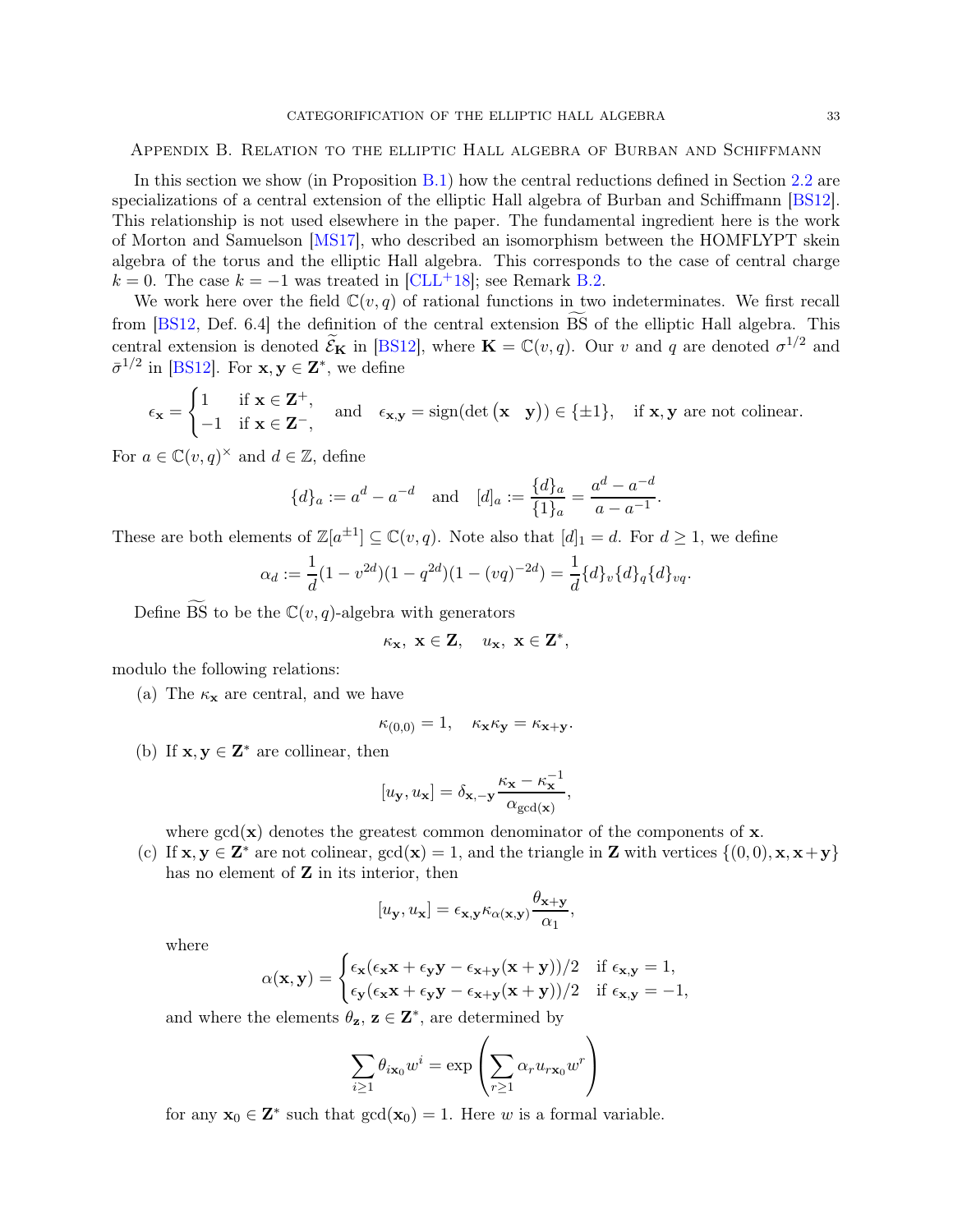## Appendix B. Relation to the elliptic Hall algebra of Burban and Schiffmann

In this section we show (in Proposition B.1) how the central reductions defined in Section 2.2 are specializations of a central extension of the elliptic Hall algebra of Burban and Schiffmann [BS12]. This relationship is not used elsewhere in the paper. The fundamental ingredient here is the work of Morton and Samuelson [MS17], who described an isomorphism between the HOMFLYPT skein algebra of the torus and the elliptic Hall algebra. This corresponds to the case of central charge $k = 0$. The case $k = -1$ was treated in [CLL⁺18]; see Remark B.2.

We work here over the field $\mathbb{C}(v, q)$ of rational functions in two indeterminates. We first recall from [BS12, Def. 6.4] the definition of the central extension $\widetilde{\mathrm{BS}}$ of the elliptic Hall algebra. This central extension is denoted $\widetilde{\mathcal{E}}_{\mathbf{K}}$ in [BS12], where $\mathbf{K} = \mathbb{C}(v, q)$. Our $v$ and $q$ are denoted $\sigma^{1/2}$ and $\bar{\sigma}^{1/2}$ in [BS12]. For $\mathbf{x}, \mathbf{y} \in \mathbf{Z}^*$, we define

$$\epsilon_{\mathbf{x}} = \begin{cases} 1 & \text{if } \mathbf{x} \in \mathbf{Z}^+, \\ -1 & \text{if } \mathbf{x} \in \mathbf{Z}^-, \end{cases} \quad \text{and} \quad \epsilon_{\mathbf{x},\mathbf{y}} = \operatorname{sign}(\det \begin{pmatrix} \mathbf{x} & \mathbf{y} \end{pmatrix}) \in \{\pm 1\}, \quad \text{if } \mathbf{x}, \mathbf{y} \text{ are not colinear.}$$

For $a \in \mathbb{C}(v, q)^\times$ and $d \in \mathbb{Z}$, define

$$\{d\}_a := a^d - a^{-d} \quad \text{and} \quad [d]_a := \frac{\{d\}_a}{\{1\}_a} = \frac{a^d - a^{-d}}{a - a^{-1}}.$$

These are both elements of $\mathbb{Z}[a^{\pm 1}] \subseteq \mathbb{C}(v, q)$. Note also that $[d]_1 = d$. For $d \geq 1$, we define

$$\alpha_d := \frac{1}{d}(1 - v^{2d})(1 - q^{2d})(1 - (vq)^{-2d}) = \frac{1}{d}\{d\}_v \{d\}_q \{d\}_{vq}.$$

Define $\widetilde{\mathrm{BS}}$ to be the $\mathbb{C}(v, q)$-algebra with generators

$$\kappa_{\mathbf{x}},\ \mathbf{x} \in \mathbf{Z}, \quad u_{\mathbf{x}},\ \mathbf{x} \in \mathbf{Z}^*,$$

modulo the following relations:

(a) The $\kappa_{\mathbf{x}}$ are central, and we have

$$\kappa_{(0,0)} = 1, \quad \kappa_{\mathbf{x}} \kappa_{\mathbf{y}} = \kappa_{\mathbf{x}+\mathbf{y}}.$$

(b) If $\mathbf{x}, \mathbf{y} \in \mathbf{Z}^*$ are collinear, then

$$[u_{\mathbf{y}}, u_{\mathbf{x}}] = \delta_{\mathbf{x},-\mathbf{y}} \frac{\kappa_{\mathbf{x}} - \kappa_{\mathbf{x}}^{-1}}{\alpha_{\gcd(\mathbf{x})}},$$

where $\gcd(\mathbf{x})$ denotes the greatest common denominator of the components of $\mathbf{x}$.

(c) If $\mathbf{x}, \mathbf{y} \in \mathbf{Z}^*$ are not colinear, $\gcd(\mathbf{x}) = 1$, and the triangle in $\mathbf{Z}$ with vertices $\{(0,0), \mathbf{x}, \mathbf{x}+\mathbf{y}\}$ has no element of $\mathbf{Z}$ in its interior, then

$$[u_{\mathbf{y}}, u_{\mathbf{x}}] = \epsilon_{\mathbf{x},\mathbf{y}} \kappa_{\alpha(\mathbf{x},\mathbf{y})} \frac{\theta_{\mathbf{x}+\mathbf{y}}}{\alpha_1},$$

where

$$\alpha(\mathbf{x}, \mathbf{y}) = \begin{cases} \epsilon_{\mathbf{x}}(\epsilon_{\mathbf{x}}\mathbf{x} + \epsilon_{\mathbf{y}}\mathbf{y} - \epsilon_{\mathbf{x}+\mathbf{y}}(\mathbf{x}+\mathbf{y}))/2 & \text{if } \epsilon_{\mathbf{x},\mathbf{y}} = 1, \\ \epsilon_{\mathbf{y}}(\epsilon_{\mathbf{x}}\mathbf{x} + \epsilon_{\mathbf{y}}\mathbf{y} - \epsilon_{\mathbf{x}+\mathbf{y}}(\mathbf{x}+\mathbf{y}))/2 & \text{if } \epsilon_{\mathbf{x},\mathbf{y}} = -1, \end{cases}$$

and where the elements $\theta_{\mathbf{z}}$, $\mathbf{z} \in \mathbf{Z}^*$, are determined by

$$\sum_{i \geq 1} \theta_{i\mathbf{x}_0} w^i = \exp\left( \sum_{r \geq 1} \alpha_r u_{r\mathbf{x}_0} w^r \right)$$

for any $\mathbf{x}_0 \in \mathbf{Z}^*$ such that $\gcd(\mathbf{x}_0) = 1$. Here $w$ is a formal variable.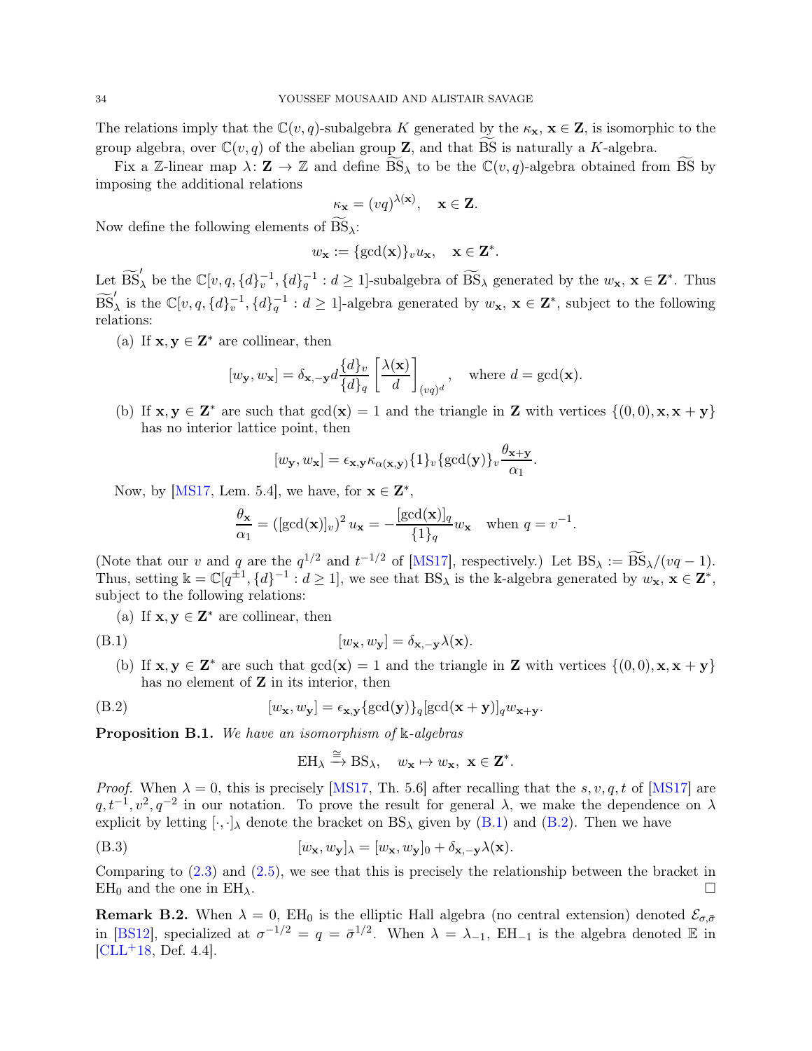The relations imply that the $\mathbb{C}(v,q)$-subalgebra $K$ generated by the $\kappa_{\mathbf{x}}$, $\mathbf{x} \in \mathbf{Z}$, is isomorphic to the group algebra, over $\mathbb{C}(v,q)$ of the abelian group $\mathbf{Z}$, and that $\widetilde{\mathrm{BS}}$ is naturally a $K$-algebra.

Fix a $\mathbb{Z}$-linear map $\lambda \colon \mathbf{Z} \to \mathbb{Z}$ and define $\widetilde{\mathrm{BS}}_\lambda$ to be the $\mathbb{C}(v,q)$-algebra obtained from $\widetilde{\mathrm{BS}}$ by imposing the additional relations

$$\kappa_{\mathbf{x}} = (vq)^{\lambda(\mathbf{x})}, \quad \mathbf{x} \in \mathbf{Z}.$$

Now define the following elements of $\widetilde{\mathrm{BS}}_\lambda$:

$$w_{\mathbf{x}} := \{\gcd(\mathbf{x})\}_v u_{\mathbf{x}}, \quad \mathbf{x} \in \mathbf{Z}^*.$$

Let $\widetilde{\mathrm{BS}}'_\lambda$ be the $\mathbb{C}[v,q,\{d\}_v^{-1},\{d\}_q^{-1} : d \geq 1]$-subalgebra of $\widetilde{\mathrm{BS}}_\lambda$ generated by the $w_{\mathbf{x}}$, $\mathbf{x} \in \mathbf{Z}^*$. Thus $\widetilde{\mathrm{BS}}'_\lambda$ is the $\mathbb{C}[v,q,\{d\}_v^{-1},\{d\}_q^{-1} : d \geq 1]$-algebra generated by $w_{\mathbf{x}}$, $\mathbf{x} \in \mathbf{Z}^*$, subject to the following relations:

(a) If $\mathbf{x}, \mathbf{y} \in \mathbf{Z}^*$ are collinear, then

$$[w_{\mathbf{y}}, w_{\mathbf{x}}] = \delta_{\mathbf{x},-\mathbf{y}} d \frac{\{d\}_v}{\{d\}_q} \begin{bmatrix} \lambda(\mathbf{x}) \\ d \end{bmatrix}_{(vq)^d}, \quad \text{where } d = \gcd(\mathbf{x}).$$

(b) If $\mathbf{x}, \mathbf{y} \in \mathbf{Z}^*$ are such that $\gcd(\mathbf{x}) = 1$ and the triangle in $\mathbf{Z}$ with vertices $\{(0,0), \mathbf{x}, \mathbf{x}+\mathbf{y}\}$ has no interior lattice point, then

$$[w_{\mathbf{y}}, w_{\mathbf{x}}] = \epsilon_{\mathbf{x},\mathbf{y}} \kappa_{\alpha(\mathbf{x},\mathbf{y})} \{1\}_v \{\gcd(\mathbf{y})\}_v \frac{\theta_{\mathbf{x}+\mathbf{y}}}{\alpha_1}.$$

Now, by [MS17, Lem. 5.4], we have, for $\mathbf{x} \in \mathbf{Z}^*$,

$$\frac{\theta_{\mathbf{x}}}{\alpha_1} = ([\gcd(\mathbf{x})]_v)^2 u_{\mathbf{x}} = -\frac{[\gcd(\mathbf{x})]_q}{\{1\}_q} w_{\mathbf{x}} \quad \text{when } q = v^{-1}.$$

(Note that our $v$ and $q$ are the $q^{1/2}$ and $t^{-1/2}$ of [MS17], respectively.) Let $\mathrm{BS}_\lambda := \widetilde{\mathrm{BS}}_\lambda/(vq-1)$. Thus, setting $\Bbbk = \mathbb{C}[q^{\pm 1}, \{d\}^{-1} : d \geq 1]$, we see that $\mathrm{BS}_\lambda$ is the $\Bbbk$-algebra generated by $w_{\mathbf{x}}$, $\mathbf{x} \in \mathbf{Z}^*$, subject to the following relations:

(a) If $\mathbf{x}, \mathbf{y} \in \mathbf{Z}^*$ are collinear, then

$$[w_{\mathbf{x}}, w_{\mathbf{y}}] = \delta_{\mathbf{x},-\mathbf{y}} \lambda(\mathbf{x}). \tag{B.1}$$

(b) If $\mathbf{x}, \mathbf{y} \in \mathbf{Z}^*$ are such that $\gcd(\mathbf{x}) = 1$ and the triangle in $\mathbf{Z}$ with vertices $\{(0,0), \mathbf{x}, \mathbf{x}+\mathbf{y}\}$ has no element of $\mathbf{Z}$ in its interior, then

$$[w_{\mathbf{x}}, w_{\mathbf{y}}] = \epsilon_{\mathbf{x},\mathbf{y}} \{\gcd(\mathbf{y})\}_q [\gcd(\mathbf{x}+\mathbf{y})]_q w_{\mathbf{x}+\mathbf{y}}. \tag{B.2}$$

**Proposition B.1.** *We have an isomorphism of* $\Bbbk$*-algebras*

$$\mathrm{EH}_\lambda \xrightarrow{\cong} \mathrm{BS}_\lambda, \quad w_{\mathbf{x}} \mapsto w_{\mathbf{x}}, \ \mathbf{x} \in \mathbf{Z}^*.$$

*Proof.* When $\lambda = 0$, this is precisely [MS17, Th. 5.6] after recalling that the $s,v,q,t$ of [MS17] are $q, t^{-1}, v^2, q^{-2}$ in our notation. To prove the result for general $\lambda$, we make the dependence on $\lambda$ explicit by letting $[\cdot,\cdot]_\lambda$ denote the bracket on $\mathrm{BS}_\lambda$ given by (B.1) and (B.2). Then we have

$$[w_{\mathbf{x}}, w_{\mathbf{y}}]_\lambda = [w_{\mathbf{x}}, w_{\mathbf{y}}]_0 + \delta_{\mathbf{x},-\mathbf{y}} \lambda(\mathbf{x}). \tag{B.3}$$

Comparing to (2.3) and (2.5), we see that this is precisely the relationship between the bracket in $\mathrm{EH}_0$ and the one in $\mathrm{EH}_\lambda$. $\square$

**Remark B.2.** When $\lambda = 0$, $\mathrm{EH}_0$ is the elliptic Hall algebra (no central extension) denoted $\mathcal{E}_{\sigma,\bar{\sigma}}$ in [BS12], specialized at $\sigma^{-1/2} = q = \bar{\sigma}^{1/2}$. When $\lambda = \lambda_{-1}$, $\mathrm{EH}_{-1}$ is the algebra denoted $\mathbb{E}$ in [CLL+18, Def. 4.4].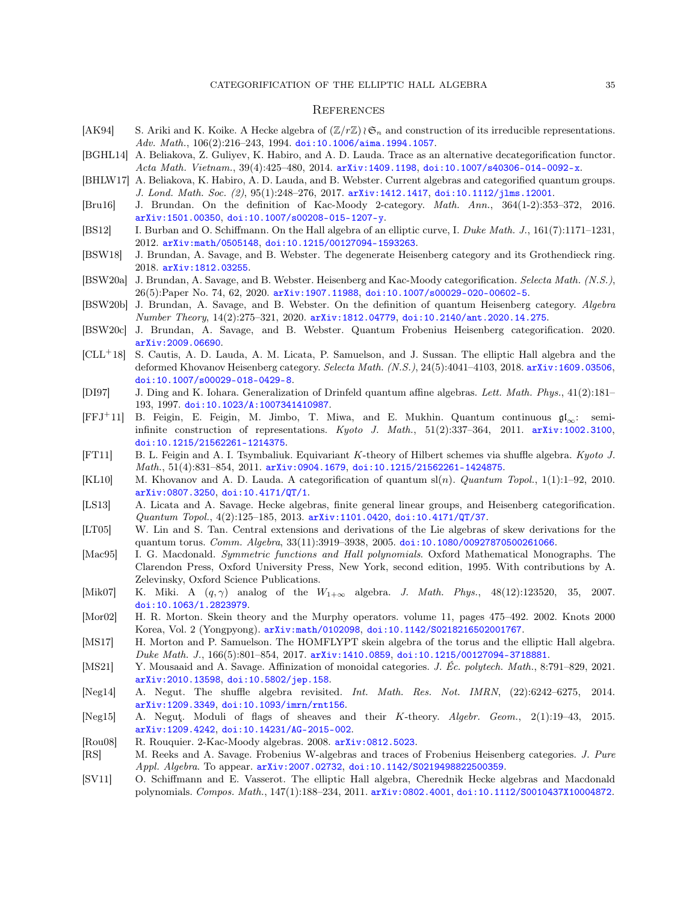# References

- [AK94] S. Ariki and K. Koike. A Hecke algebra of $(\mathbb{Z}/r\mathbb{Z})\wr\mathfrak{S}_n$ and construction of its irreducible representations. *Adv. Math.*, 106(2):216–243, 1994. doi:10.1006/aima.1994.1057.
- [BGHL14] A. Beliakova, Z. Guliyev, K. Habiro, and A. D. Lauda. Trace as an alternative decategorification functor. *Acta Math. Vietnam.*, 39(4):425–480, 2014. arXiv:1409.1198, doi:10.1007/s40306-014-0092-x.
- [BHLW17] A. Beliakova, K. Habiro, A. D. Lauda, and B. Webster. Current algebras and categorified quantum groups. *J. Lond. Math. Soc. (2)*, 95(1):248–276, 2017. arXiv:1412.1417, doi:10.1112/jlms.12001.
- [Bru16] J. Brundan. On the definition of Kac-Moody 2-category. *Math. Ann.*, 364(1-2):353–372, 2016. arXiv:1501.00350, doi:10.1007/s00208-015-1207-y.
- [BS12] I. Burban and O. Schiffmann. On the Hall algebra of an elliptic curve, I. *Duke Math. J.*, 161(7):1171–1231, 2012. arXiv:math/0505148, doi:10.1215/00127094-1593263.
- [BSW18] J. Brundan, A. Savage, and B. Webster. The degenerate Heisenberg category and its Grothendieck ring. 2018. arXiv:1812.03255.
- [BSW20a] J. Brundan, A. Savage, and B. Webster. Heisenberg and Kac-Moody categorification. *Selecta Math. (N.S.)*, 26(5):Paper No. 74, 62, 2020. arXiv:1907.11988, doi:10.1007/s00029-020-00602-5.
- [BSW20b] J. Brundan, A. Savage, and B. Webster. On the definition of quantum Heisenberg category. *Algebra Number Theory*, 14(2):275–321, 2020. arXiv:1812.04779, doi:10.2140/ant.2020.14.275.
- [BSW20c] J. Brundan, A. Savage, and B. Webster. Quantum Frobenius Heisenberg categorification. 2020. arXiv:2009.06690.
- [CLL+18] S. Cautis, A. D. Lauda, A. M. Licata, P. Samuelson, and J. Sussan. The elliptic Hall algebra and the deformed Khovanov Heisenberg category. *Selecta Math. (N.S.)*, 24(5):4041–4103, 2018. arXiv:1609.03506, doi:10.1007/s00029-018-0429-8.
- [DI97] J. Ding and K. Iohara. Generalization of Drinfeld quantum affine algebras. *Lett. Math. Phys.*, 41(2):181–193, 1997. doi:10.1023/A:1007341410987.
- [FFJ+11] B. Feigin, E. Feigin, M. Jimbo, T. Miwa, and E. Mukhin. Quantum continuous $\mathfrak{gl}_\infty$: semi-infinite construction of representations. *Kyoto J. Math.*, 51(2):337–364, 2011. arXiv:1002.3100, doi:10.1215/21562261-1214375.
- [FT11] B. L. Feigin and A. I. Tsymbaliuk. Equivariant $K$-theory of Hilbert schemes via shuffle algebra. *Kyoto J. Math.*, 51(4):831–854, 2011. arXiv:0904.1679, doi:10.1215/21562261-1424875.
- [KL10] M. Khovanov and A. D. Lauda. A categorification of quantum sl($n$). *Quantum Topol.*, 1(1):1–92, 2010. arXiv:0807.3250, doi:10.4171/QT/1.
- [LS13] A. Licata and A. Savage. Hecke algebras, finite general linear groups, and Heisenberg categorification. *Quantum Topol.*, 4(2):125–185, 2013. arXiv:1101.0420, doi:10.4171/QT/37.
- [LT05] W. Lin and S. Tan. Central extensions and derivations of the Lie algebras of skew derivations for the quantum torus. *Comm. Algebra*, 33(11):3919–3938, 2005. doi:10.1080/00927870500261066.
- [Mac95] I. G. Macdonald. *Symmetric functions and Hall polynomials*. Oxford Mathematical Monographs. The Clarendon Press, Oxford University Press, New York, second edition, 1995. With contributions by A. Zelevinsky, Oxford Science Publications.
- [Mik07] K. Miki. A $(q,\gamma)$ analog of the $W_{1+\infty}$ algebra. *J. Math. Phys.*, 48(12):123520, 35, 2007. doi:10.1063/1.2823979.
- [Mor02] H. R. Morton. Skein theory and the Murphy operators. volume 11, pages 475–492. 2002. Knots 2000 Korea, Vol. 2 (Yongpyong). arXiv:math/0102098, doi:10.1142/S0218216502001767.
- [MS17] H. Morton and P. Samuelson. The HOMFLYPT skein algebra of the torus and the elliptic Hall algebra. *Duke Math. J.*, 166(5):801–854, 2017. arXiv:1410.0859, doi:10.1215/00127094-3718881.
- [MS21] Y. Mousaaid and A. Savage. Affinization of monoidal categories. *J. Éc. polytech. Math.*, 8:791–829, 2021. arXiv:2010.13598, doi:10.5802/jep.158.
- [Neg14] A. Negut. The shuffle algebra revisited. *Int. Math. Res. Not. IMRN*, (22):6242–6275, 2014. arXiv:1209.3349, doi:10.1093/imrn/rnt156.
- [Neg15] A. Neguţ. Moduli of flags of sheaves and their $K$-theory. *Algebr. Geom.*, 2(1):19–43, 2015. arXiv:1209.4242, doi:10.14231/AG-2015-002.
- [Rou08] R. Rouquier. 2-Kac-Moody algebras. 2008. arXiv:0812.5023.
- [RS] M. Reeks and A. Savage. Frobenius W-algebras and traces of Frobenius Heisenberg categories. *J. Pure Appl. Algebra*. To appear. arXiv:2007.02732, doi:10.1142/S0219498822500359.
- [SV11] O. Schiffmann and E. Vasserot. The elliptic Hall algebra, Cherednik Hecke algebras and Macdonald polynomials. *Compos. Math.*, 147(1):188–234, 2011. arXiv:0802.4001, doi:10.1112/S0010437X10004872.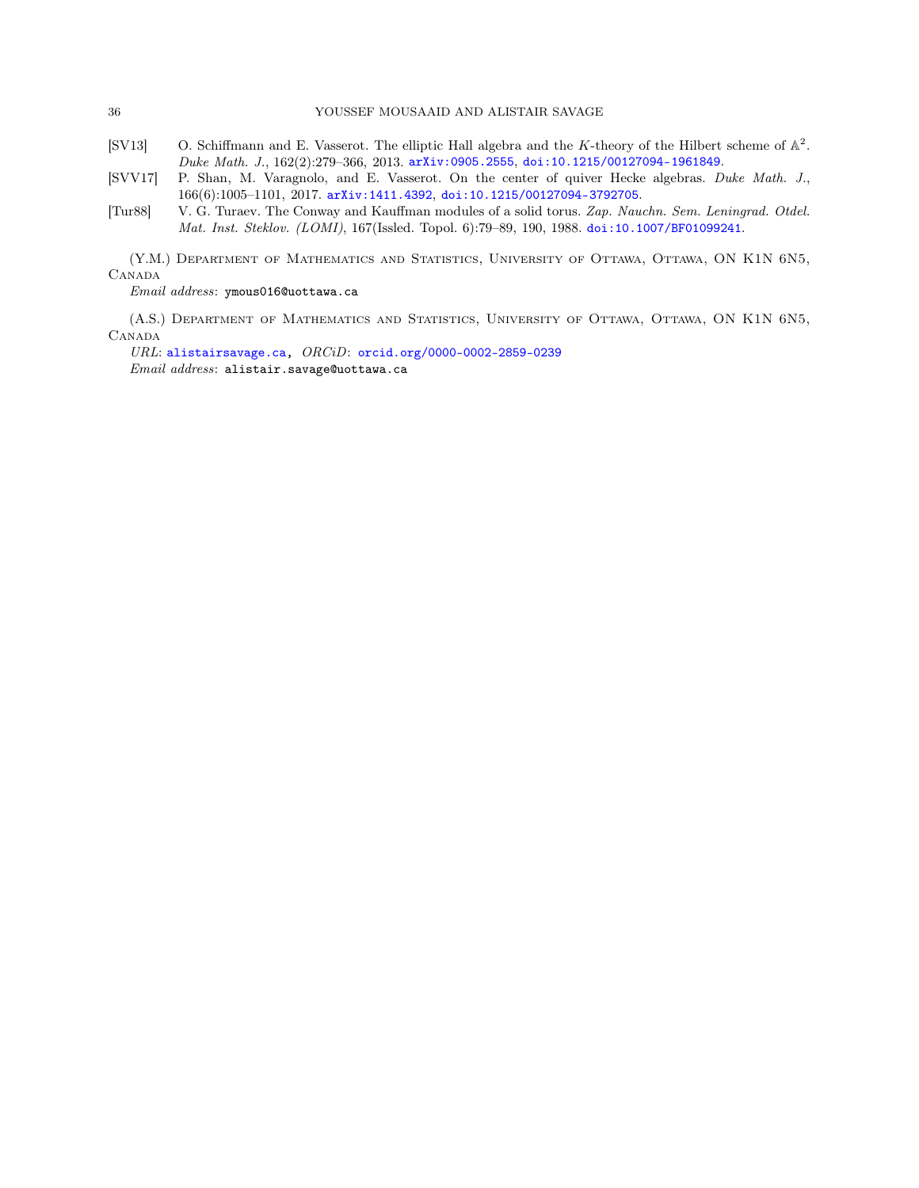- [SV13] O. Schiffmann and E. Vasserot. The elliptic Hall algebra and the $K$-theory of the Hilbert scheme of $\mathbb{A}^2$. *Duke Math. J.*, 162(2):279–366, 2013. arXiv:0905.2555, doi:10.1215/00127094-1961849.
- [SVV17] P. Shan, M. Varagnolo, and E. Vasserot. On the center of quiver Hecke algebras. *Duke Math. J.*, 166(6):1005–1101, 2017. arXiv:1411.4392, doi:10.1215/00127094-3792705.
- [Tur88] V. G. Turaev. The Conway and Kauffman modules of a solid torus. *Zap. Nauchn. Sem. Leningrad. Otdel. Mat. Inst. Steklov. (LOMI)*, 167(Issled. Topol. 6):79–89, 190, 1988. doi:10.1007/BF01099241.

(Y.M.) Department of Mathematics and Statistics, University of Ottawa, Ottawa, ON K1N 6N5, Canada

*Email address*: ymous016@uottawa.ca

(A.S.) Department of Mathematics and Statistics, University of Ottawa, Ottawa, ON K1N 6N5, Canada

*URL*: alistairsavage.ca, *ORCiD*: orcid.org/0000-0002-2859-0239

*Email address*: alistair.savage@uottawa.ca